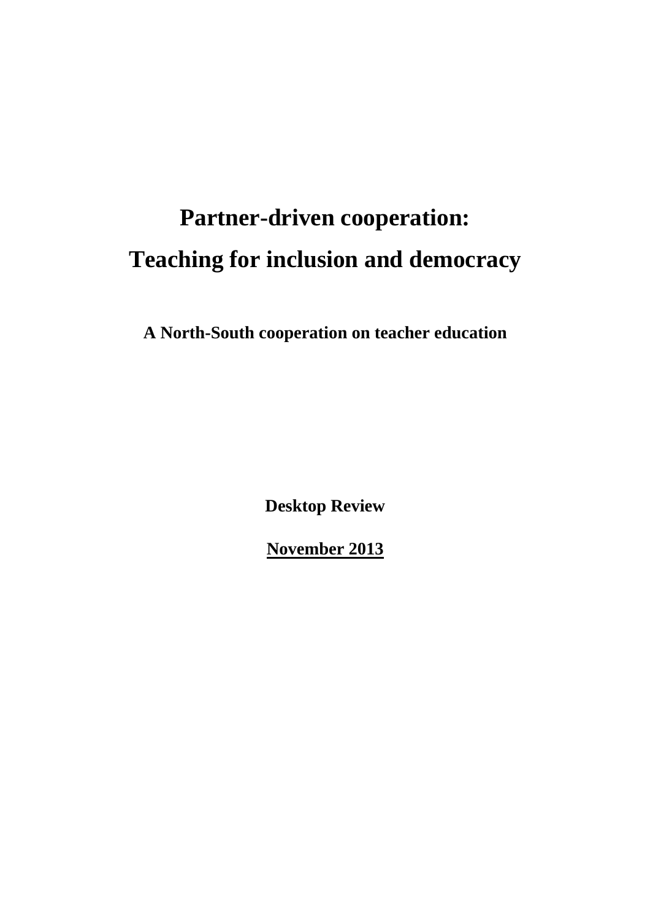# Partner-driven cooperation:
# Teaching for inclusion and democracy

**A North-South cooperation on teacher education**

**Desktop Review**

**November 2013**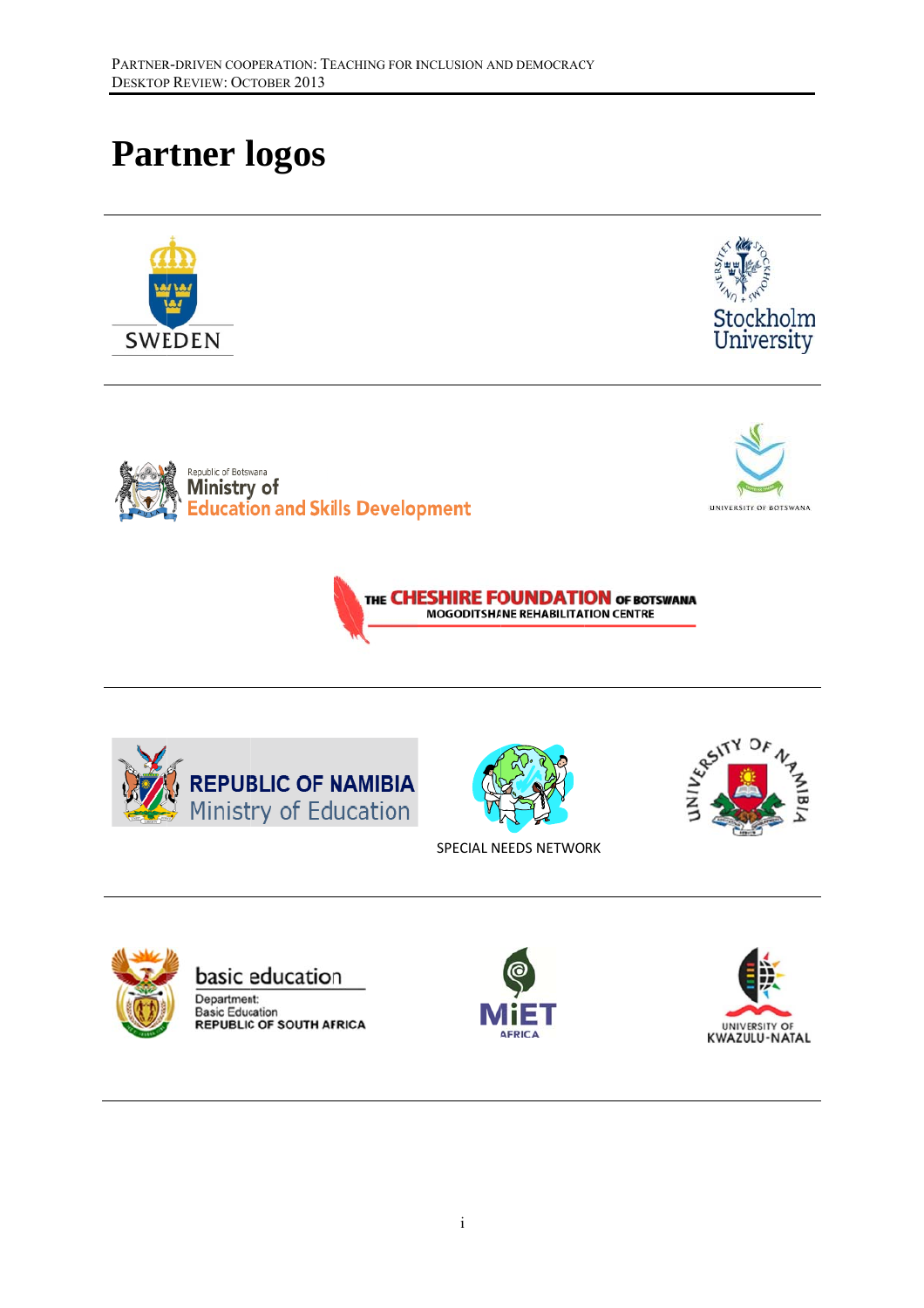# Partner logos

SWEDEN

Stockholm University

Republic of Botswana
Ministry of
Education and Skills Development

UNIVERSITY OF BOTSWANA

THE CHESHIRE FOUNDATION OF BOTSWANA
MOGODITSHANE REHABILITATION CENTRE

REPUBLIC OF NAMIBIA
Ministry of Education

SPECIAL NEEDS NETWORK

UNIVERSITY OF NAMIBIA

basic education
Department:
Basic Education
REPUBLIC OF SOUTH AFRICA

MiET AFRICA

UNIVERSITY OF KWAZULU-NATAL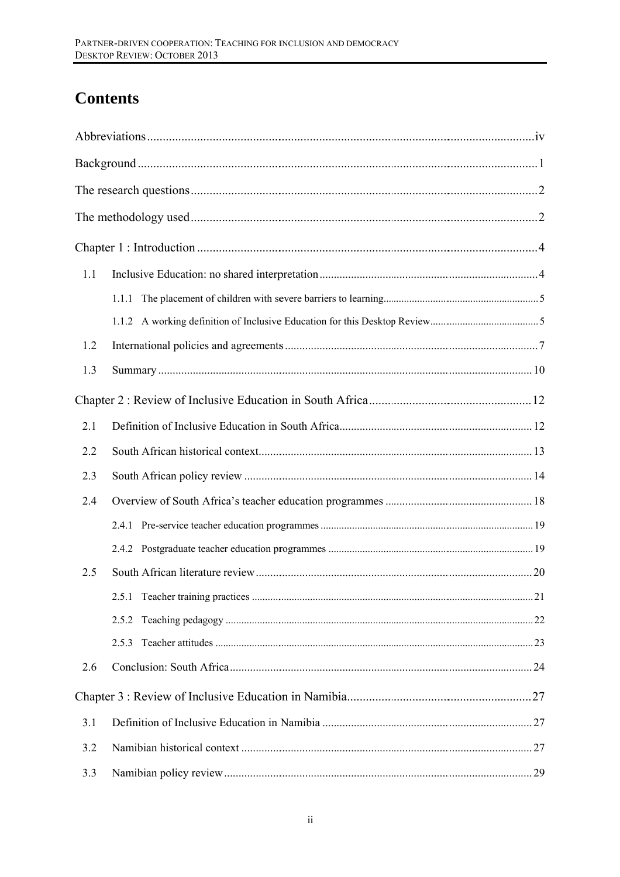# Contents

Abbreviations ... iv

Background ... 1

The research questions ... 2

The methodology used ... 2

Chapter 1 : Introduction ... 4

- 1.1 Inclusive Education: no shared interpretation ... 4
  - 1.1.1 The placement of children with severe barriers to learning ... 5
  - 1.1.2 A working definition of Inclusive Education for this Desktop Review ... 5
- 1.2 International policies and agreements ... 7
- 1.3 Summary ... 10

Chapter 2 : Review of Inclusive Education in South Africa ... 12

- 2.1 Definition of Inclusive Education in South Africa ... 12
- 2.2 South African historical context ... 13
- 2.3 South African policy review ... 14
- 2.4 Overview of South Africa's teacher education programmes ... 18
  - 2.4.1 Pre-service teacher education programmes ... 19
  - 2.4.2 Postgraduate teacher education programmes ... 19
- 2.5 South African literature review ... 20
  - 2.5.1 Teacher training practices ... 21
  - 2.5.2 Teaching pedagogy ... 22
  - 2.5.3 Teacher attitudes ... 23
- 2.6 Conclusion: South Africa ... 24

Chapter 3 : Review of Inclusive Education in Namibia ... 27

- 3.1 Definition of Inclusive Education in Namibia ... 27
- 3.2 Namibian historical context ... 27
- 3.3 Namibian policy review ... 29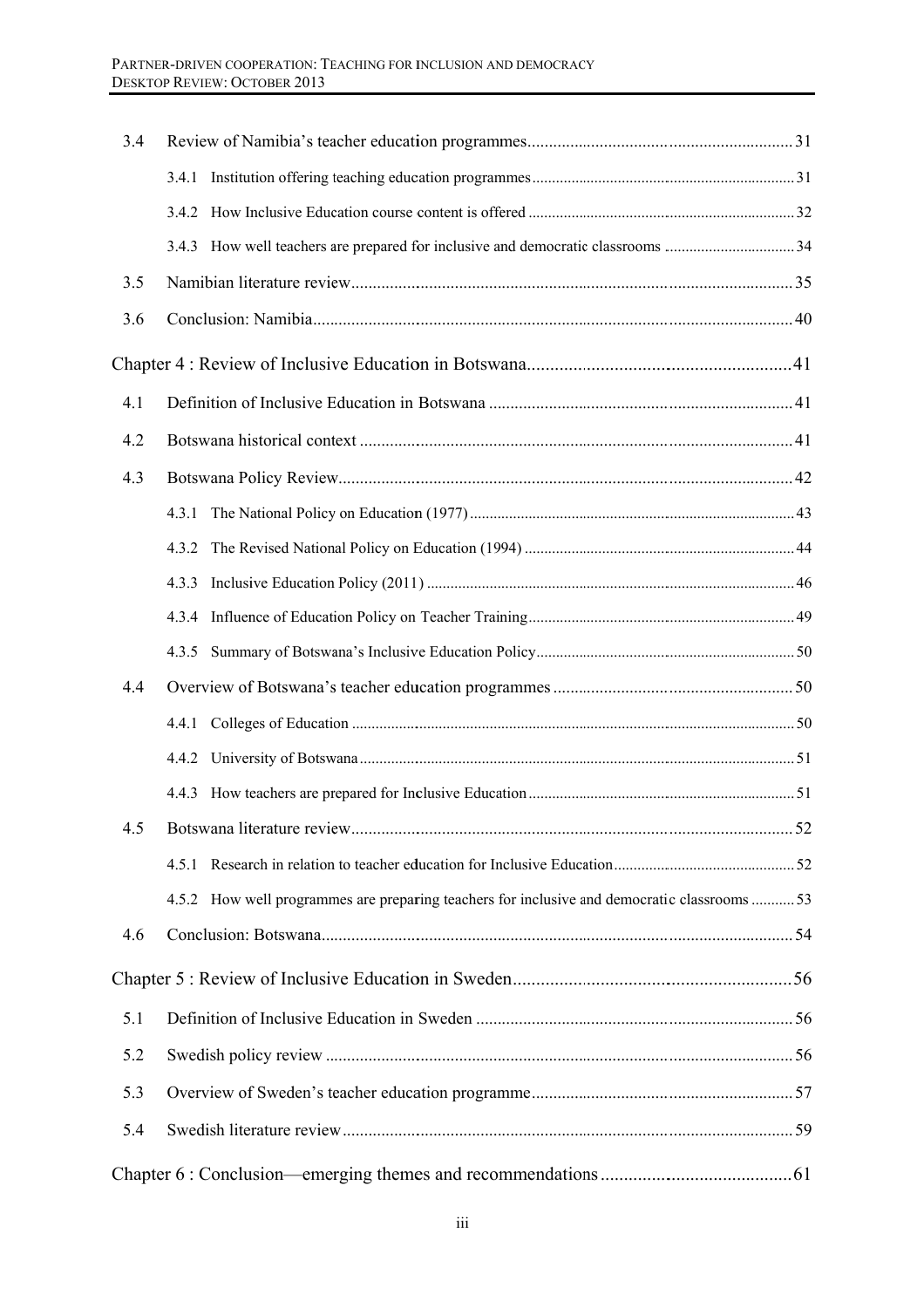| | | |
|---|---|---|
| 3.4 | Review of Namibia's teacher education programmes | 31 |
| | 3.4.1 Institution offering teaching education programmes | 31 |
| | 3.4.2 How Inclusive Education course content is offered | 32 |
| | 3.4.3 How well teachers are prepared for inclusive and democratic classrooms | 34 |
| 3.5 | Namibian literature review | 35 |
| 3.6 | Conclusion: Namibia | 40 |
| **Chapter 4 : Review of Inclusive Education in Botswana** | | 41 |
| 4.1 | Definition of Inclusive Education in Botswana | 41 |
| 4.2 | Botswana historical context | 41 |
| 4.3 | Botswana Policy Review | 42 |
| | 4.3.1 The National Policy on Education (1977) | 43 |
| | 4.3.2 The Revised National Policy on Education (1994) | 44 |
| | 4.3.3 Inclusive Education Policy (2011) | 46 |
| | 4.3.4 Influence of Education Policy on Teacher Training | 49 |
| | 4.3.5 Summary of Botswana's Inclusive Education Policy | 50 |
| 4.4 | Overview of Botswana's teacher education programmes | 50 |
| | 4.4.1 Colleges of Education | 50 |
| | 4.4.2 University of Botswana | 51 |
| | 4.4.3 How teachers are prepared for Inclusive Education | 51 |
| 4.5 | Botswana literature review | 52 |
| | 4.5.1 Research in relation to teacher education for Inclusive Education | 52 |
| | 4.5.2 How well programmes are preparing teachers for inclusive and democratic classrooms | 53 |
| 4.6 | Conclusion: Botswana | 54 |
| **Chapter 5 : Review of Inclusive Education in Sweden** | | 56 |
| 5.1 | Definition of Inclusive Education in Sweden | 56 |
| 5.2 | Swedish policy review | 56 |
| 5.3 | Overview of Sweden's teacher education programme | 57 |
| 5.4 | Swedish literature review | 59 |
| **Chapter 6 : Conclusion—emerging themes and recommendations** | | 61 |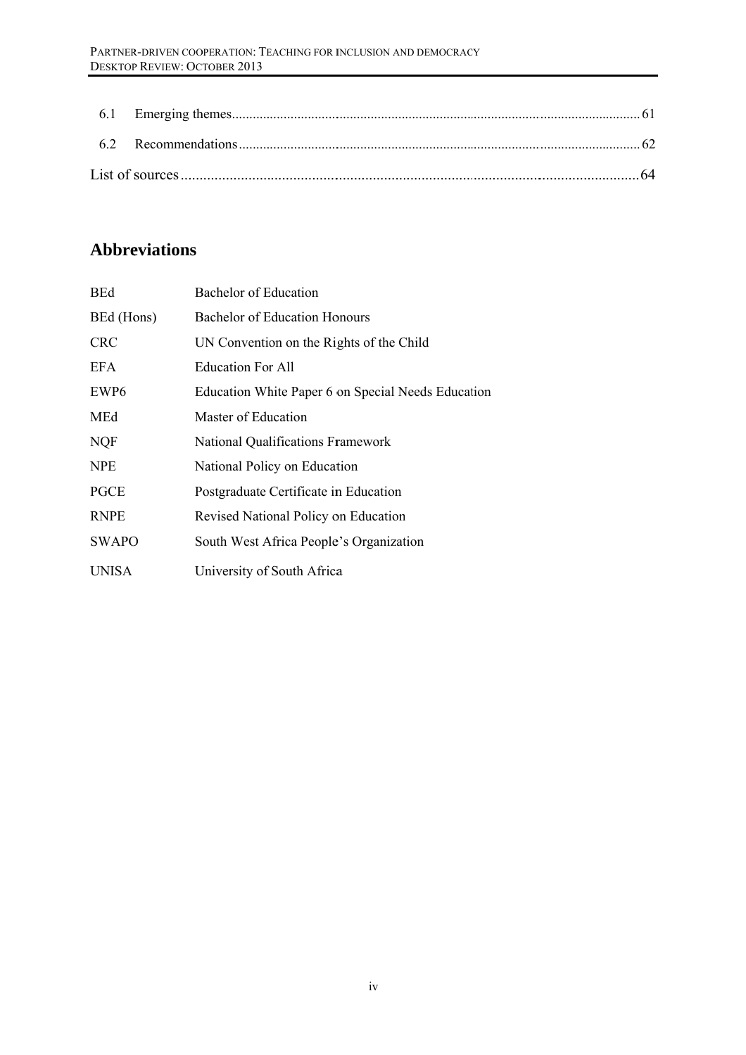6.1 Emerging themes ........................................................................................................ 61

6.2 Recommendations ...................................................................................................... 62

List of sources ............................................................................................................... 64

## Abbreviations

| | |
|---|---|
| BEd | Bachelor of Education |
| BEd (Hons) | Bachelor of Education Honours |
| CRC | UN Convention on the Rights of the Child |
| EFA | Education For All |
| EWP6 | Education White Paper 6 on Special Needs Education |
| MEd | Master of Education |
| NQF | National Qualifications Framework |
| NPE | National Policy on Education |
| PGCE | Postgraduate Certificate in Education |
| RNPE | Revised National Policy on Education |
| SWAPO | South West Africa People's Organization |
| UNISA | University of South Africa |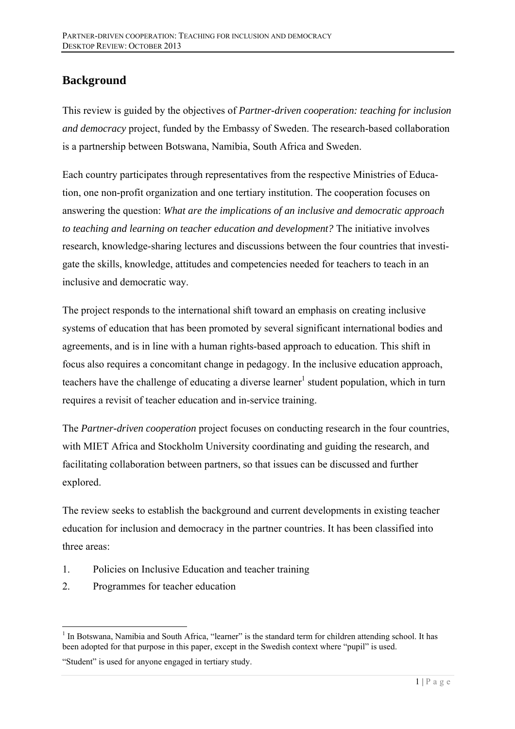## Background

This review is guided by the objectives of *Partner-driven cooperation: teaching for inclusion and democracy* project, funded by the Embassy of Sweden. The research-based collaboration is a partnership between Botswana, Namibia, South Africa and Sweden.

Each country participates through representatives from the respective Ministries of Education, one non-profit organization and one tertiary institution. The cooperation focuses on answering the question: *What are the implications of an inclusive and democratic approach to teaching and learning on teacher education and development?* The initiative involves research, knowledge-sharing lectures and discussions between the four countries that investigate the skills, knowledge, attitudes and competencies needed for teachers to teach in an inclusive and democratic way.

The project responds to the international shift toward an emphasis on creating inclusive systems of education that has been promoted by several significant international bodies and agreements, and is in line with a human rights-based approach to education. This shift in focus also requires a concomitant change in pedagogy. In the inclusive education approach, teachers have the challenge of educating a diverse learner[1] student population, which in turn requires a revisit of teacher education and in-service training.

The *Partner-driven cooperation* project focuses on conducting research in the four countries, with MIET Africa and Stockholm University coordinating and guiding the research, and facilitating collaboration between partners, so that issues can be discussed and further explored.

The review seeks to establish the background and current developments in existing teacher education for inclusion and democracy in the partner countries. It has been classified into three areas:

1. Policies on Inclusive Education and teacher training
2. Programmes for teacher education

[1] In Botswana, Namibia and South Africa, "learner" is the standard term for children attending school. It has been adopted for that purpose in this paper, except in the Swedish context where "pupil" is used.

"Student" is used for anyone engaged in tertiary study.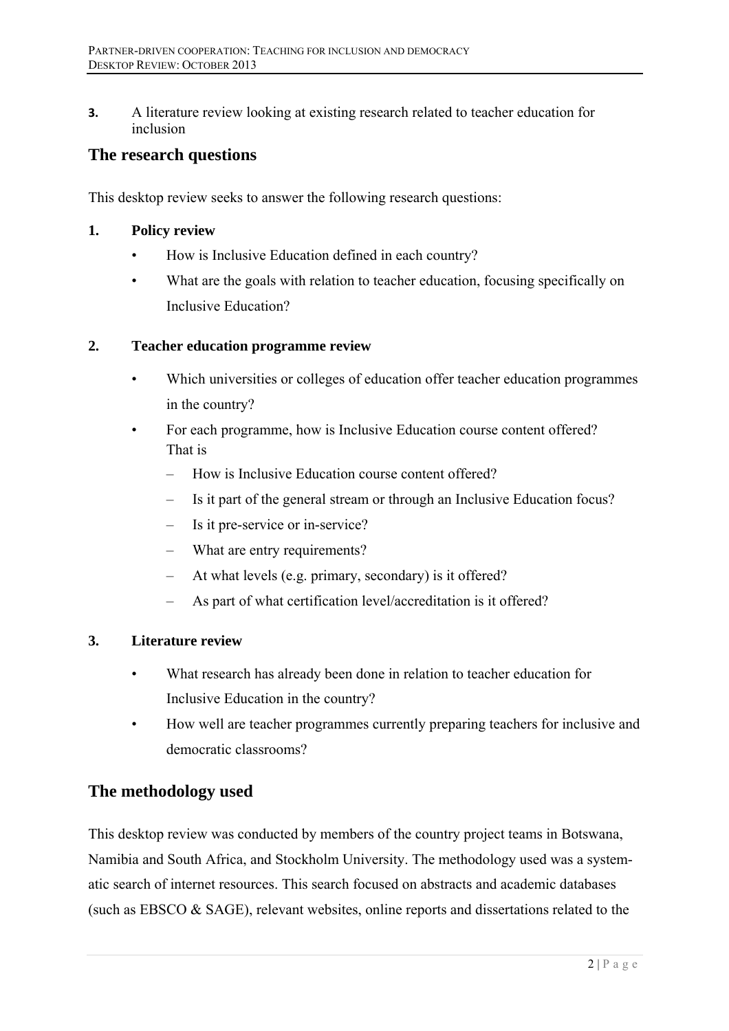**3.** A literature review looking at existing research related to teacher education for inclusion

## The research questions

This desktop review seeks to answer the following research questions:

**1. Policy review**

- How is Inclusive Education defined in each country?
- What are the goals with relation to teacher education, focusing specifically on Inclusive Education?

**2. Teacher education programme review**

- Which universities or colleges of education offer teacher education programmes in the country?
- For each programme, how is Inclusive Education course content offered? That is
  - How is Inclusive Education course content offered?
  - Is it part of the general stream or through an Inclusive Education focus?
  - Is it pre-service or in-service?
  - What are entry requirements?
  - At what levels (e.g. primary, secondary) is it offered?
  - As part of what certification level/accreditation is it offered?

**3. Literature review**

- What research has already been done in relation to teacher education for Inclusive Education in the country?
- How well are teacher programmes currently preparing teachers for inclusive and democratic classrooms?

## The methodology used

This desktop review was conducted by members of the country project teams in Botswana, Namibia and South Africa, and Stockholm University. The methodology used was a systematic search of internet resources. This search focused on abstracts and academic databases (such as EBSCO & SAGE), relevant websites, online reports and dissertations related to the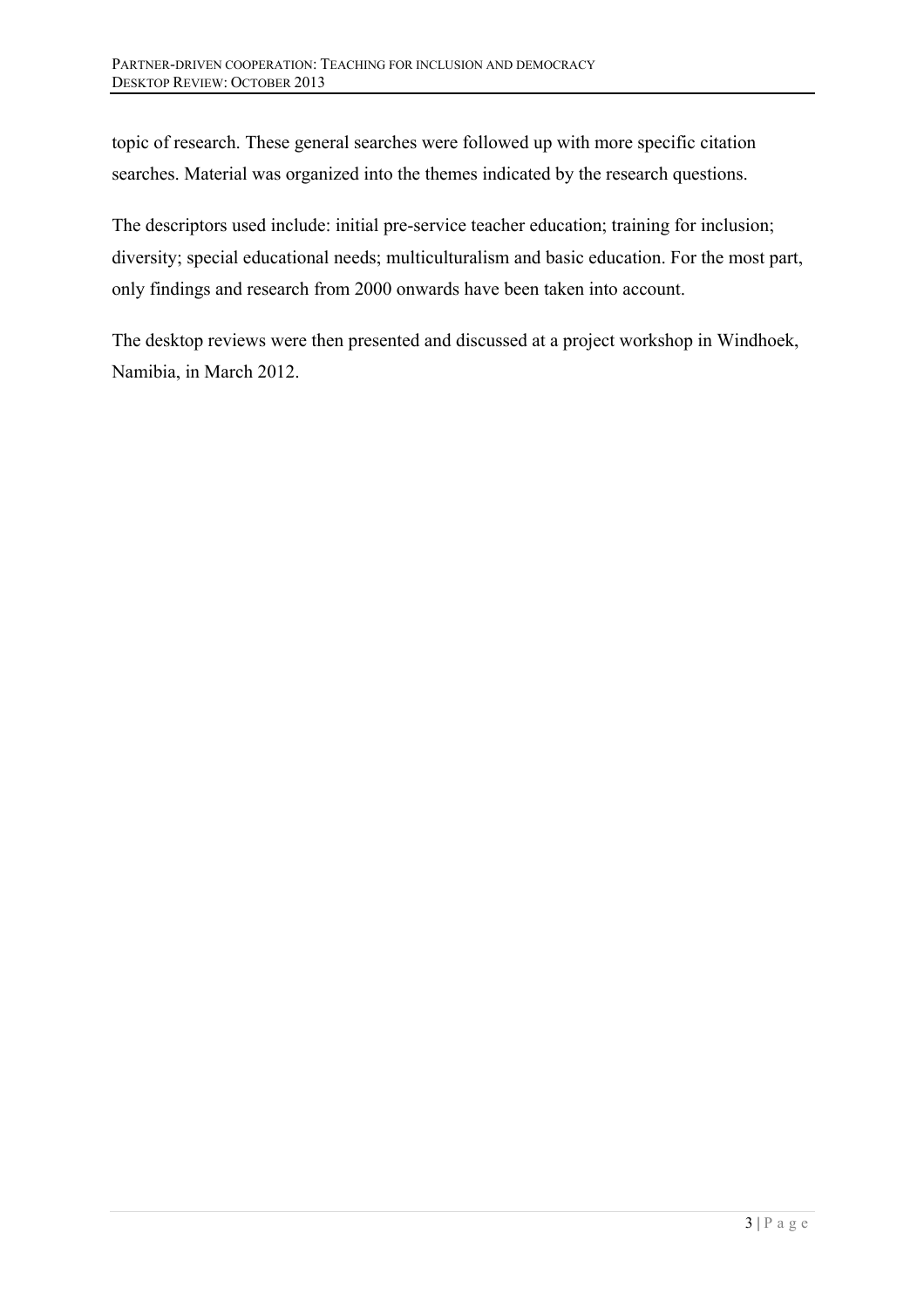topic of research. These general searches were followed up with more specific citation searches. Material was organized into the themes indicated by the research questions.

The descriptors used include: initial pre-service teacher education; training for inclusion; diversity; special educational needs; multiculturalism and basic education. For the most part, only findings and research from 2000 onwards have been taken into account.

The desktop reviews were then presented and discussed at a project workshop in Windhoek, Namibia, in March 2012.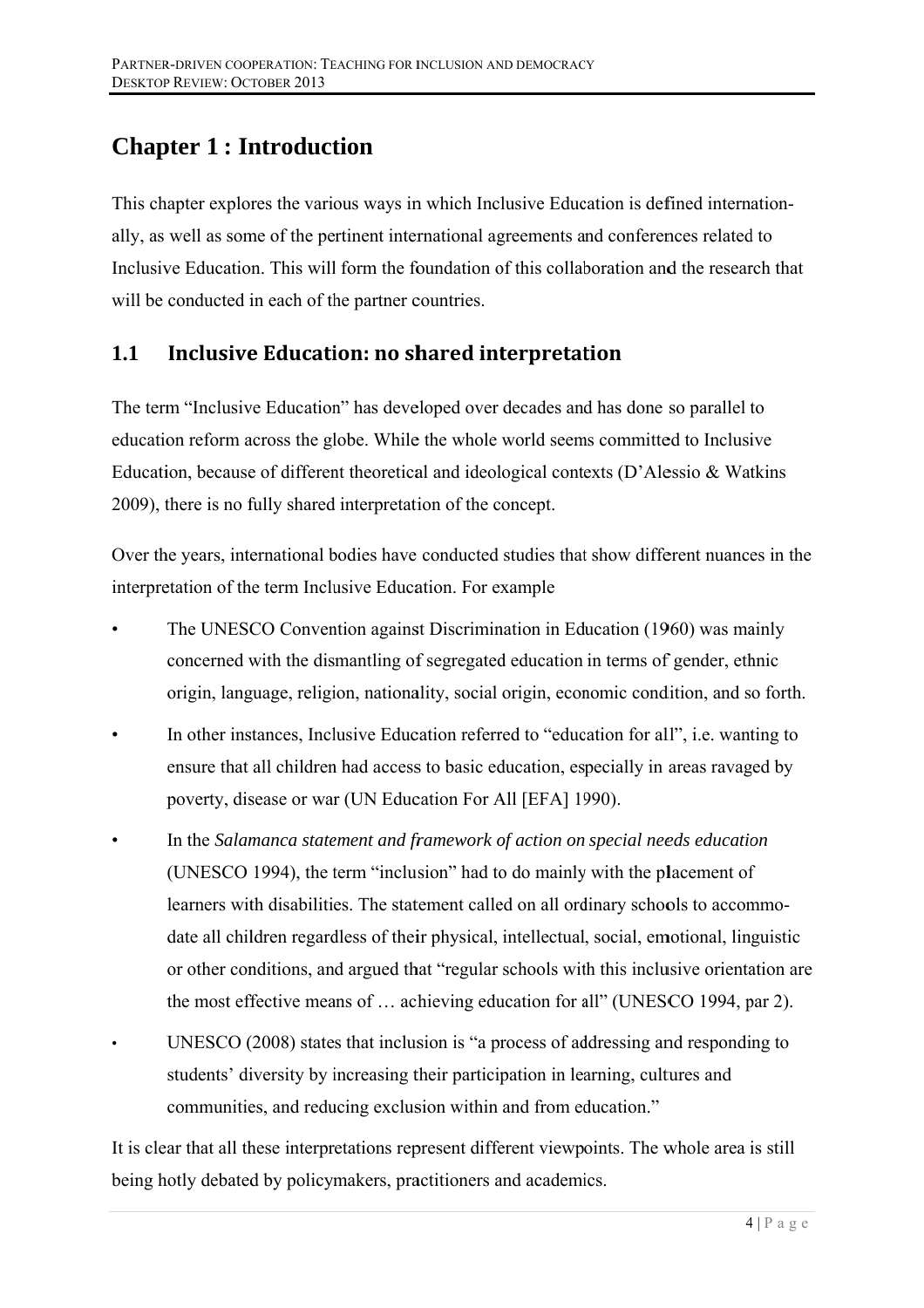# Chapter 1 : Introduction

This chapter explores the various ways in which Inclusive Education is defined internationally, as well as some of the pertinent international agreements and conferences related to Inclusive Education. This will form the foundation of this collaboration and the research that will be conducted in each of the partner countries.

## 1.1 Inclusive Education: no shared interpretation

The term "Inclusive Education" has developed over decades and has done so parallel to education reform across the globe. While the whole world seems committed to Inclusive Education, because of different theoretical and ideological contexts (D'Alessio & Watkins 2009), there is no fully shared interpretation of the concept.

Over the years, international bodies have conducted studies that show different nuances in the interpretation of the term Inclusive Education. For example

- The UNESCO Convention against Discrimination in Education (1960) was mainly concerned with the dismantling of segregated education in terms of gender, ethnic origin, language, religion, nationality, social origin, economic condition, and so forth.
- In other instances, Inclusive Education referred to "education for all", i.e. wanting to ensure that all children had access to basic education, especially in areas ravaged by poverty, disease or war (UN Education For All [EFA] 1990).
- In the *Salamanca statement and framework of action on special needs education* (UNESCO 1994), the term "inclusion" had to do mainly with the placement of learners with disabilities. The statement called on all ordinary schools to accommodate all children regardless of their physical, intellectual, social, emotional, linguistic or other conditions, and argued that "regular schools with this inclusive orientation are the most effective means of … achieving education for all" (UNESCO 1994, par 2).
- UNESCO (2008) states that inclusion is "a process of addressing and responding to students' diversity by increasing their participation in learning, cultures and communities, and reducing exclusion within and from education."

It is clear that all these interpretations represent different viewpoints. The whole area is still being hotly debated by policymakers, practitioners and academics.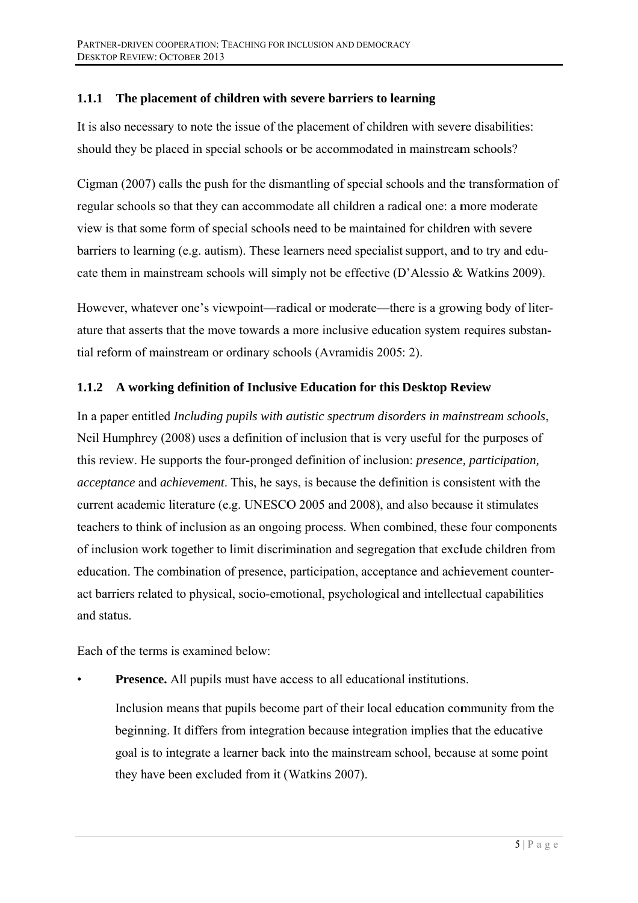### 1.1.1 The placement of children with severe barriers to learning

It is also necessary to note the issue of the placement of children with severe disabilities: should they be placed in special schools or be accommodated in mainstream schools?

Cigman (2007) calls the push for the dismantling of special schools and the transformation of regular schools so that they can accommodate all children a radical one: a more moderate view is that some form of special schools need to be maintained for children with severe barriers to learning (e.g. autism). These learners need specialist support, and to try and educate them in mainstream schools will simply not be effective (D'Alessio & Watkins 2009).

However, whatever one's viewpoint—radical or moderate—there is a growing body of literature that asserts that the move towards a more inclusive education system requires substantial reform of mainstream or ordinary schools (Avramidis 2005: 2).

### 1.1.2 A working definition of Inclusive Education for this Desktop Review

In a paper entitled *Including pupils with autistic spectrum disorders in mainstream schools*, Neil Humphrey (2008) uses a definition of inclusion that is very useful for the purposes of this review. He supports the four-pronged definition of inclusion: *presence, participation, acceptance* and *achievement*. This, he says, is because the definition is consistent with the current academic literature (e.g. UNESCO 2005 and 2008), and also because it stimulates teachers to think of inclusion as an ongoing process. When combined, these four components of inclusion work together to limit discrimination and segregation that exclude children from education. The combination of presence, participation, acceptance and achievement counteract barriers related to physical, socio-emotional, psychological and intellectual capabilities and status.

Each of the terms is examined below:

- **Presence.** All pupils must have access to all educational institutions.

  Inclusion means that pupils become part of their local education community from the beginning. It differs from integration because integration implies that the educative goal is to integrate a learner back into the mainstream school, because at some point they have been excluded from it (Watkins 2007).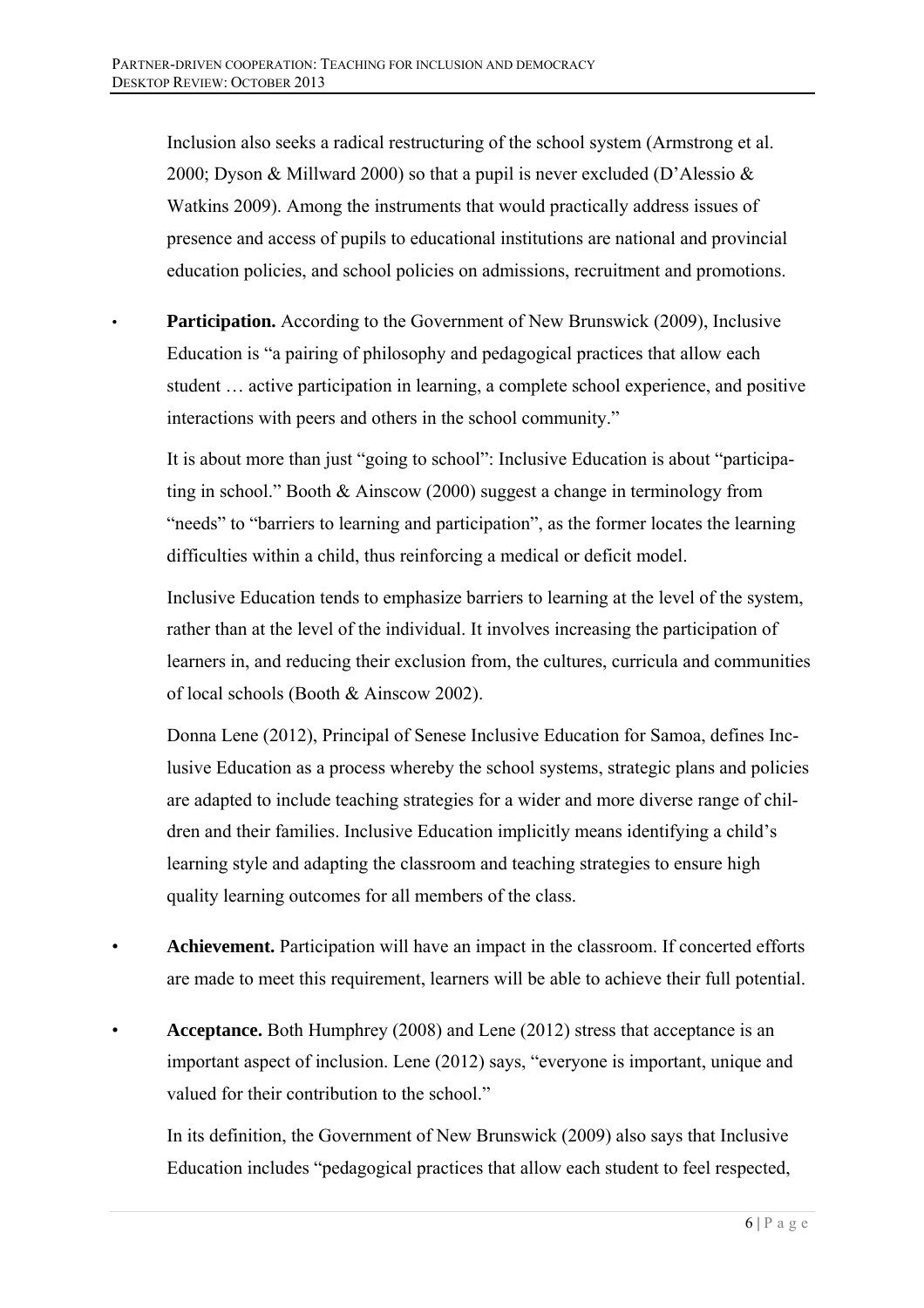Inclusion also seeks a radical restructuring of the school system (Armstrong et al. 2000; Dyson & Millward 2000) so that a pupil is never excluded (D'Alessio & Watkins 2009). Among the instruments that would practically address issues of presence and access of pupils to educational institutions are national and provincial education policies, and school policies on admissions, recruitment and promotions.

- **Participation.** According to the Government of New Brunswick (2009), Inclusive Education is "a pairing of philosophy and pedagogical practices that allow each student … active participation in learning, a complete school experience, and positive interactions with peers and others in the school community."

  It is about more than just "going to school": Inclusive Education is about "participating in school." Booth & Ainscow (2000) suggest a change in terminology from "needs" to "barriers to learning and participation", as the former locates the learning difficulties within a child, thus reinforcing a medical or deficit model.

  Inclusive Education tends to emphasize barriers to learning at the level of the system, rather than at the level of the individual. It involves increasing the participation of learners in, and reducing their exclusion from, the cultures, curricula and communities of local schools (Booth & Ainscow 2002).

  Donna Lene (2012), Principal of Senese Inclusive Education for Samoa, defines Inclusive Education as a process whereby the school systems, strategic plans and policies are adapted to include teaching strategies for a wider and more diverse range of children and their families. Inclusive Education implicitly means identifying a child's learning style and adapting the classroom and teaching strategies to ensure high quality learning outcomes for all members of the class.

- **Achievement.** Participation will have an impact in the classroom. If concerted efforts are made to meet this requirement, learners will be able to achieve their full potential.

- **Acceptance.** Both Humphrey (2008) and Lene (2012) stress that acceptance is an important aspect of inclusion. Lene (2012) says, "everyone is important, unique and valued for their contribution to the school."

  In its definition, the Government of New Brunswick (2009) also says that Inclusive Education includes "pedagogical practices that allow each student to feel respected,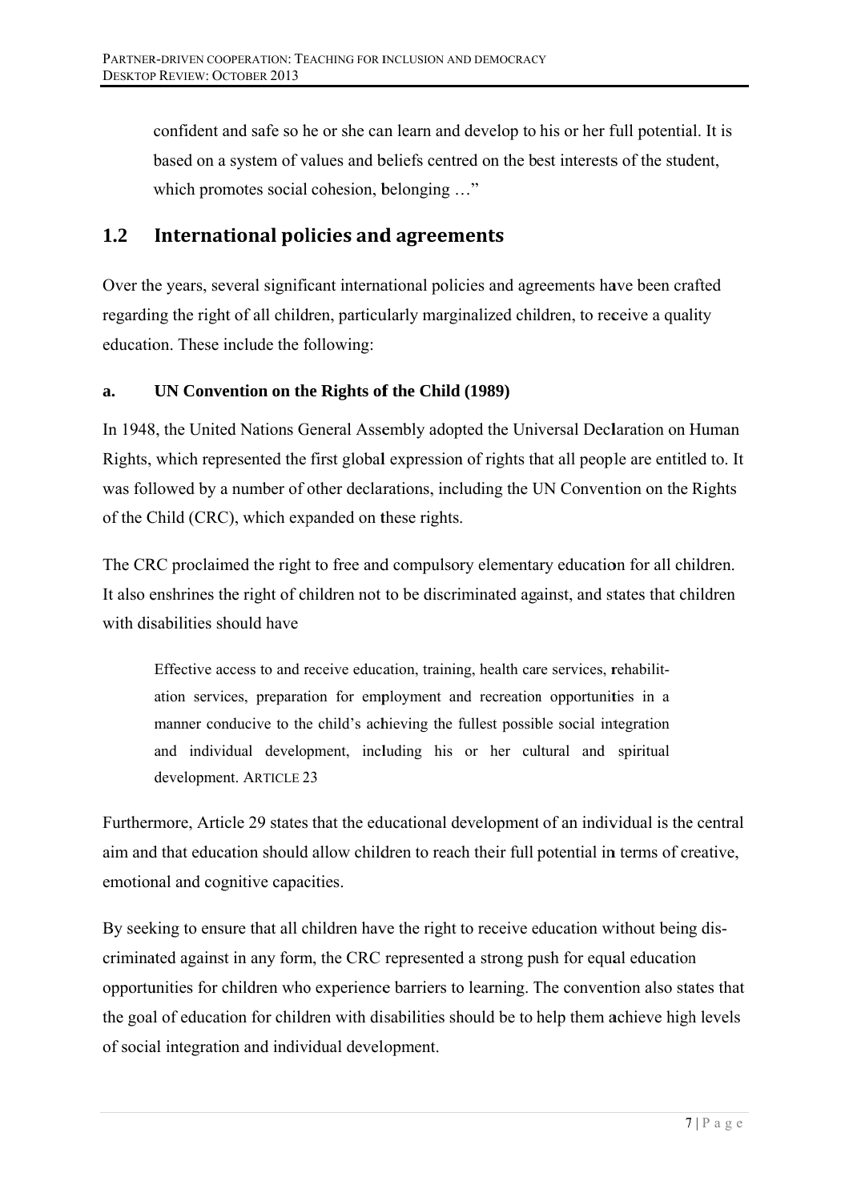confident and safe so he or she can learn and develop to his or her full potential. It is based on a system of values and beliefs centred on the best interests of the student, which promotes social cohesion, belonging …"

## 1.2 International policies and agreements

Over the years, several significant international policies and agreements have been crafted regarding the right of all children, particularly marginalized children, to receive a quality education. These include the following:

### a. UN Convention on the Rights of the Child (1989)

In 1948, the United Nations General Assembly adopted the Universal Declaration on Human Rights, which represented the first global expression of rights that all people are entitled to. It was followed by a number of other declarations, including the UN Convention on the Rights of the Child (CRC), which expanded on these rights.

The CRC proclaimed the right to free and compulsory elementary education for all children. It also enshrines the right of children not to be discriminated against, and states that children with disabilities should have

> Effective access to and receive education, training, health care services, rehabilitation services, preparation for employment and recreation opportunities in a manner conducive to the child's achieving the fullest possible social integration and individual development, including his or her cultural and spiritual development. ARTICLE 23

Furthermore, Article 29 states that the educational development of an individual is the central aim and that education should allow children to reach their full potential in terms of creative, emotional and cognitive capacities.

By seeking to ensure that all children have the right to receive education without being discriminated against in any form, the CRC represented a strong push for equal education opportunities for children who experience barriers to learning. The convention also states that the goal of education for children with disabilities should be to help them achieve high levels of social integration and individual development.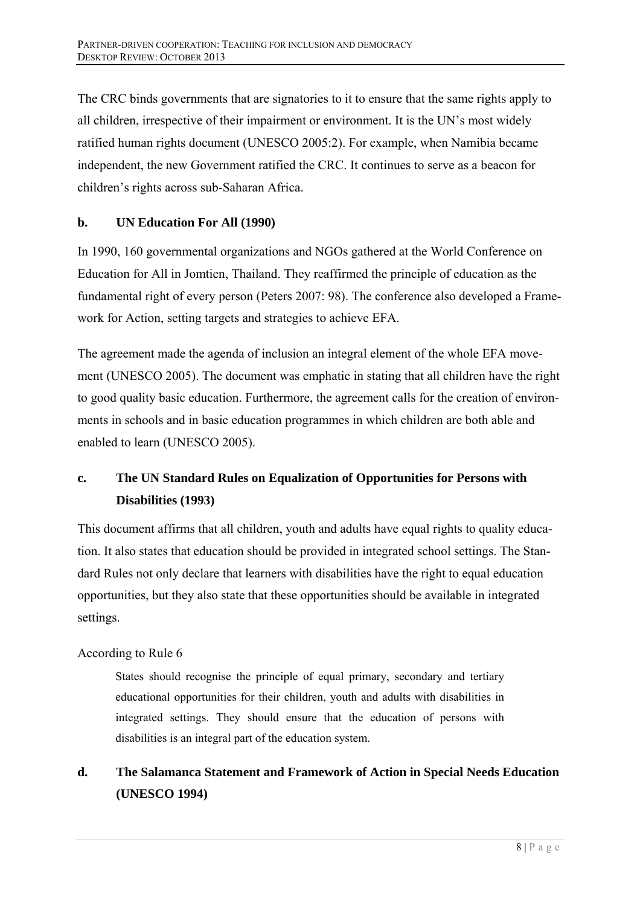The CRC binds governments that are signatories to it to ensure that the same rights apply to all children, irrespective of their impairment or environment. It is the UN's most widely ratified human rights document (UNESCO 2005:2). For example, when Namibia became independent, the new Government ratified the CRC. It continues to serve as a beacon for children's rights across sub-Saharan Africa.

### b. UN Education For All (1990)

In 1990, 160 governmental organizations and NGOs gathered at the World Conference on Education for All in Jomtien, Thailand. They reaffirmed the principle of education as the fundamental right of every person (Peters 2007: 98). The conference also developed a Framework for Action, setting targets and strategies to achieve EFA.

The agreement made the agenda of inclusion an integral element of the whole EFA movement (UNESCO 2005). The document was emphatic in stating that all children have the right to good quality basic education. Furthermore, the agreement calls for the creation of environments in schools and in basic education programmes in which children are both able and enabled to learn (UNESCO 2005).

### c. The UN Standard Rules on Equalization of Opportunities for Persons with Disabilities (1993)

This document affirms that all children, youth and adults have equal rights to quality education. It also states that education should be provided in integrated school settings. The Standard Rules not only declare that learners with disabilities have the right to equal education opportunities, but they also state that these opportunities should be available in integrated settings.

According to Rule 6

> States should recognise the principle of equal primary, secondary and tertiary educational opportunities for their children, youth and adults with disabilities in integrated settings. They should ensure that the education of persons with disabilities is an integral part of the education system.

### d. The Salamanca Statement and Framework of Action in Special Needs Education (UNESCO 1994)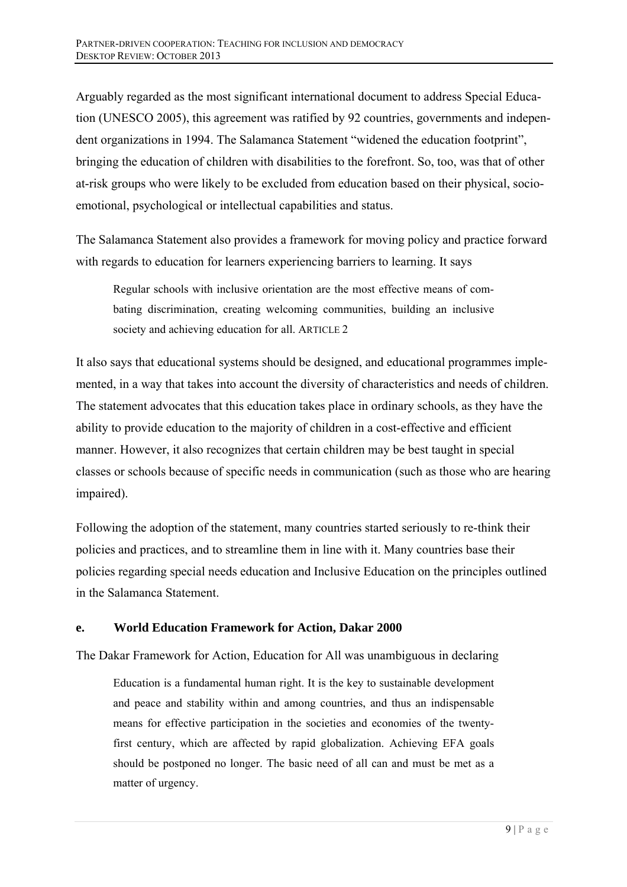Arguably regarded as the most significant international document to address Special Education (UNESCO 2005), this agreement was ratified by 92 countries, governments and independent organizations in 1994. The Salamanca Statement "widened the education footprint", bringing the education of children with disabilities to the forefront. So, too, was that of other at-risk groups who were likely to be excluded from education based on their physical, socio-emotional, psychological or intellectual capabilities and status.

The Salamanca Statement also provides a framework for moving policy and practice forward with regards to education for learners experiencing barriers to learning. It says

> Regular schools with inclusive orientation are the most effective means of combating discrimination, creating welcoming communities, building an inclusive society and achieving education for all. ARTICLE 2

It also says that educational systems should be designed, and educational programmes implemented, in a way that takes into account the diversity of characteristics and needs of children. The statement advocates that this education takes place in ordinary schools, as they have the ability to provide education to the majority of children in a cost-effective and efficient manner. However, it also recognizes that certain children may be best taught in special classes or schools because of specific needs in communication (such as those who are hearing impaired).

Following the adoption of the statement, many countries started seriously to re-think their policies and practices, and to streamline them in line with it. Many countries base their policies regarding special needs education and Inclusive Education on the principles outlined in the Salamanca Statement.

### e. World Education Framework for Action, Dakar 2000

The Dakar Framework for Action, Education for All was unambiguous in declaring

> Education is a fundamental human right. It is the key to sustainable development and peace and stability within and among countries, and thus an indispensable means for effective participation in the societies and economies of the twenty-first century, which are affected by rapid globalization. Achieving EFA goals should be postponed no longer. The basic need of all can and must be met as a matter of urgency.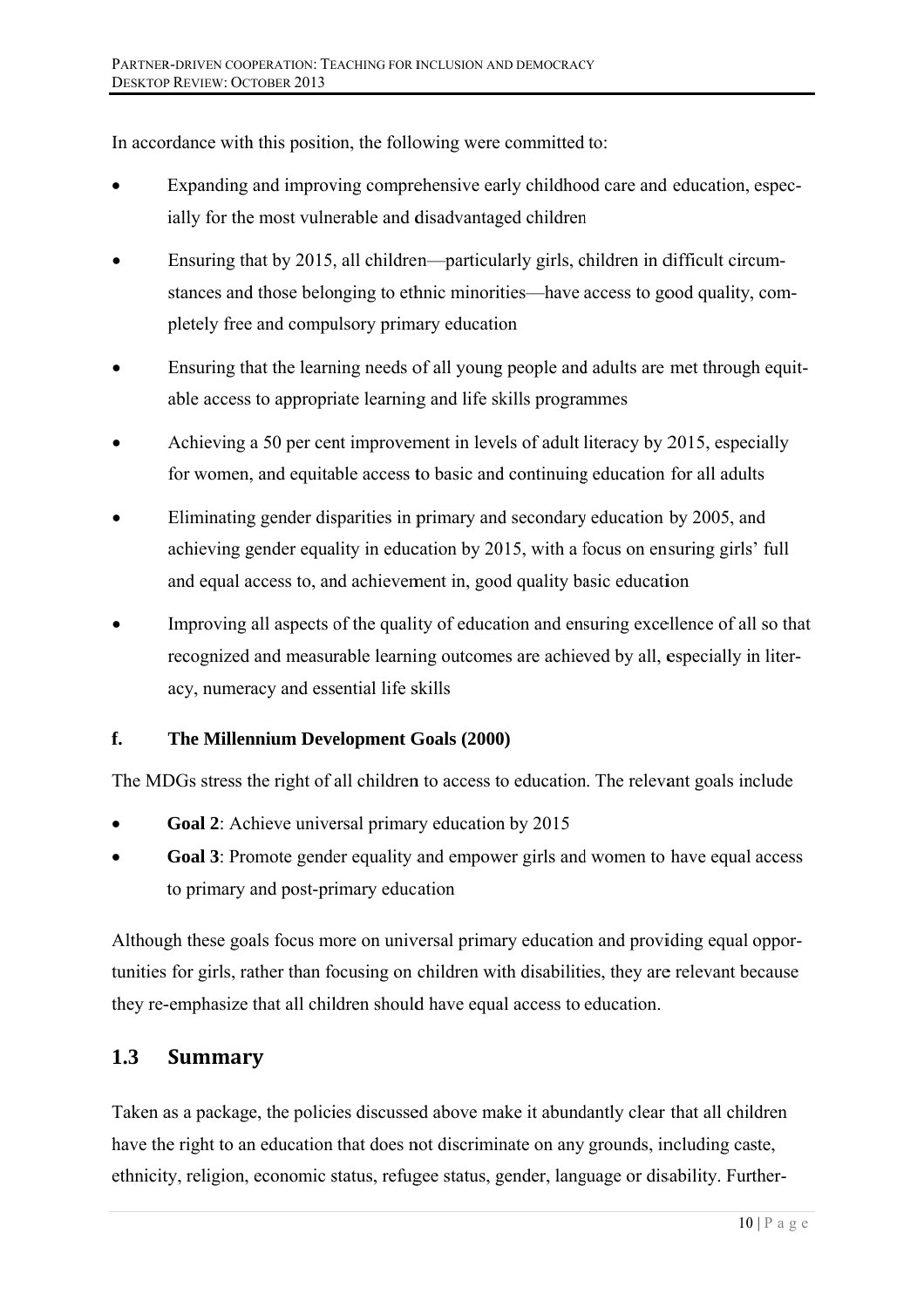In accordance with this position, the following were committed to:

- Expanding and improving comprehensive early childhood care and education, especially for the most vulnerable and disadvantaged children
- Ensuring that by 2015, all children—particularly girls, children in difficult circumstances and those belonging to ethnic minorities—have access to good quality, completely free and compulsory primary education
- Ensuring that the learning needs of all young people and adults are met through equitable access to appropriate learning and life skills programmes
- Achieving a 50 per cent improvement in levels of adult literacy by 2015, especially for women, and equitable access to basic and continuing education for all adults
- Eliminating gender disparities in primary and secondary education by 2005, and achieving gender equality in education by 2015, with a focus on ensuring girls' full and equal access to, and achievement in, good quality basic education
- Improving all aspects of the quality of education and ensuring excellence of all so that recognized and measurable learning outcomes are achieved by all, especially in literacy, numeracy and essential life skills

### f. The Millennium Development Goals (2000)

The MDGs stress the right of all children to access to education. The relevant goals include

- **Goal 2**: Achieve universal primary education by 2015
- **Goal 3**: Promote gender equality and empower girls and women to have equal access to primary and post-primary education

Although these goals focus more on universal primary education and providing equal opportunities for girls, rather than focusing on children with disabilities, they are relevant because they re-emphasize that all children should have equal access to education.

## 1.3 Summary

Taken as a package, the policies discussed above make it abundantly clear that all children have the right to an education that does not discriminate on any grounds, including caste, ethnicity, religion, economic status, refugee status, gender, language or disability. Further-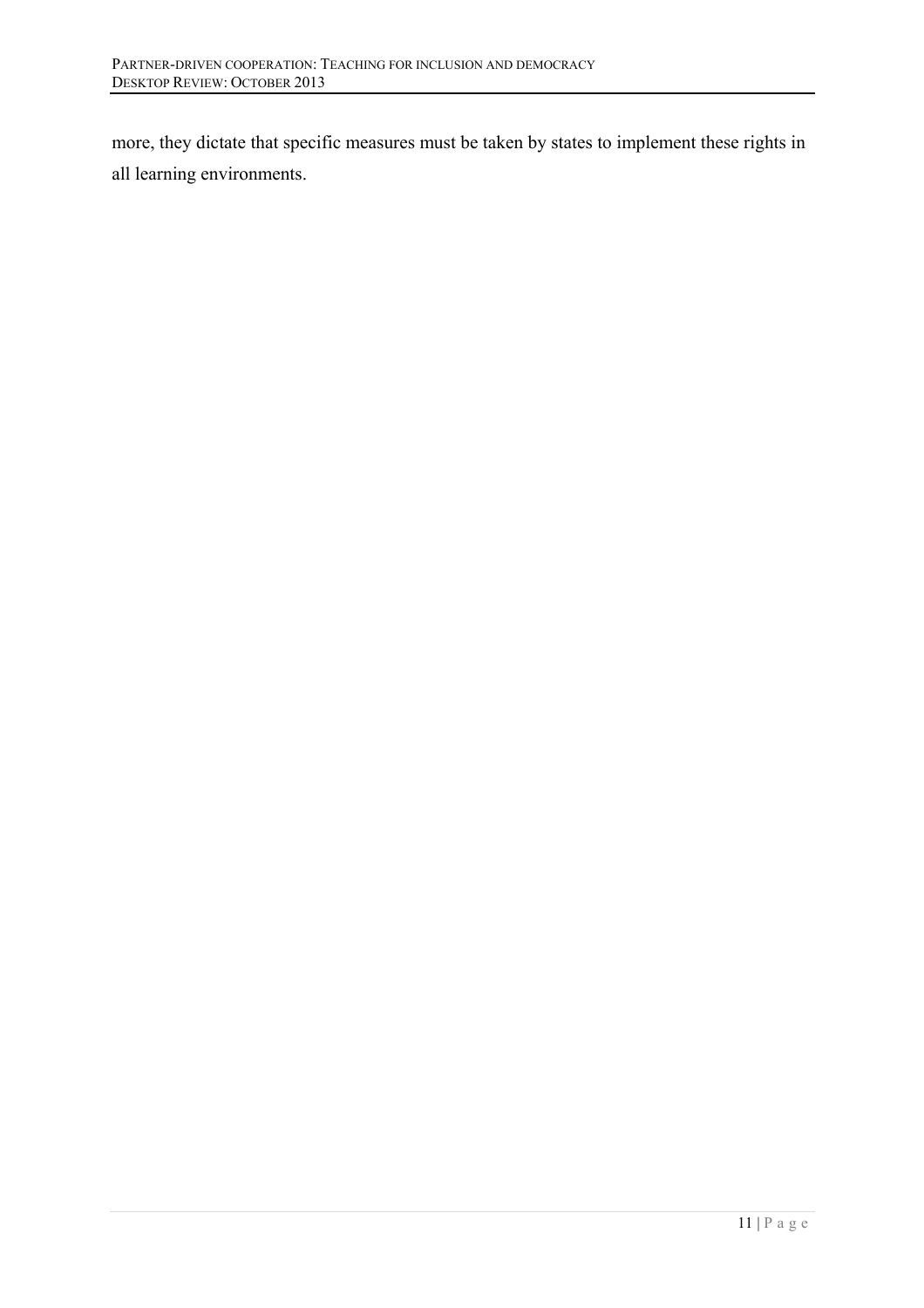more, they dictate that specific measures must be taken by states to implement these rights in all learning environments.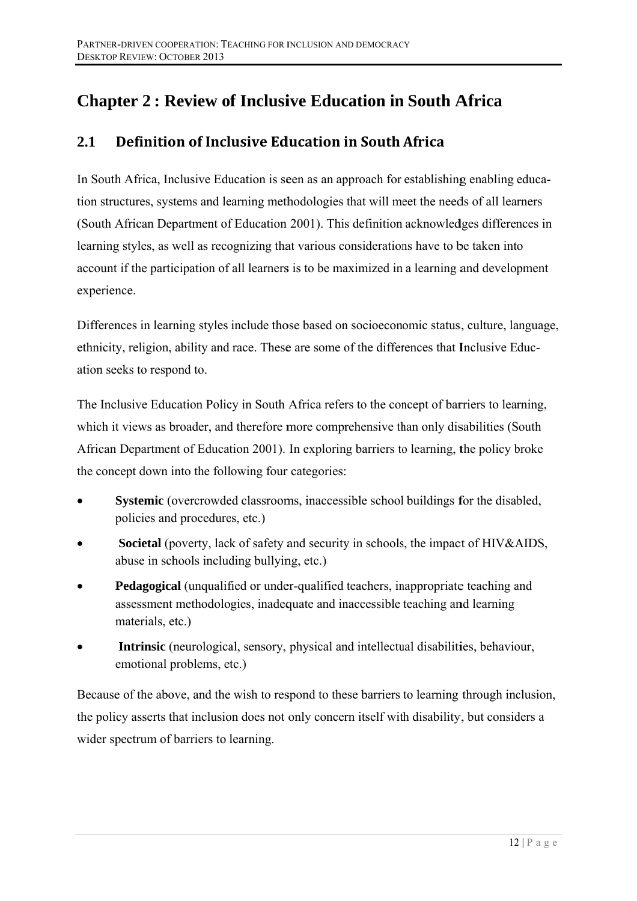# Chapter 2 : Review of Inclusive Education in South Africa

## 2.1 Definition of Inclusive Education in South Africa

In South Africa, Inclusive Education is seen as an approach for establishing enabling education structures, systems and learning methodologies that will meet the needs of all learners (South African Department of Education 2001). This definition acknowledges differences in learning styles, as well as recognizing that various considerations have to be taken into account if the participation of all learners is to be maximized in a learning and development experience.

Differences in learning styles include those based on socioeconomic status, culture, language, ethnicity, religion, ability and race. These are some of the differences that Inclusive Education seeks to respond to.

The Inclusive Education Policy in South Africa refers to the concept of barriers to learning, which it views as broader, and therefore more comprehensive than only disabilities (South African Department of Education 2001). In exploring barriers to learning, the policy broke the concept down into the following four categories:

- **Systemic** (overcrowded classrooms, inaccessible school buildings for the disabled, policies and procedures, etc.)
- **Societal** (poverty, lack of safety and security in schools, the impact of HIV&AIDS, abuse in schools including bullying, etc.)
- **Pedagogical** (unqualified or under-qualified teachers, inappropriate teaching and assessment methodologies, inadequate and inaccessible teaching and learning materials, etc.)
- **Intrinsic** (neurological, sensory, physical and intellectual disabilities, behaviour, emotional problems, etc.)

Because of the above, and the wish to respond to these barriers to learning through inclusion, the policy asserts that inclusion does not only concern itself with disability, but considers a wider spectrum of barriers to learning.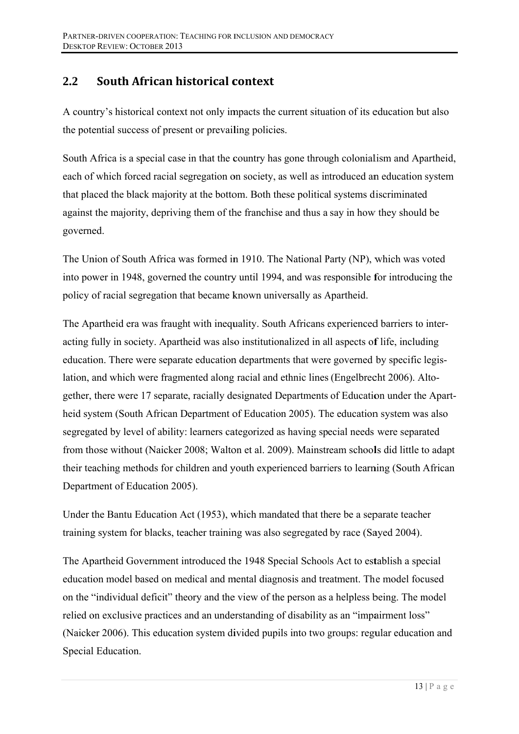## 2.2 South African historical context

A country's historical context not only impacts the current situation of its education but also the potential success of present or prevailing policies.

South Africa is a special case in that the country has gone through colonialism and Apartheid, each of which forced racial segregation on society, as well as introduced an education system that placed the black majority at the bottom. Both these political systems discriminated against the majority, depriving them of the franchise and thus a say in how they should be governed.

The Union of South Africa was formed in 1910. The National Party (NP), which was voted into power in 1948, governed the country until 1994, and was responsible for introducing the policy of racial segregation that became known universally as Apartheid.

The Apartheid era was fraught with inequality. South Africans experienced barriers to interacting fully in society. Apartheid was also institutionalized in all aspects of life, including education. There were separate education departments that were governed by specific legislation, and which were fragmented along racial and ethnic lines (Engelbrecht 2006). Altogether, there were 17 separate, racially designated Departments of Education under the Apartheid system (South African Department of Education 2005). The education system was also segregated by level of ability: learners categorized as having special needs were separated from those without (Naicker 2008; Walton et al. 2009). Mainstream schools did little to adapt their teaching methods for children and youth experienced barriers to learning (South African Department of Education 2005).

Under the Bantu Education Act (1953), which mandated that there be a separate teacher training system for blacks, teacher training was also segregated by race (Sayed 2004).

The Apartheid Government introduced the 1948 Special Schools Act to establish a special education model based on medical and mental diagnosis and treatment. The model focused on the "individual deficit" theory and the view of the person as a helpless being. The model relied on exclusive practices and an understanding of disability as an "impairment loss" (Naicker 2006). This education system divided pupils into two groups: regular education and Special Education.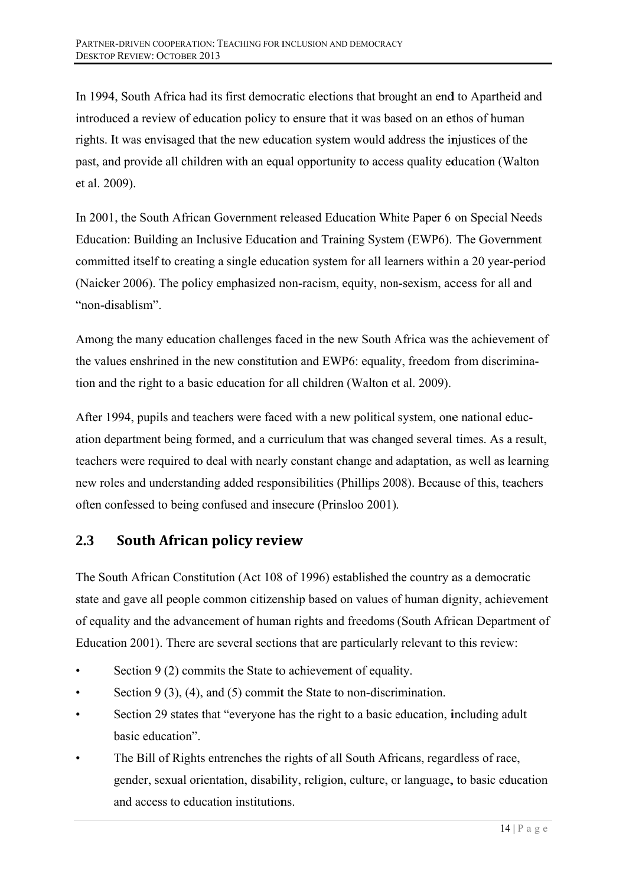In 1994, South Africa had its first democratic elections that brought an end to Apartheid and introduced a review of education policy to ensure that it was based on an ethos of human rights. It was envisaged that the new education system would address the injustices of the past, and provide all children with an equal opportunity to access quality education (Walton et al. 2009).

In 2001, the South African Government released Education White Paper 6 on Special Needs Education: Building an Inclusive Education and Training System (EWP6). The Government committed itself to creating a single education system for all learners within a 20 year-period (Naicker 2006). The policy emphasized non-racism, equity, non-sexism, access for all and "non-disablism".

Among the many education challenges faced in the new South Africa was the achievement of the values enshrined in the new constitution and EWP6: equality, freedom from discrimination and the right to a basic education for all children (Walton et al. 2009).

After 1994, pupils and teachers were faced with a new political system, one national education department being formed, and a curriculum that was changed several times. As a result, teachers were required to deal with nearly constant change and adaptation, as well as learning new roles and understanding added responsibilities (Phillips 2008). Because of this, teachers often confessed to being confused and insecure (Prinsloo 2001).

## 2.3 South African policy review

The South African Constitution (Act 108 of 1996) established the country as a democratic state and gave all people common citizenship based on values of human dignity, achievement of equality and the advancement of human rights and freedoms (South African Department of Education 2001). There are several sections that are particularly relevant to this review:

- Section 9 (2) commits the State to achievement of equality.
- Section 9 (3), (4), and (5) commit the State to non-discrimination.
- Section 29 states that "everyone has the right to a basic education, including adult basic education".
- The Bill of Rights entrenches the rights of all South Africans, regardless of race, gender, sexual orientation, disability, religion, culture, or language, to basic education and access to education institutions.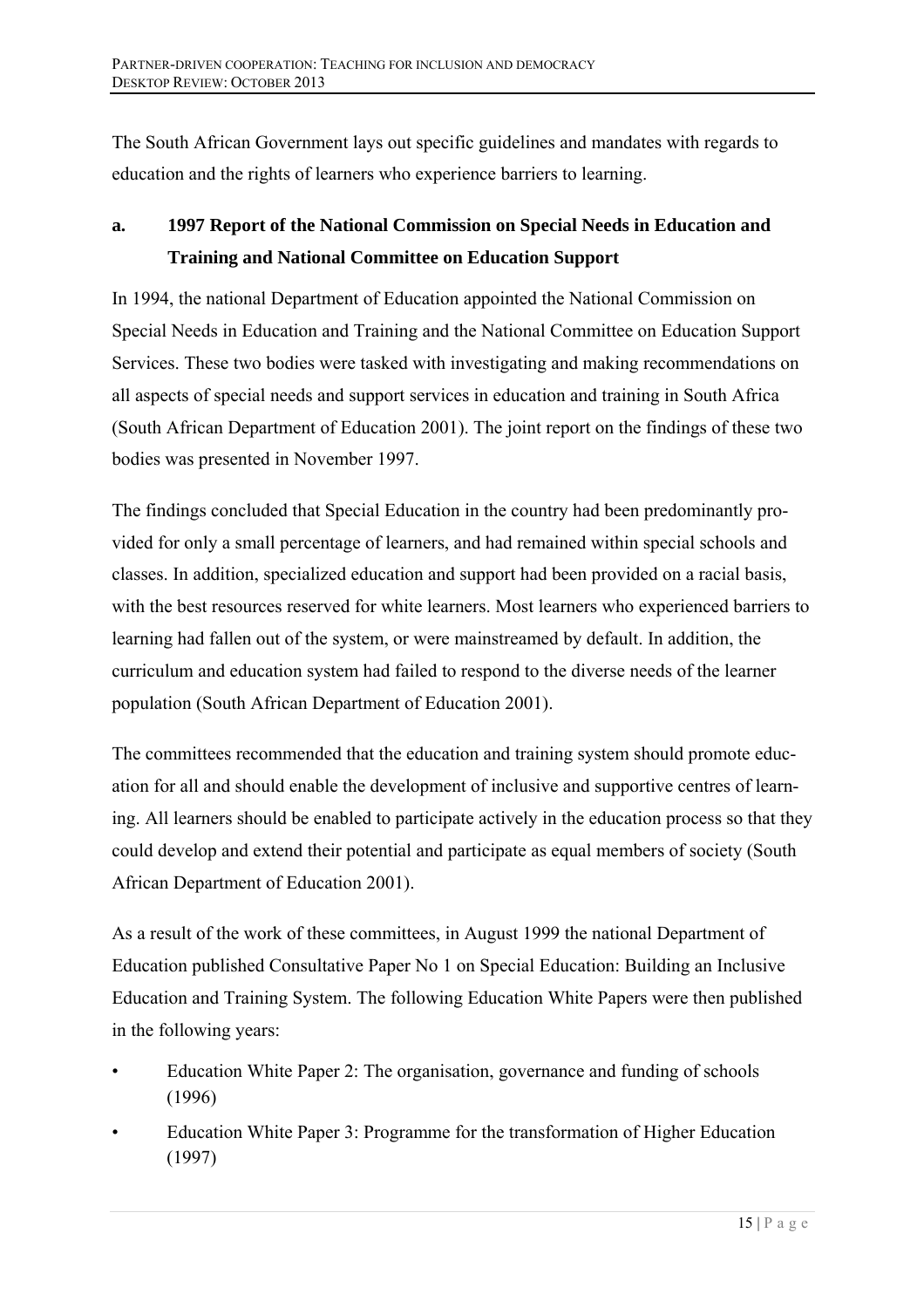The South African Government lays out specific guidelines and mandates with regards to education and the rights of learners who experience barriers to learning.

### a. 1997 Report of the National Commission on Special Needs in Education and Training and National Committee on Education Support

In 1994, the national Department of Education appointed the National Commission on Special Needs in Education and Training and the National Committee on Education Support Services. These two bodies were tasked with investigating and making recommendations on all aspects of special needs and support services in education and training in South Africa (South African Department of Education 2001). The joint report on the findings of these two bodies was presented in November 1997.

The findings concluded that Special Education in the country had been predominantly provided for only a small percentage of learners, and had remained within special schools and classes. In addition, specialized education and support had been provided on a racial basis, with the best resources reserved for white learners. Most learners who experienced barriers to learning had fallen out of the system, or were mainstreamed by default. In addition, the curriculum and education system had failed to respond to the diverse needs of the learner population (South African Department of Education 2001).

The committees recommended that the education and training system should promote education for all and should enable the development of inclusive and supportive centres of learning. All learners should be enabled to participate actively in the education process so that they could develop and extend their potential and participate as equal members of society (South African Department of Education 2001).

As a result of the work of these committees, in August 1999 the national Department of Education published Consultative Paper No 1 on Special Education: Building an Inclusive Education and Training System. The following Education White Papers were then published in the following years:

- Education White Paper 2: The organisation, governance and funding of schools (1996)
- Education White Paper 3: Programme for the transformation of Higher Education (1997)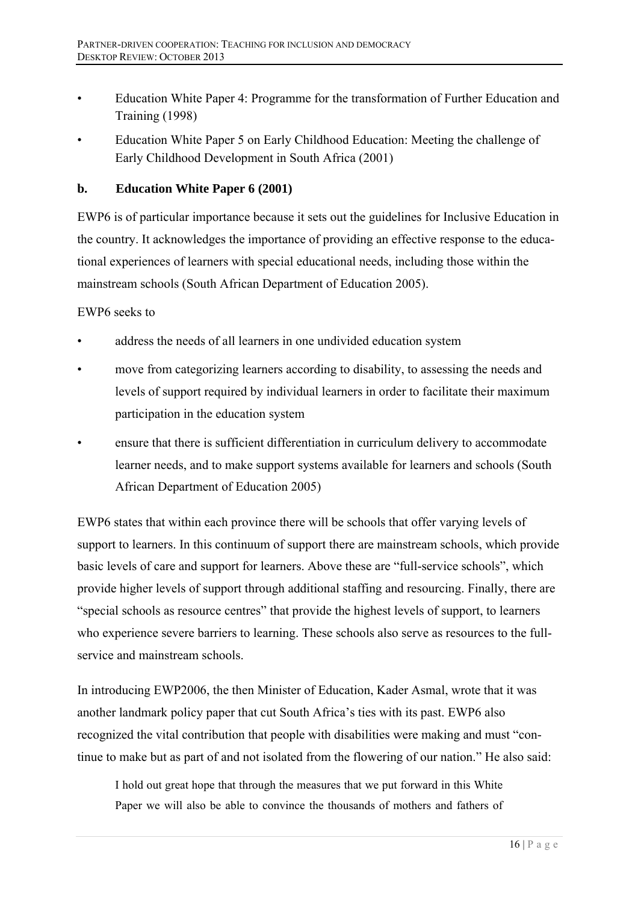- Education White Paper 4: Programme for the transformation of Further Education and Training (1998)
- Education White Paper 5 on Early Childhood Education: Meeting the challenge of Early Childhood Development in South Africa (2001)

### b. Education White Paper 6 (2001)

EWP6 is of particular importance because it sets out the guidelines for Inclusive Education in the country. It acknowledges the importance of providing an effective response to the educational experiences of learners with special educational needs, including those within the mainstream schools (South African Department of Education 2005).

EWP6 seeks to

- address the needs of all learners in one undivided education system
- move from categorizing learners according to disability, to assessing the needs and levels of support required by individual learners in order to facilitate their maximum participation in the education system
- ensure that there is sufficient differentiation in curriculum delivery to accommodate learner needs, and to make support systems available for learners and schools (South African Department of Education 2005)

EWP6 states that within each province there will be schools that offer varying levels of support to learners. In this continuum of support there are mainstream schools, which provide basic levels of care and support for learners. Above these are "full-service schools", which provide higher levels of support through additional staffing and resourcing. Finally, there are "special schools as resource centres" that provide the highest levels of support, to learners who experience severe barriers to learning. These schools also serve as resources to the full-service and mainstream schools.

In introducing EWP2006, the then Minister of Education, Kader Asmal, wrote that it was another landmark policy paper that cut South Africa's ties with its past. EWP6 also recognized the vital contribution that people with disabilities were making and must "continue to make but as part of and not isolated from the flowering of our nation." He also said:

> I hold out great hope that through the measures that we put forward in this White Paper we will also be able to convince the thousands of mothers and fathers of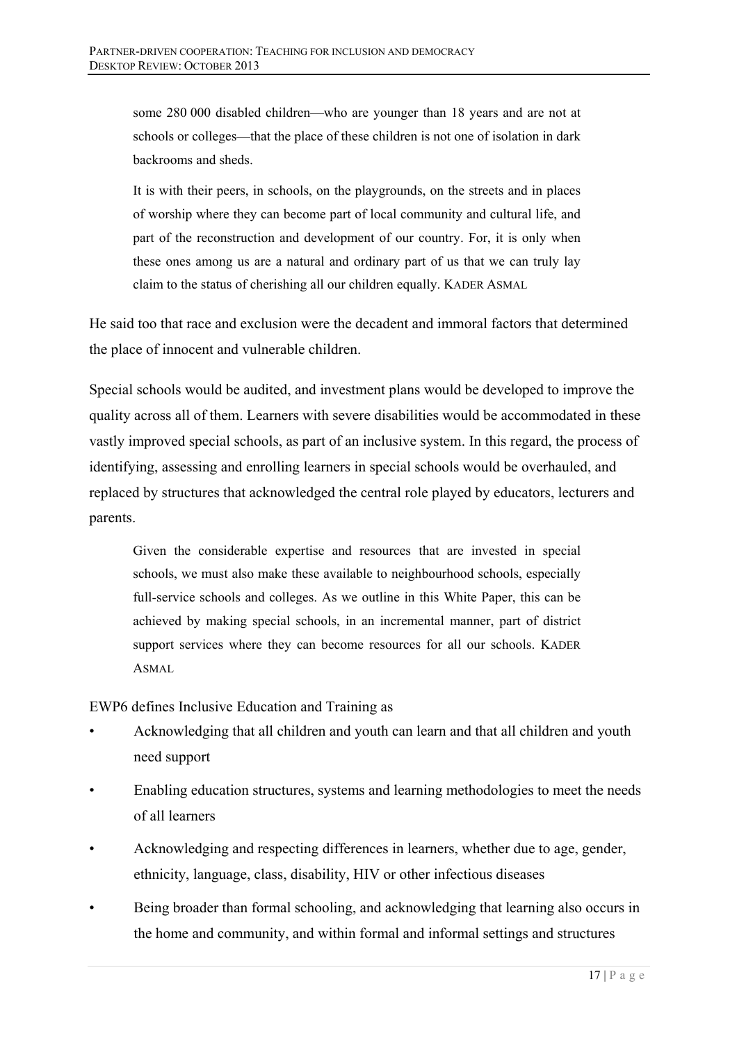> some 280 000 disabled children—who are younger than 18 years and are not at schools or colleges—that the place of these children is not one of isolation in dark backrooms and sheds.
>
> It is with their peers, in schools, on the playgrounds, on the streets and in places of worship where they can become part of local community and cultural life, and part of the reconstruction and development of our country. For, it is only when these ones among us are a natural and ordinary part of us that we can truly lay claim to the status of cherishing all our children equally. KADER ASMAL

He said too that race and exclusion were the decadent and immoral factors that determined the place of innocent and vulnerable children.

Special schools would be audited, and investment plans would be developed to improve the quality across all of them. Learners with severe disabilities would be accommodated in these vastly improved special schools, as part of an inclusive system. In this regard, the process of identifying, assessing and enrolling learners in special schools would be overhauled, and replaced by structures that acknowledged the central role played by educators, lecturers and parents.

> Given the considerable expertise and resources that are invested in special schools, we must also make these available to neighbourhood schools, especially full-service schools and colleges. As we outline in this White Paper, this can be achieved by making special schools, in an incremental manner, part of district support services where they can become resources for all our schools. KADER ASMAL

EWP6 defines Inclusive Education and Training as

- Acknowledging that all children and youth can learn and that all children and youth need support
- Enabling education structures, systems and learning methodologies to meet the needs of all learners
- Acknowledging and respecting differences in learners, whether due to age, gender, ethnicity, language, class, disability, HIV or other infectious diseases
- Being broader than formal schooling, and acknowledging that learning also occurs in the home and community, and within formal and informal settings and structures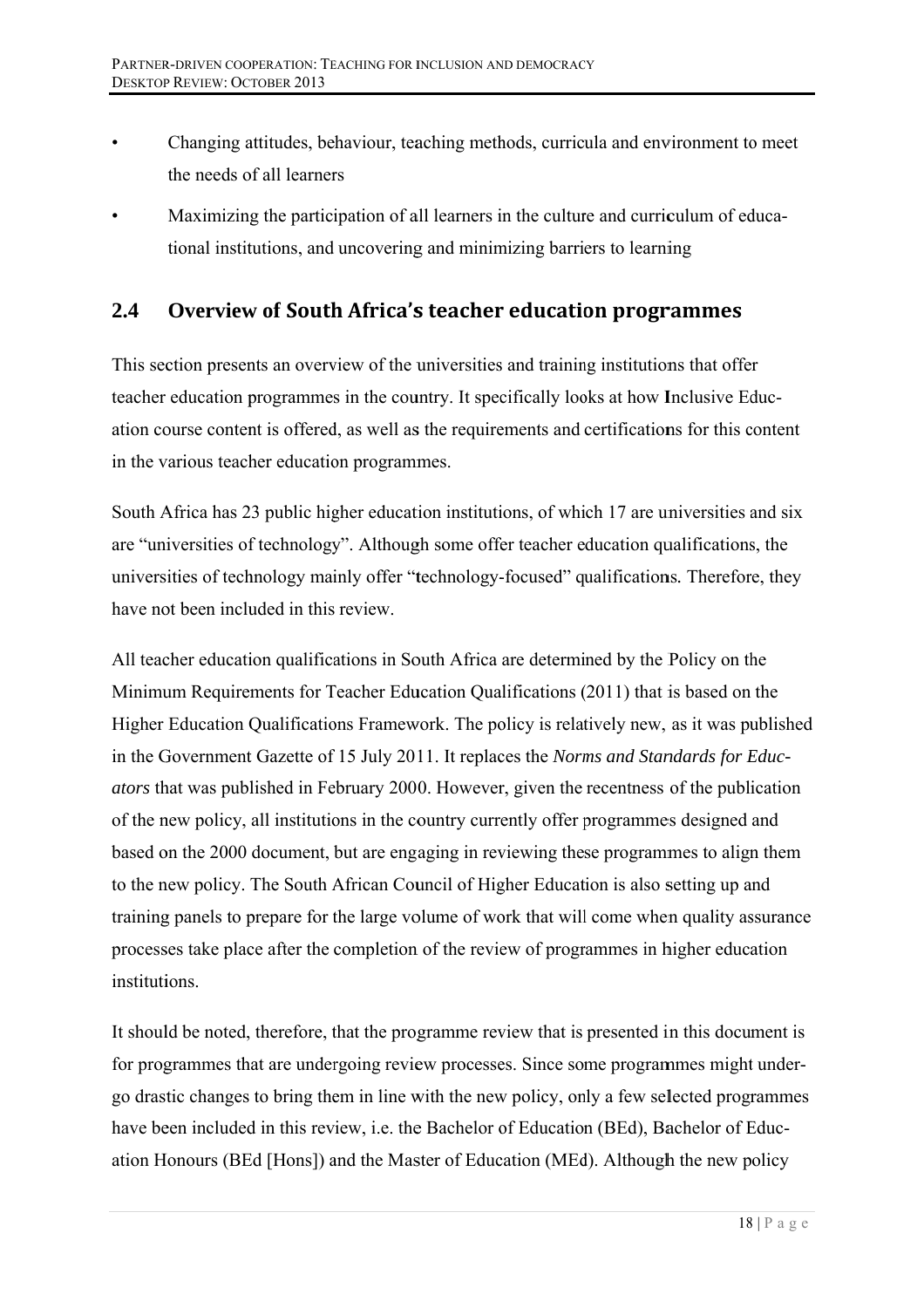- Changing attitudes, behaviour, teaching methods, curricula and environment to meet the needs of all learners
- Maximizing the participation of all learners in the culture and curriculum of educational institutions, and uncovering and minimizing barriers to learning

## 2.4 Overview of South Africa's teacher education programmes

This section presents an overview of the universities and training institutions that offer teacher education programmes in the country. It specifically looks at how Inclusive Education course content is offered, as well as the requirements and certifications for this content in the various teacher education programmes.

South Africa has 23 public higher education institutions, of which 17 are universities and six are "universities of technology". Although some offer teacher education qualifications, the universities of technology mainly offer "technology-focused" qualifications. Therefore, they have not been included in this review.

All teacher education qualifications in South Africa are determined by the Policy on the Minimum Requirements for Teacher Education Qualifications (2011) that is based on the Higher Education Qualifications Framework. The policy is relatively new, as it was published in the Government Gazette of 15 July 2011. It replaces the *Norms and Standards for Educators* that was published in February 2000. However, given the recentness of the publication of the new policy, all institutions in the country currently offer programmes designed and based on the 2000 document, but are engaging in reviewing these programmes to align them to the new policy. The South African Council of Higher Education is also setting up and training panels to prepare for the large volume of work that will come when quality assurance processes take place after the completion of the review of programmes in higher education institutions.

It should be noted, therefore, that the programme review that is presented in this document is for programmes that are undergoing review processes. Since some programmes might undergo drastic changes to bring them in line with the new policy, only a few selected programmes have been included in this review, i.e. the Bachelor of Education (BEd), Bachelor of Education Honours (BEd [Hons]) and the Master of Education (MEd). Although the new policy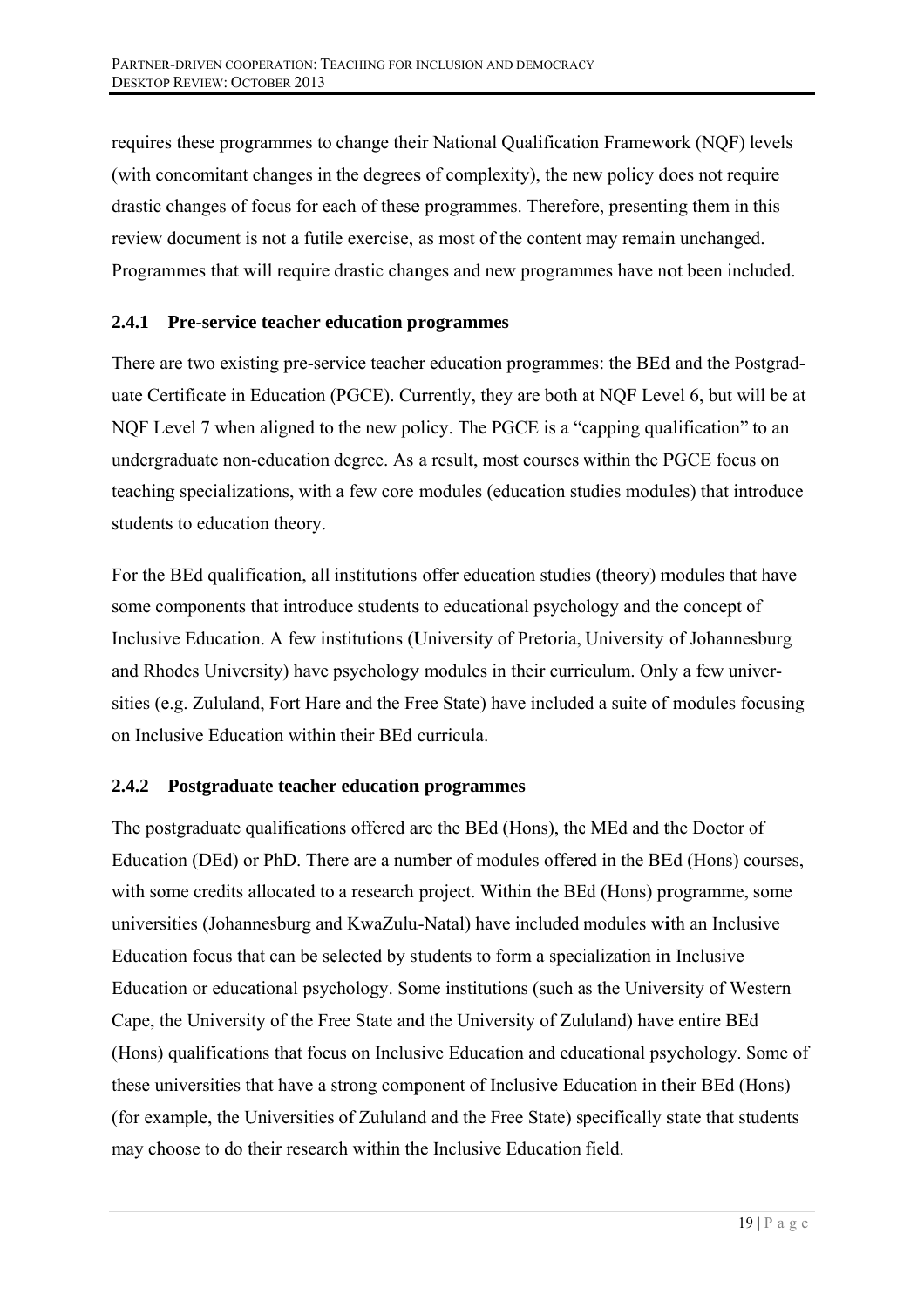requires these programmes to change their National Qualification Framework (NQF) levels (with concomitant changes in the degrees of complexity), the new policy does not require drastic changes of focus for each of these programmes. Therefore, presenting them in this review document is not a futile exercise, as most of the content may remain unchanged. Programmes that will require drastic changes and new programmes have not been included.

### 2.4.1 Pre-service teacher education programmes

There are two existing pre-service teacher education programmes: the BEd and the Postgraduate Certificate in Education (PGCE). Currently, they are both at NQF Level 6, but will be at NQF Level 7 when aligned to the new policy. The PGCE is a "capping qualification" to an undergraduate non-education degree. As a result, most courses within the PGCE focus on teaching specializations, with a few core modules (education studies modules) that introduce students to education theory.

For the BEd qualification, all institutions offer education studies (theory) modules that have some components that introduce students to educational psychology and the concept of Inclusive Education. A few institutions (University of Pretoria, University of Johannesburg and Rhodes University) have psychology modules in their curriculum. Only a few universities (e.g. Zululand, Fort Hare and the Free State) have included a suite of modules focusing on Inclusive Education within their BEd curricula.

### 2.4.2 Postgraduate teacher education programmes

The postgraduate qualifications offered are the BEd (Hons), the MEd and the Doctor of Education (DEd) or PhD. There are a number of modules offered in the BEd (Hons) courses, with some credits allocated to a research project. Within the BEd (Hons) programme, some universities (Johannesburg and KwaZulu-Natal) have included modules with an Inclusive Education focus that can be selected by students to form a specialization in Inclusive Education or educational psychology. Some institutions (such as the University of Western Cape, the University of the Free State and the University of Zululand) have entire BEd (Hons) qualifications that focus on Inclusive Education and educational psychology. Some of these universities that have a strong component of Inclusive Education in their BEd (Hons) (for example, the Universities of Zululand and the Free State) specifically state that students may choose to do their research within the Inclusive Education field.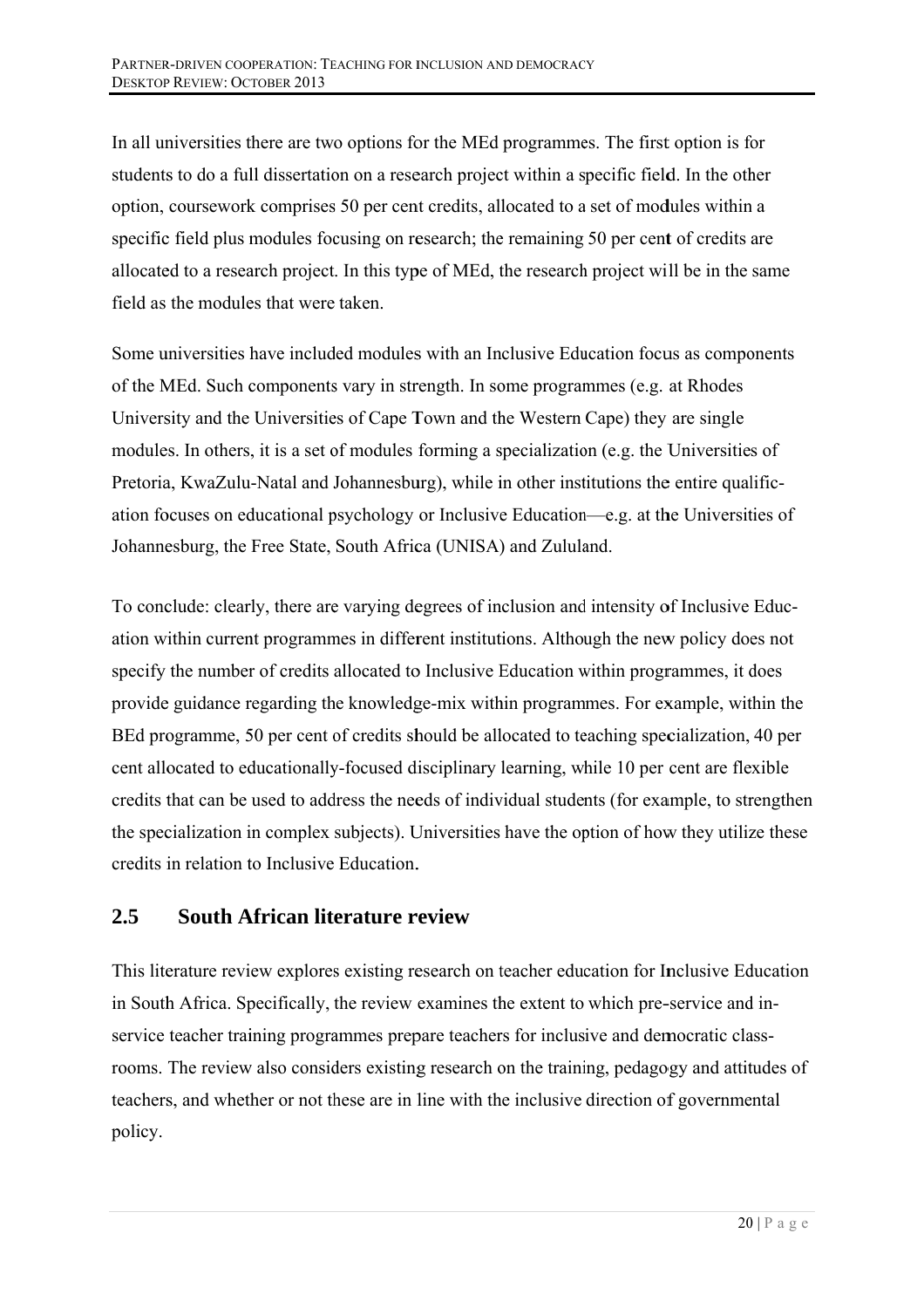In all universities there are two options for the MEd programmes. The first option is for students to do a full dissertation on a research project within a specific field. In the other option, coursework comprises 50 per cent credits, allocated to a set of modules within a specific field plus modules focusing on research; the remaining 50 per cent of credits are allocated to a research project. In this type of MEd, the research project will be in the same field as the modules that were taken.

Some universities have included modules with an Inclusive Education focus as components of the MEd. Such components vary in strength. In some programmes (e.g. at Rhodes University and the Universities of Cape Town and the Western Cape) they are single modules. In others, it is a set of modules forming a specialization (e.g. the Universities of Pretoria, KwaZulu-Natal and Johannesburg), while in other institutions the entire qualification focuses on educational psychology or Inclusive Education—e.g. at the Universities of Johannesburg, the Free State, South Africa (UNISA) and Zululand.

To conclude: clearly, there are varying degrees of inclusion and intensity of Inclusive Education within current programmes in different institutions. Although the new policy does not specify the number of credits allocated to Inclusive Education within programmes, it does provide guidance regarding the knowledge-mix within programmes. For example, within the BEd programme, 50 per cent of credits should be allocated to teaching specialization, 40 per cent allocated to educationally-focused disciplinary learning, while 10 per cent are flexible credits that can be used to address the needs of individual students (for example, to strengthen the specialization in complex subjects). Universities have the option of how they utilize these credits in relation to Inclusive Education.

## 2.5 South African literature review

This literature review explores existing research on teacher education for Inclusive Education in South Africa. Specifically, the review examines the extent to which pre-service and in-service teacher training programmes prepare teachers for inclusive and democratic classrooms. The review also considers existing research on the training, pedagogy and attitudes of teachers, and whether or not these are in line with the inclusive direction of governmental policy.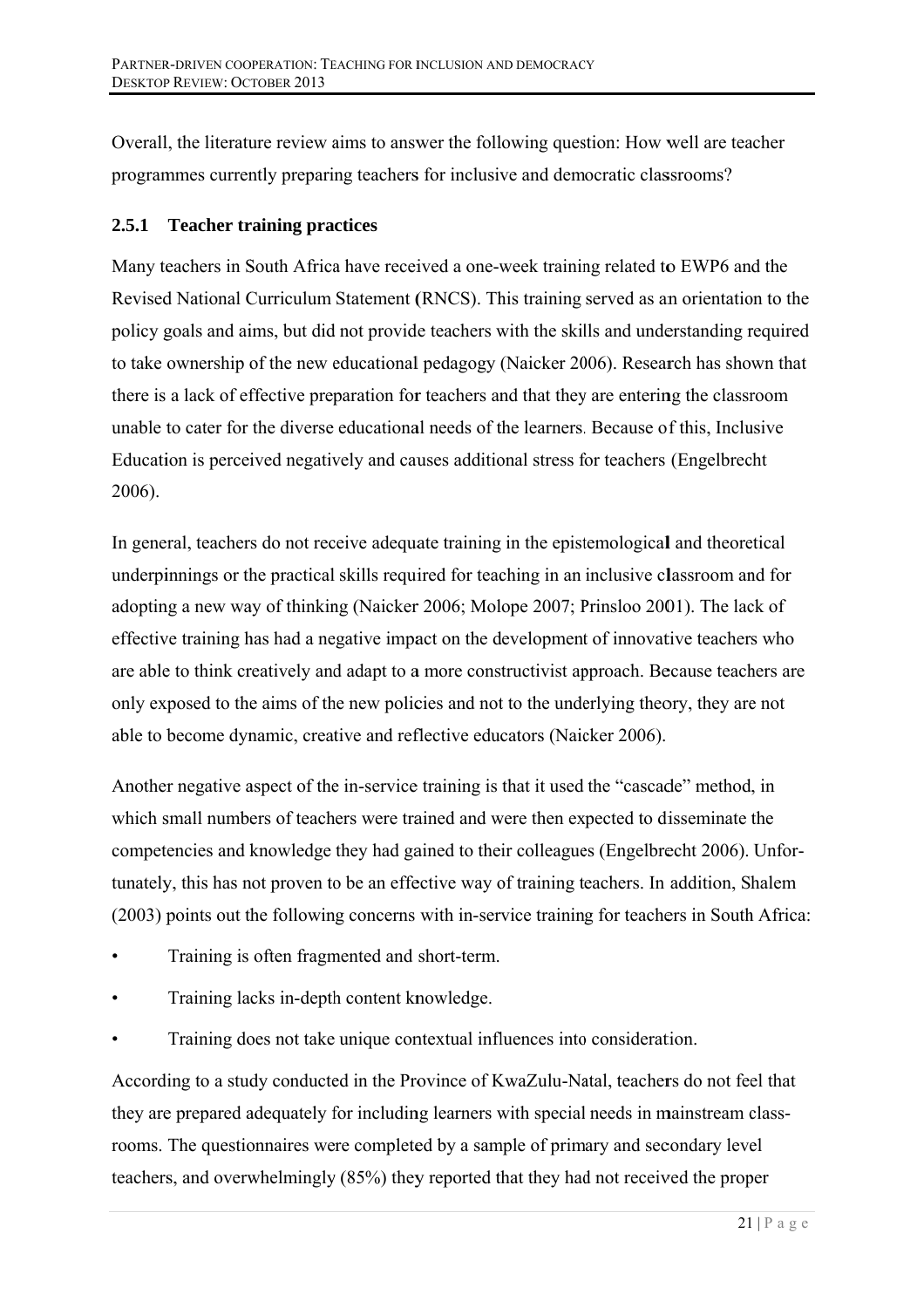Overall, the literature review aims to answer the following question: How well are teacher programmes currently preparing teachers for inclusive and democratic classrooms?

### 2.5.1 Teacher training practices

Many teachers in South Africa have received a one-week training related to EWP6 and the Revised National Curriculum Statement (RNCS). This training served as an orientation to the policy goals and aims, but did not provide teachers with the skills and understanding required to take ownership of the new educational pedagogy (Naicker 2006). Research has shown that there is a lack of effective preparation for teachers and that they are entering the classroom unable to cater for the diverse educational needs of the learners. Because of this, Inclusive Education is perceived negatively and causes additional stress for teachers (Engelbrecht 2006).

In general, teachers do not receive adequate training in the epistemological and theoretical underpinnings or the practical skills required for teaching in an inclusive classroom and for adopting a new way of thinking (Naicker 2006; Molope 2007; Prinsloo 2001). The lack of effective training has had a negative impact on the development of innovative teachers who are able to think creatively and adapt to a more constructivist approach. Because teachers are only exposed to the aims of the new policies and not to the underlying theory, they are not able to become dynamic, creative and reflective educators (Naicker 2006).

Another negative aspect of the in-service training is that it used the "cascade" method, in which small numbers of teachers were trained and were then expected to disseminate the competencies and knowledge they had gained to their colleagues (Engelbrecht 2006). Unfortunately, this has not proven to be an effective way of training teachers. In addition, Shalem (2003) points out the following concerns with in-service training for teachers in South Africa:

- Training is often fragmented and short-term.
- Training lacks in-depth content knowledge.
- Training does not take unique contextual influences into consideration.

According to a study conducted in the Province of KwaZulu-Natal, teachers do not feel that they are prepared adequately for including learners with special needs in mainstream classrooms. The questionnaires were completed by a sample of primary and secondary level teachers, and overwhelmingly (85%) they reported that they had not received the proper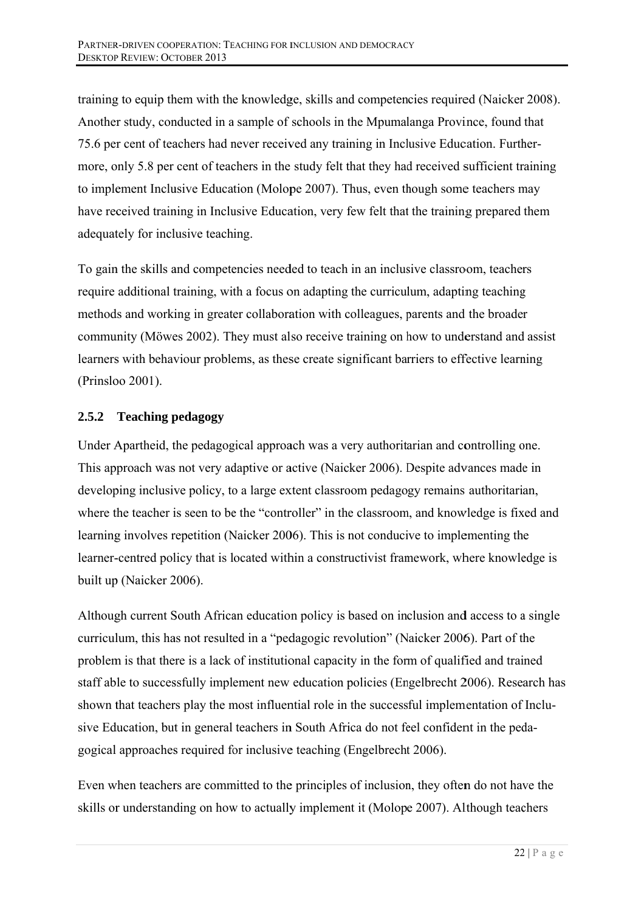training to equip them with the knowledge, skills and competencies required (Naicker 2008). Another study, conducted in a sample of schools in the Mpumalanga Province, found that 75.6 per cent of teachers had never received any training in Inclusive Education. Furthermore, only 5.8 per cent of teachers in the study felt that they had received sufficient training to implement Inclusive Education (Molope 2007). Thus, even though some teachers may have received training in Inclusive Education, very few felt that the training prepared them adequately for inclusive teaching.

To gain the skills and competencies needed to teach in an inclusive classroom, teachers require additional training, with a focus on adapting the curriculum, adapting teaching methods and working in greater collaboration with colleagues, parents and the broader community (Möwes 2002). They must also receive training on how to understand and assist learners with behaviour problems, as these create significant barriers to effective learning (Prinsloo 2001).

### 2.5.2 Teaching pedagogy

Under Apartheid, the pedagogical approach was a very authoritarian and controlling one. This approach was not very adaptive or active (Naicker 2006). Despite advances made in developing inclusive policy, to a large extent classroom pedagogy remains authoritarian, where the teacher is seen to be the "controller" in the classroom, and knowledge is fixed and learning involves repetition (Naicker 2006). This is not conducive to implementing the learner-centred policy that is located within a constructivist framework, where knowledge is built up (Naicker 2006).

Although current South African education policy is based on inclusion and access to a single curriculum, this has not resulted in a "pedagogic revolution" (Naicker 2006). Part of the problem is that there is a lack of institutional capacity in the form of qualified and trained staff able to successfully implement new education policies (Engelbrecht 2006). Research has shown that teachers play the most influential role in the successful implementation of Inclusive Education, but in general teachers in South Africa do not feel confident in the pedagogical approaches required for inclusive teaching (Engelbrecht 2006).

Even when teachers are committed to the principles of inclusion, they often do not have the skills or understanding on how to actually implement it (Molope 2007). Although teachers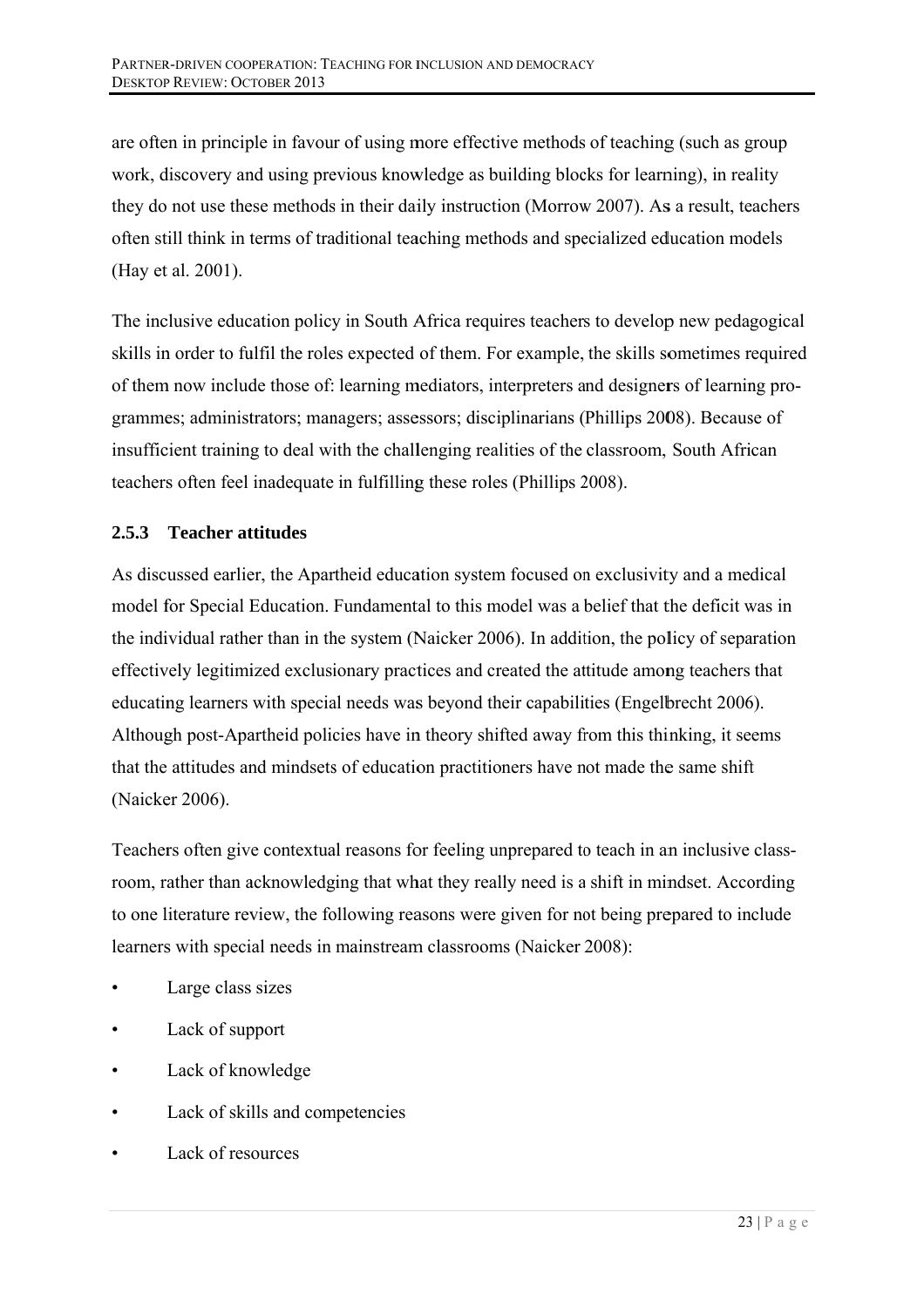are often in principle in favour of using more effective methods of teaching (such as group work, discovery and using previous knowledge as building blocks for learning), in reality they do not use these methods in their daily instruction (Morrow 2007). As a result, teachers often still think in terms of traditional teaching methods and specialized education models (Hay et al. 2001).

The inclusive education policy in South Africa requires teachers to develop new pedagogical skills in order to fulfil the roles expected of them. For example, the skills sometimes required of them now include those of: learning mediators, interpreters and designers of learning programmes; administrators; managers; assessors; disciplinarians (Phillips 2008). Because of insufficient training to deal with the challenging realities of the classroom, South African teachers often feel inadequate in fulfilling these roles (Phillips 2008).

### 2.5.3 Teacher attitudes

As discussed earlier, the Apartheid education system focused on exclusivity and a medical model for Special Education. Fundamental to this model was a belief that the deficit was in the individual rather than in the system (Naicker 2006). In addition, the policy of separation effectively legitimized exclusionary practices and created the attitude among teachers that educating learners with special needs was beyond their capabilities (Engelbrecht 2006). Although post-Apartheid policies have in theory shifted away from this thinking, it seems that the attitudes and mindsets of education practitioners have not made the same shift (Naicker 2006).

Teachers often give contextual reasons for feeling unprepared to teach in an inclusive classroom, rather than acknowledging that what they really need is a shift in mindset. According to one literature review, the following reasons were given for not being prepared to include learners with special needs in mainstream classrooms (Naicker 2008):

- Large class sizes
- Lack of support
- Lack of knowledge
- Lack of skills and competencies
- Lack of resources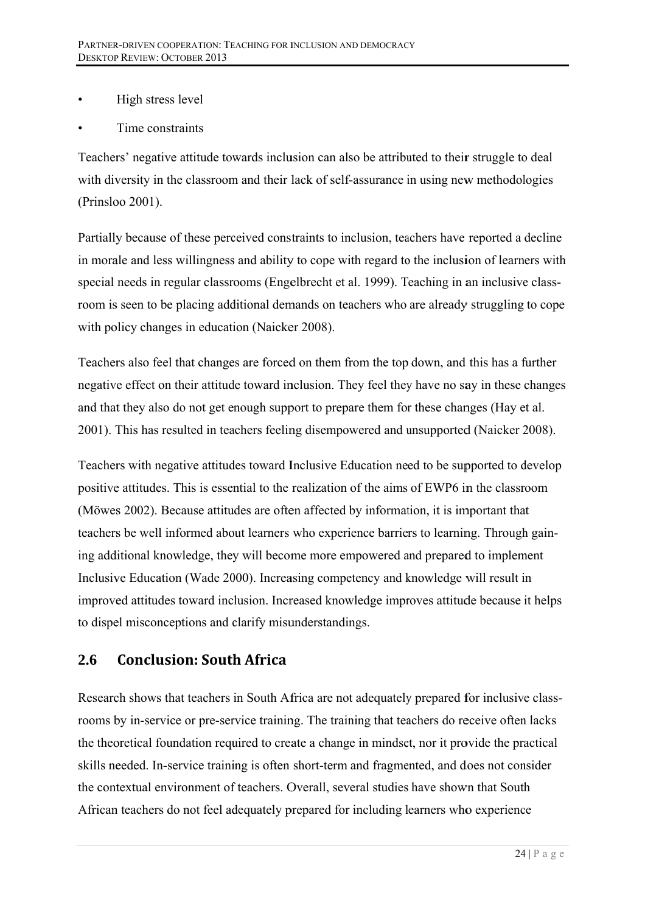- High stress level
- Time constraints

Teachers' negative attitude towards inclusion can also be attributed to their struggle to deal with diversity in the classroom and their lack of self-assurance in using new methodologies (Prinsloo 2001).

Partially because of these perceived constraints to inclusion, teachers have reported a decline in morale and less willingness and ability to cope with regard to the inclusion of learners with special needs in regular classrooms (Engelbrecht et al. 1999). Teaching in an inclusive classroom is seen to be placing additional demands on teachers who are already struggling to cope with policy changes in education (Naicker 2008).

Teachers also feel that changes are forced on them from the top down, and this has a further negative effect on their attitude toward inclusion. They feel they have no say in these changes and that they also do not get enough support to prepare them for these changes (Hay et al. 2001). This has resulted in teachers feeling disempowered and unsupported (Naicker 2008).

Teachers with negative attitudes toward Inclusive Education need to be supported to develop positive attitudes. This is essential to the realization of the aims of EWP6 in the classroom (Möwes 2002). Because attitudes are often affected by information, it is important that teachers be well informed about learners who experience barriers to learning. Through gaining additional knowledge, they will become more empowered and prepared to implement Inclusive Education (Wade 2000). Increasing competency and knowledge will result in improved attitudes toward inclusion. Increased knowledge improves attitude because it helps to dispel misconceptions and clarify misunderstandings.

## 2.6 Conclusion: South Africa

Research shows that teachers in South Africa are not adequately prepared for inclusive classrooms by in-service or pre-service training. The training that teachers do receive often lacks the theoretical foundation required to create a change in mindset, nor it provide the practical skills needed. In-service training is often short-term and fragmented, and does not consider the contextual environment of teachers. Overall, several studies have shown that South African teachers do not feel adequately prepared for including learners who experience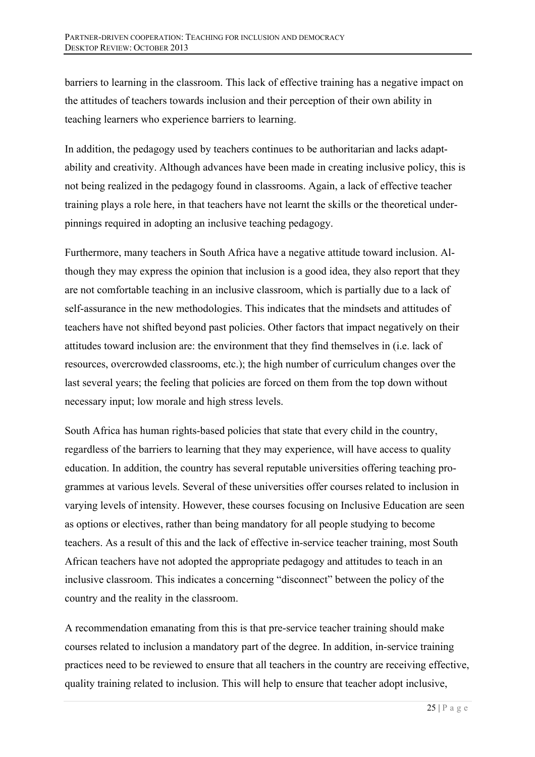barriers to learning in the classroom. This lack of effective training has a negative impact on the attitudes of teachers towards inclusion and their perception of their own ability in teaching learners who experience barriers to learning.

In addition, the pedagogy used by teachers continues to be authoritarian and lacks adaptability and creativity. Although advances have been made in creating inclusive policy, this is not being realized in the pedagogy found in classrooms. Again, a lack of effective teacher training plays a role here, in that teachers have not learnt the skills or the theoretical underpinnings required in adopting an inclusive teaching pedagogy.

Furthermore, many teachers in South Africa have a negative attitude toward inclusion. Although they may express the opinion that inclusion is a good idea, they also report that they are not comfortable teaching in an inclusive classroom, which is partially due to a lack of self-assurance in the new methodologies. This indicates that the mindsets and attitudes of teachers have not shifted beyond past policies. Other factors that impact negatively on their attitudes toward inclusion are: the environment that they find themselves in (i.e. lack of resources, overcrowded classrooms, etc.); the high number of curriculum changes over the last several years; the feeling that policies are forced on them from the top down without necessary input; low morale and high stress levels.

South Africa has human rights-based policies that state that every child in the country, regardless of the barriers to learning that they may experience, will have access to quality education. In addition, the country has several reputable universities offering teaching programmes at various levels. Several of these universities offer courses related to inclusion in varying levels of intensity. However, these courses focusing on Inclusive Education are seen as options or electives, rather than being mandatory for all people studying to become teachers. As a result of this and the lack of effective in-service teacher training, most South African teachers have not adopted the appropriate pedagogy and attitudes to teach in an inclusive classroom. This indicates a concerning "disconnect" between the policy of the country and the reality in the classroom.

A recommendation emanating from this is that pre-service teacher training should make courses related to inclusion a mandatory part of the degree. In addition, in-service training practices need to be reviewed to ensure that all teachers in the country are receiving effective, quality training related to inclusion. This will help to ensure that teacher adopt inclusive,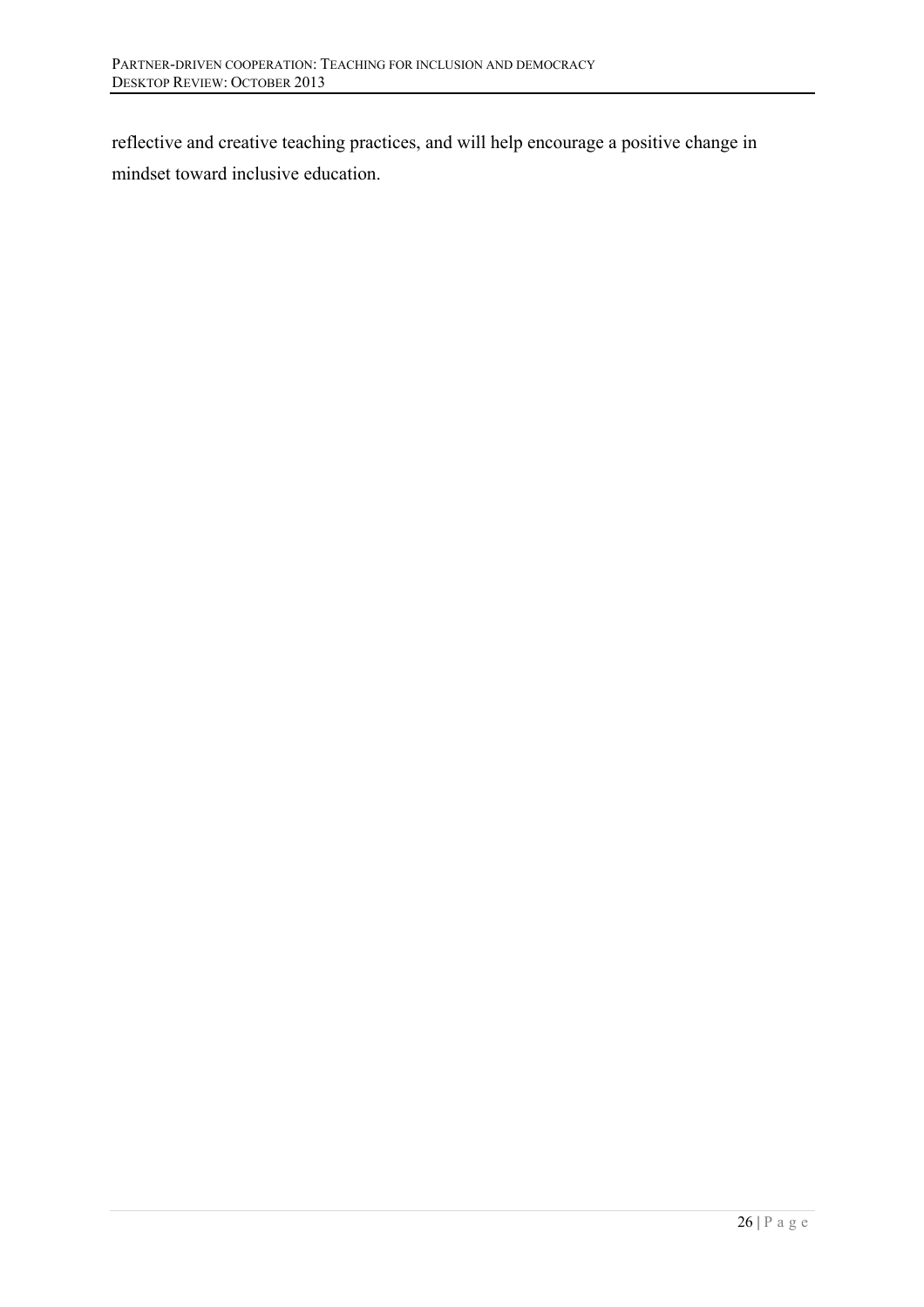reflective and creative teaching practices, and will help encourage a positive change in mindset toward inclusive education.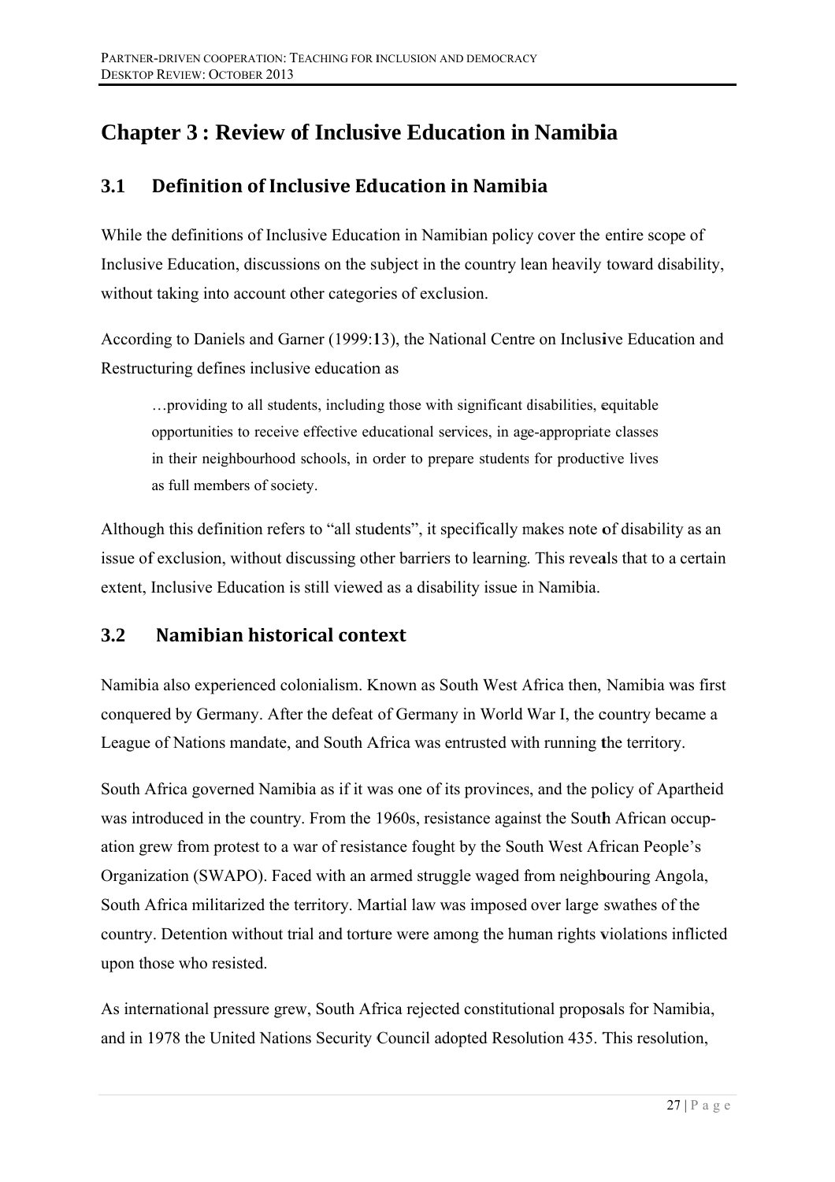# Chapter 3 : Review of Inclusive Education in Namibia

## 3.1 Definition of Inclusive Education in Namibia

While the definitions of Inclusive Education in Namibian policy cover the entire scope of Inclusive Education, discussions on the subject in the country lean heavily toward disability, without taking into account other categories of exclusion.

According to Daniels and Garner (1999:13), the National Centre on Inclusive Education and Restructuring defines inclusive education as

> …providing to all students, including those with significant disabilities, equitable opportunities to receive effective educational services, in age-appropriate classes in their neighbourhood schools, in order to prepare students for productive lives as full members of society.

Although this definition refers to "all students", it specifically makes note of disability as an issue of exclusion, without discussing other barriers to learning. This reveals that to a certain extent, Inclusive Education is still viewed as a disability issue in Namibia.

## 3.2 Namibian historical context

Namibia also experienced colonialism. Known as South West Africa then, Namibia was first conquered by Germany. After the defeat of Germany in World War I, the country became a League of Nations mandate, and South Africa was entrusted with running the territory.

South Africa governed Namibia as if it was one of its provinces, and the policy of Apartheid was introduced in the country. From the 1960s, resistance against the South African occupation grew from protest to a war of resistance fought by the South West African People's Organization (SWAPO). Faced with an armed struggle waged from neighbouring Angola, South Africa militarized the territory. Martial law was imposed over large swathes of the country. Detention without trial and torture were among the human rights violations inflicted upon those who resisted.

As international pressure grew, South Africa rejected constitutional proposals for Namibia, and in 1978 the United Nations Security Council adopted Resolution 435. This resolution,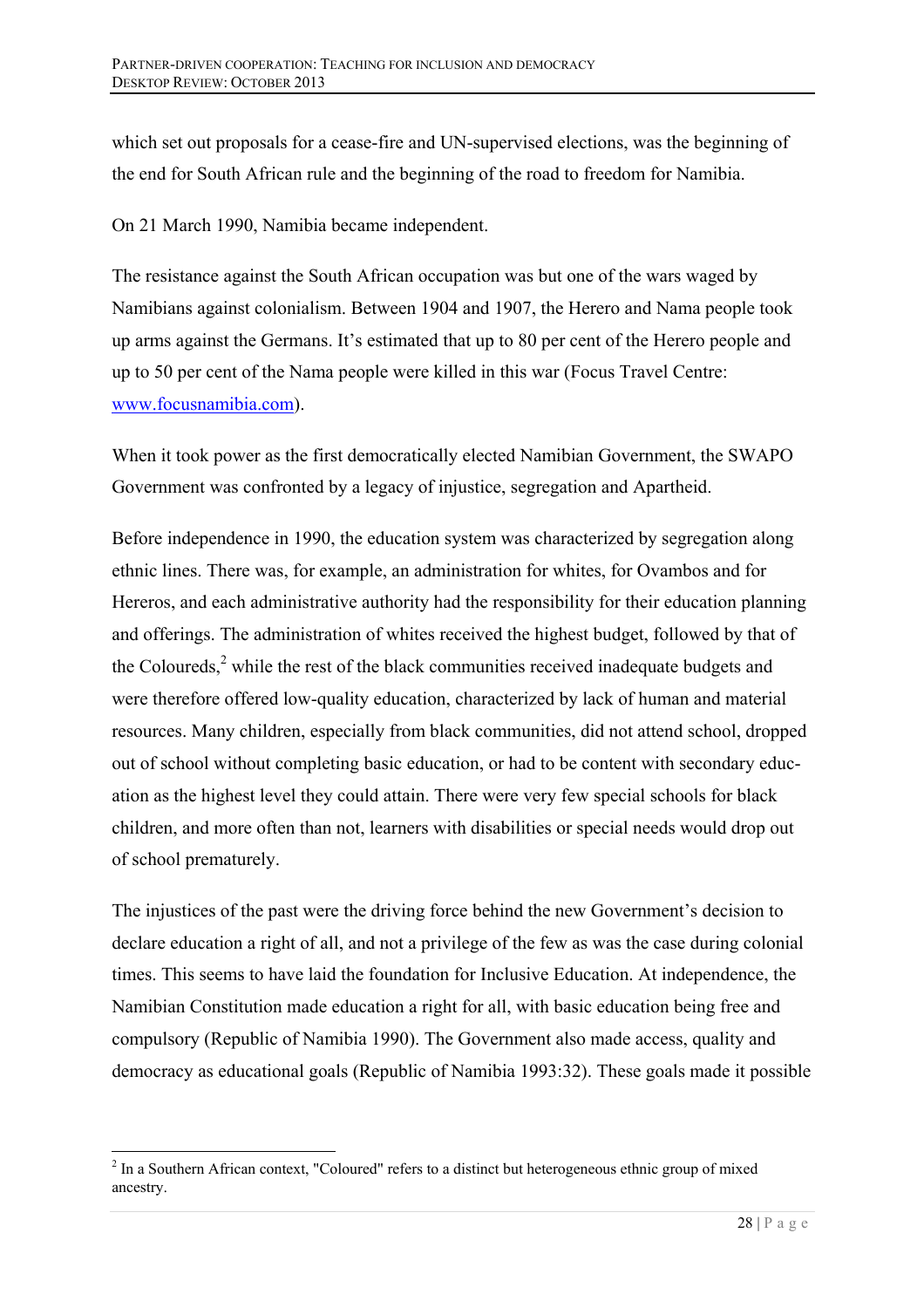which set out proposals for a cease-fire and UN-supervised elections, was the beginning of the end for South African rule and the beginning of the road to freedom for Namibia.

On 21 March 1990, Namibia became independent.

The resistance against the South African occupation was but one of the wars waged by Namibians against colonialism. Between 1904 and 1907, the Herero and Nama people took up arms against the Germans. It's estimated that up to 80 per cent of the Herero people and up to 50 per cent of the Nama people were killed in this war (Focus Travel Centre: www.focusnamibia.com).

When it took power as the first democratically elected Namibian Government, the SWAPO Government was confronted by a legacy of injustice, segregation and Apartheid.

Before independence in 1990, the education system was characterized by segregation along ethnic lines. There was, for example, an administration for whites, for Ovambos and for Hereros, and each administrative authority had the responsibility for their education planning and offerings. The administration of whites received the highest budget, followed by that of the Coloureds,[2] while the rest of the black communities received inadequate budgets and were therefore offered low-quality education, characterized by lack of human and material resources. Many children, especially from black communities, did not attend school, dropped out of school without completing basic education, or had to be content with secondary education as the highest level they could attain. There were very few special schools for black children, and more often than not, learners with disabilities or special needs would drop out of school prematurely.

The injustices of the past were the driving force behind the new Government's decision to declare education a right of all, and not a privilege of the few as was the case during colonial times. This seems to have laid the foundation for Inclusive Education. At independence, the Namibian Constitution made education a right for all, with basic education being free and compulsory (Republic of Namibia 1990). The Government also made access, quality and democracy as educational goals (Republic of Namibia 1993:32). These goals made it possible

[2] In a Southern African context, "Coloured" refers to a distinct but heterogeneous ethnic group of mixed ancestry.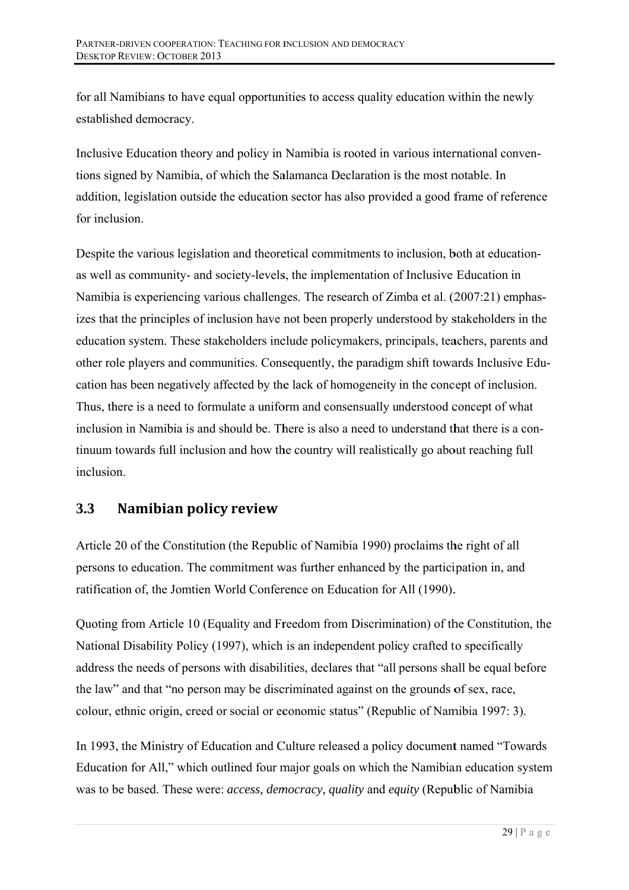for all Namibians to have equal opportunities to access quality education within the newly established democracy.

Inclusive Education theory and policy in Namibia is rooted in various international conventions signed by Namibia, of which the Salamanca Declaration is the most notable. In addition, legislation outside the education sector has also provided a good frame of reference for inclusion.

Despite the various legislation and theoretical commitments to inclusion, both at education- as well as community- and society-levels, the implementation of Inclusive Education in Namibia is experiencing various challenges. The research of Zimba et al. (2007:21) emphasizes that the principles of inclusion have not been properly understood by stakeholders in the education system. These stakeholders include policymakers, principals, teachers, parents and other role players and communities. Consequently, the paradigm shift towards Inclusive Education has been negatively affected by the lack of homogeneity in the concept of inclusion. Thus, there is a need to formulate a uniform and consensually understood concept of what inclusion in Namibia is and should be. There is also a need to understand that there is a continuum towards full inclusion and how the country will realistically go about reaching full inclusion.

## 3.3 Namibian policy review

Article 20 of the Constitution (the Republic of Namibia 1990) proclaims the right of all persons to education. The commitment was further enhanced by the participation in, and ratification of, the Jomtien World Conference on Education for All (1990).

Quoting from Article 10 (Equality and Freedom from Discrimination) of the Constitution, the National Disability Policy (1997), which is an independent policy crafted to specifically address the needs of persons with disabilities, declares that "all persons shall be equal before the law" and that "no person may be discriminated against on the grounds of sex, race, colour, ethnic origin, creed or social or economic status" (Republic of Namibia 1997: 3).

In 1993, the Ministry of Education and Culture released a policy document named "Towards Education for All," which outlined four major goals on which the Namibian education system was to be based. These were: *access, democracy, quality* and *equity* (Republic of Namibia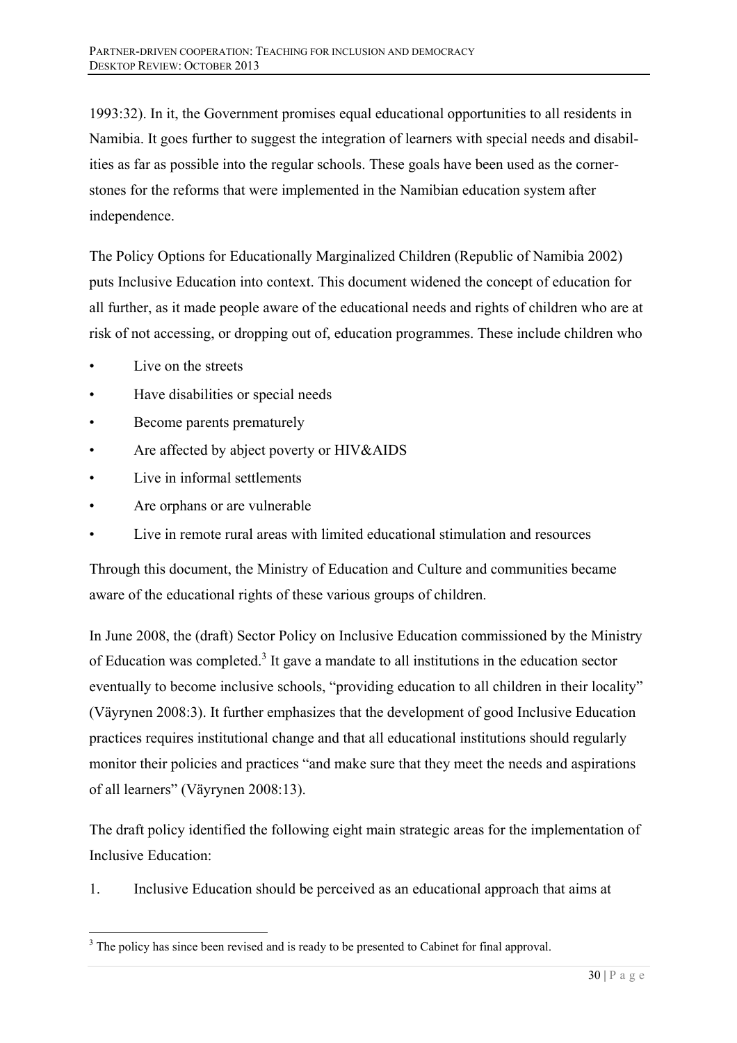1993:32). In it, the Government promises equal educational opportunities to all residents in Namibia. It goes further to suggest the integration of learners with special needs and disabilities as far as possible into the regular schools. These goals have been used as the cornerstones for the reforms that were implemented in the Namibian education system after independence.

The Policy Options for Educationally Marginalized Children (Republic of Namibia 2002) puts Inclusive Education into context. This document widened the concept of education for all further, as it made people aware of the educational needs and rights of children who are at risk of not accessing, or dropping out of, education programmes. These include children who

- Live on the streets
- Have disabilities or special needs
- Become parents prematurely
- Are affected by abject poverty or HIV&AIDS
- Live in informal settlements
- Are orphans or are vulnerable
- Live in remote rural areas with limited educational stimulation and resources

Through this document, the Ministry of Education and Culture and communities became aware of the educational rights of these various groups of children.

In June 2008, the (draft) Sector Policy on Inclusive Education commissioned by the Ministry of Education was completed.[3] It gave a mandate to all institutions in the education sector eventually to become inclusive schools, "providing education to all children in their locality" (Väyrynen 2008:3). It further emphasizes that the development of good Inclusive Education practices requires institutional change and that all educational institutions should regularly monitor their policies and practices "and make sure that they meet the needs and aspirations of all learners" (Väyrynen 2008:13).

The draft policy identified the following eight main strategic areas for the implementation of Inclusive Education:

1. Inclusive Education should be perceived as an educational approach that aims at

[3] The policy has since been revised and is ready to be presented to Cabinet for final approval.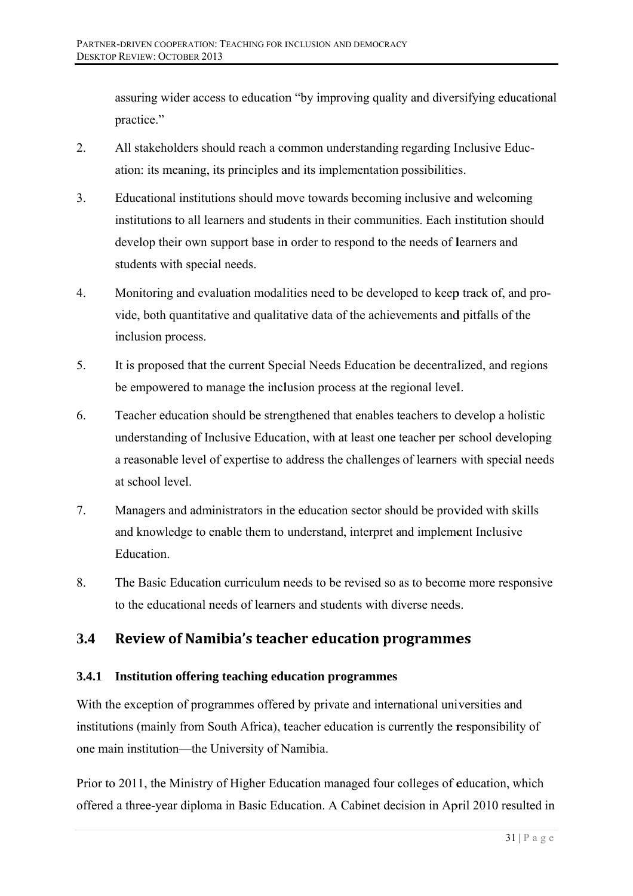assuring wider access to education "by improving quality and diversifying educational practice."

2. All stakeholders should reach a common understanding regarding Inclusive Education: its meaning, its principles and its implementation possibilities.

3. Educational institutions should move towards becoming inclusive and welcoming institutions to all learners and students in their communities. Each institution should develop their own support base in order to respond to the needs of learners and students with special needs.

4. Monitoring and evaluation modalities need to be developed to keep track of, and provide, both quantitative and qualitative data of the achievements and pitfalls of the inclusion process.

5. It is proposed that the current Special Needs Education be decentralized, and regions be empowered to manage the inclusion process at the regional level.

6. Teacher education should be strengthened that enables teachers to develop a holistic understanding of Inclusive Education, with at least one teacher per school developing a reasonable level of expertise to address the challenges of learners with special needs at school level.

7. Managers and administrators in the education sector should be provided with skills and knowledge to enable them to understand, interpret and implement Inclusive Education.

8. The Basic Education curriculum needs to be revised so as to become more responsive to the educational needs of learners and students with diverse needs.

## 3.4 Review of Namibia's teacher education programmes

### 3.4.1 Institution offering teaching education programmes

With the exception of programmes offered by private and international universities and institutions (mainly from South Africa), teacher education is currently the responsibility of one main institution—the University of Namibia.

Prior to 2011, the Ministry of Higher Education managed four colleges of education, which offered a three-year diploma in Basic Education. A Cabinet decision in April 2010 resulted in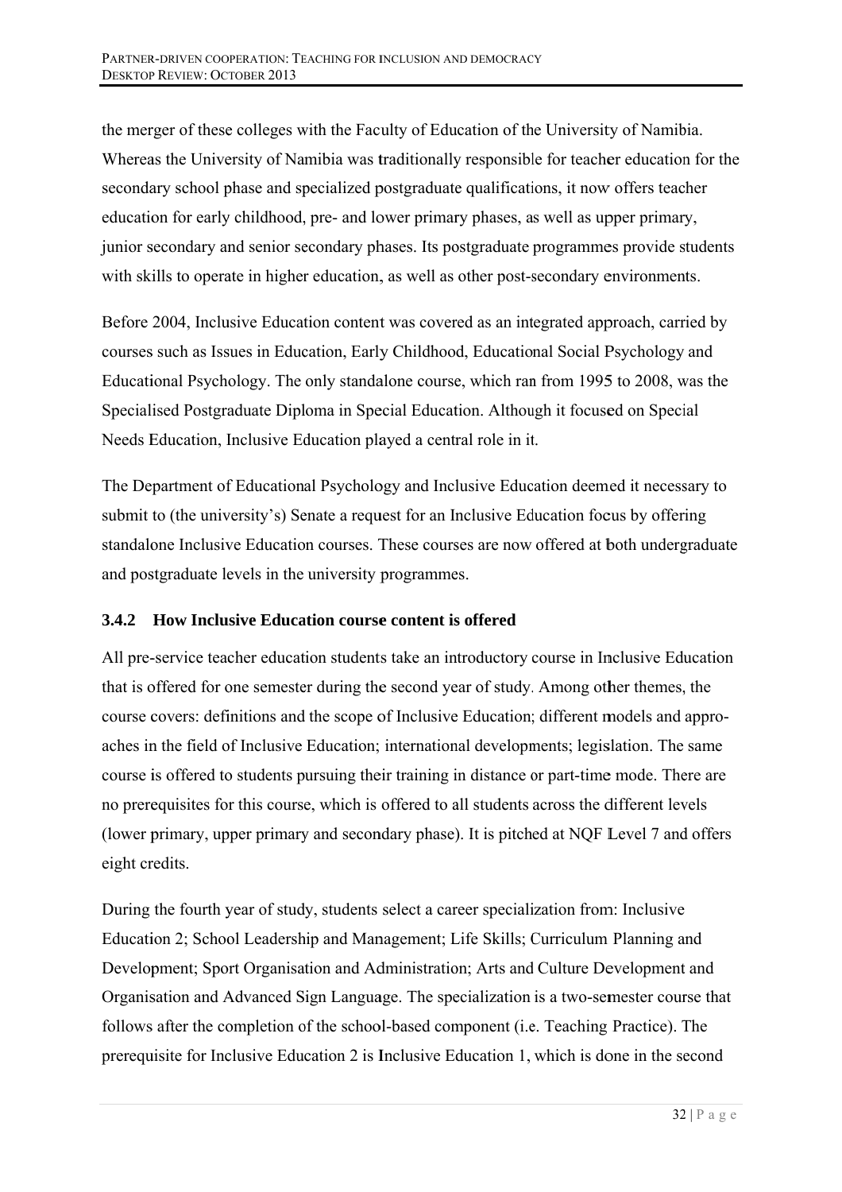the merger of these colleges with the Faculty of Education of the University of Namibia. Whereas the University of Namibia was traditionally responsible for teacher education for the secondary school phase and specialized postgraduate qualifications, it now offers teacher education for early childhood, pre- and lower primary phases, as well as upper primary, junior secondary and senior secondary phases. Its postgraduate programmes provide students with skills to operate in higher education, as well as other post-secondary environments.

Before 2004, Inclusive Education content was covered as an integrated approach, carried by courses such as Issues in Education, Early Childhood, Educational Social Psychology and Educational Psychology. The only standalone course, which ran from 1995 to 2008, was the Specialised Postgraduate Diploma in Special Education. Although it focused on Special Needs Education, Inclusive Education played a central role in it.

The Department of Educational Psychology and Inclusive Education deemed it necessary to submit to (the university's) Senate a request for an Inclusive Education focus by offering standalone Inclusive Education courses. These courses are now offered at both undergraduate and postgraduate levels in the university programmes.

### 3.4.2 How Inclusive Education course content is offered

All pre-service teacher education students take an introductory course in Inclusive Education that is offered for one semester during the second year of study. Among other themes, the course covers: definitions and the scope of Inclusive Education; different models and approaches in the field of Inclusive Education; international developments; legislation. The same course is offered to students pursuing their training in distance or part-time mode. There are no prerequisites for this course, which is offered to all students across the different levels (lower primary, upper primary and secondary phase). It is pitched at NQF Level 7 and offers eight credits.

During the fourth year of study, students select a career specialization from: Inclusive Education 2; School Leadership and Management; Life Skills; Curriculum Planning and Development; Sport Organisation and Administration; Arts and Culture Development and Organisation and Advanced Sign Language. The specialization is a two-semester course that follows after the completion of the school-based component (i.e. Teaching Practice). The prerequisite for Inclusive Education 2 is Inclusive Education 1, which is done in the second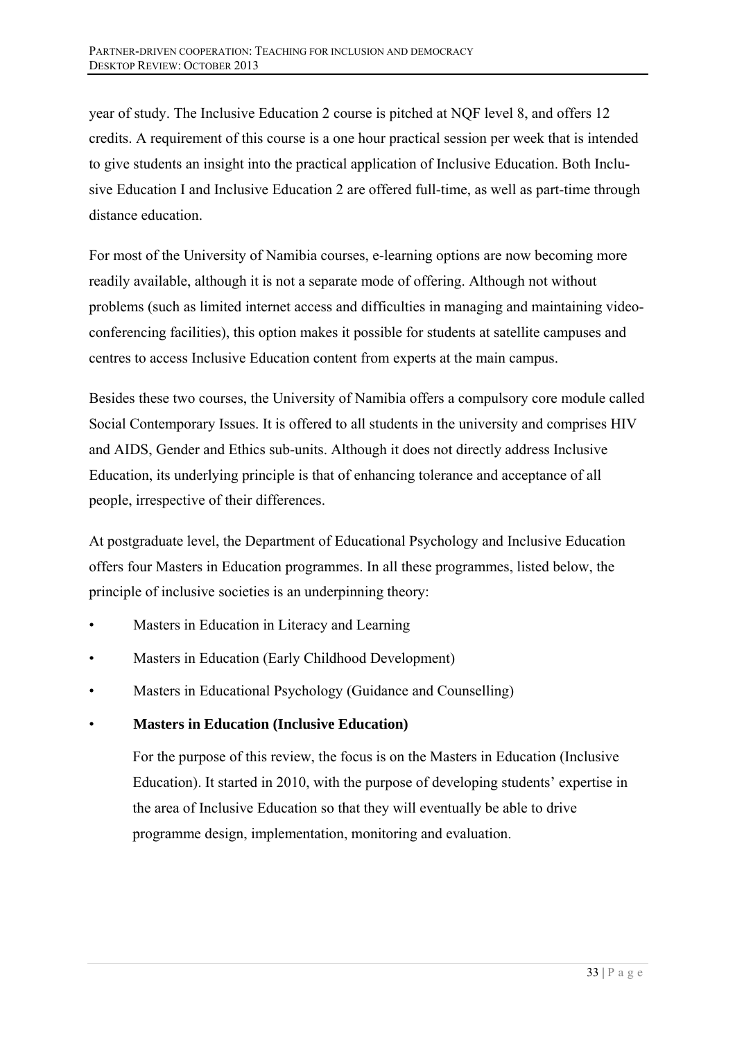year of study. The Inclusive Education 2 course is pitched at NQF level 8, and offers 12 credits. A requirement of this course is a one hour practical session per week that is intended to give students an insight into the practical application of Inclusive Education. Both Inclusive Education I and Inclusive Education 2 are offered full-time, as well as part-time through distance education.

For most of the University of Namibia courses, e-learning options are now becoming more readily available, although it is not a separate mode of offering. Although not without problems (such as limited internet access and difficulties in managing and maintaining video-conferencing facilities), this option makes it possible for students at satellite campuses and centres to access Inclusive Education content from experts at the main campus.

Besides these two courses, the University of Namibia offers a compulsory core module called Social Contemporary Issues. It is offered to all students in the university and comprises HIV and AIDS, Gender and Ethics sub-units. Although it does not directly address Inclusive Education, its underlying principle is that of enhancing tolerance and acceptance of all people, irrespective of their differences.

At postgraduate level, the Department of Educational Psychology and Inclusive Education offers four Masters in Education programmes. In all these programmes, listed below, the principle of inclusive societies is an underpinning theory:

- Masters in Education in Literacy and Learning
- Masters in Education (Early Childhood Development)
- Masters in Educational Psychology (Guidance and Counselling)
- **Masters in Education (Inclusive Education)**

  For the purpose of this review, the focus is on the Masters in Education (Inclusive Education). It started in 2010, with the purpose of developing students' expertise in the area of Inclusive Education so that they will eventually be able to drive programme design, implementation, monitoring and evaluation.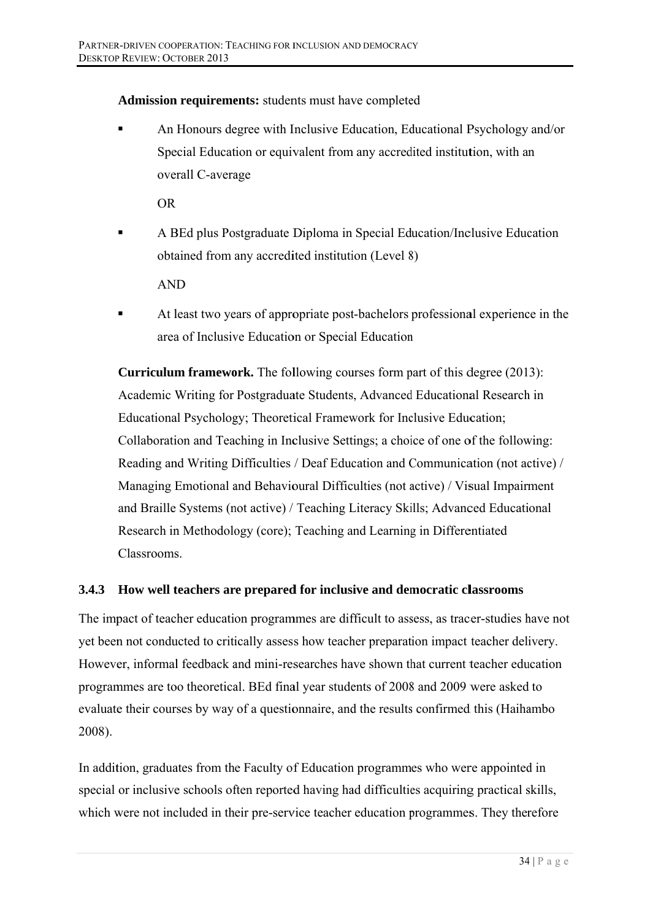**Admission requirements:** students must have completed

- An Honours degree with Inclusive Education, Educational Psychology and/or Special Education or equivalent from any accredited institution, with an overall C-average

  OR

- A BEd plus Postgraduate Diploma in Special Education/Inclusive Education obtained from any accredited institution (Level 8)

  AND

- At least two years of appropriate post-bachelors professional experience in the area of Inclusive Education or Special Education

**Curriculum framework.** The following courses form part of this degree (2013): Academic Writing for Postgraduate Students, Advanced Educational Research in Educational Psychology; Theoretical Framework for Inclusive Education; Collaboration and Teaching in Inclusive Settings; a choice of one of the following: Reading and Writing Difficulties / Deaf Education and Communication (not active) / Managing Emotional and Behavioural Difficulties (not active) / Visual Impairment and Braille Systems (not active) / Teaching Literacy Skills; Advanced Educational Research in Methodology (core); Teaching and Learning in Differentiated Classrooms.

### 3.4.3 How well teachers are prepared for inclusive and democratic classrooms

The impact of teacher education programmes are difficult to assess, as tracer-studies have not yet been not conducted to critically assess how teacher preparation impact teacher delivery. However, informal feedback and mini-researches have shown that current teacher education programmes are too theoretical. BEd final year students of 2008 and 2009 were asked to evaluate their courses by way of a questionnaire, and the results confirmed this (Haihambo 2008).

In addition, graduates from the Faculty of Education programmes who were appointed in special or inclusive schools often reported having had difficulties acquiring practical skills, which were not included in their pre-service teacher education programmes. They therefore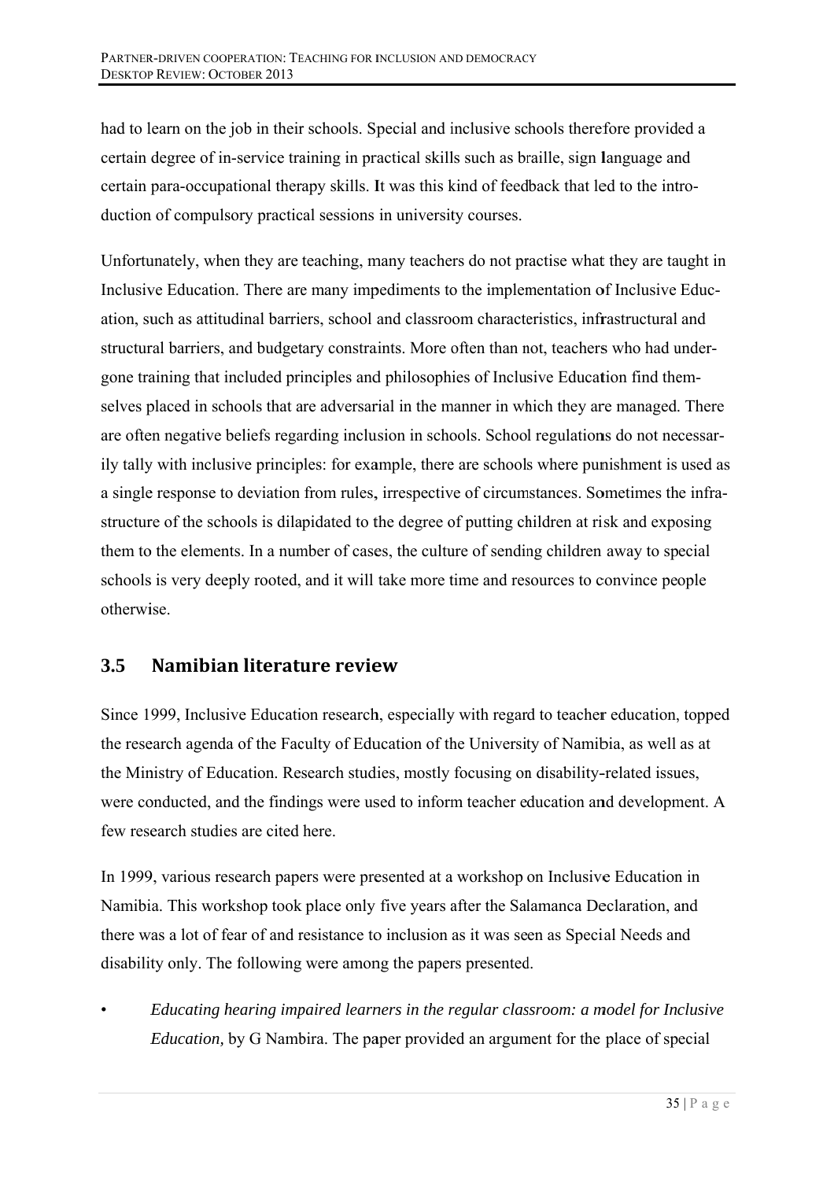had to learn on the job in their schools. Special and inclusive schools therefore provided a certain degree of in-service training in practical skills such as braille, sign language and certain para-occupational therapy skills. It was this kind of feedback that led to the introduction of compulsory practical sessions in university courses.

Unfortunately, when they are teaching, many teachers do not practise what they are taught in Inclusive Education. There are many impediments to the implementation of Inclusive Education, such as attitudinal barriers, school and classroom characteristics, infrastructural and structural barriers, and budgetary constraints. More often than not, teachers who had undergone training that included principles and philosophies of Inclusive Education find themselves placed in schools that are adversarial in the manner in which they are managed. There are often negative beliefs regarding inclusion in schools. School regulations do not necessarily tally with inclusive principles: for example, there are schools where punishment is used as a single response to deviation from rules, irrespective of circumstances. Sometimes the infrastructure of the schools is dilapidated to the degree of putting children at risk and exposing them to the elements. In a number of cases, the culture of sending children away to special schools is very deeply rooted, and it will take more time and resources to convince people otherwise.

## 3.5 Namibian literature review

Since 1999, Inclusive Education research, especially with regard to teacher education, topped the research agenda of the Faculty of Education of the University of Namibia, as well as at the Ministry of Education. Research studies, mostly focusing on disability-related issues, were conducted, and the findings were used to inform teacher education and development. A few research studies are cited here.

In 1999, various research papers were presented at a workshop on Inclusive Education in Namibia. This workshop took place only five years after the Salamanca Declaration, and there was a lot of fear of and resistance to inclusion as it was seen as Special Needs and disability only. The following were among the papers presented.

- *Educating hearing impaired learners in the regular classroom: a model for Inclusive Education,* by G Nambira. The paper provided an argument for the place of special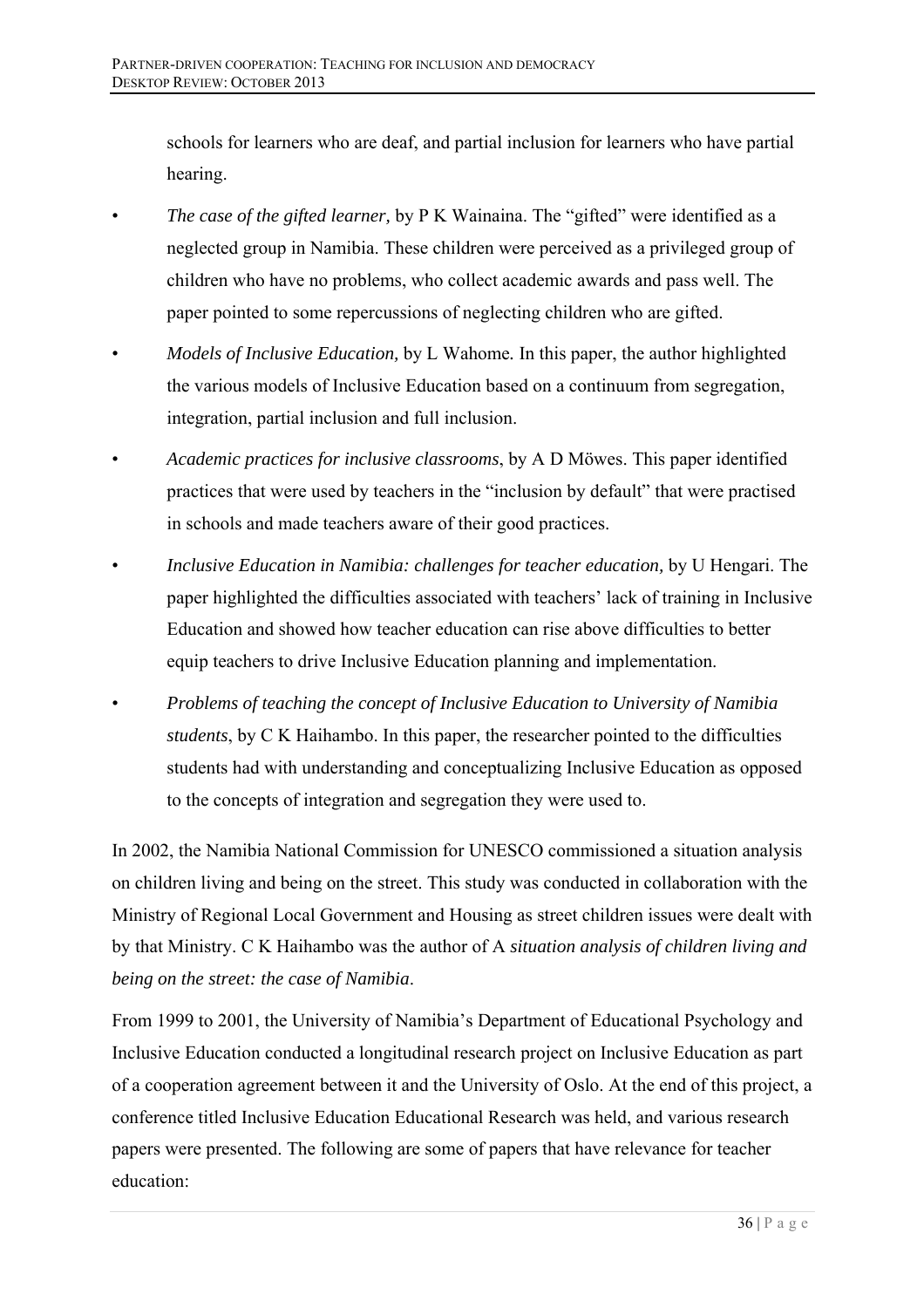schools for learners who are deaf, and partial inclusion for learners who have partial hearing.

- *The case of the gifted learner,* by P K Wainaina. The "gifted" were identified as a neglected group in Namibia. These children were perceived as a privileged group of children who have no problems, who collect academic awards and pass well. The paper pointed to some repercussions of neglecting children who are gifted.
- *Models of Inclusive Education,* by L Wahome*.* In this paper, the author highlighted the various models of Inclusive Education based on a continuum from segregation, integration, partial inclusion and full inclusion.
- *Academic practices for inclusive classrooms*, by A D Möwes. This paper identified practices that were used by teachers in the "inclusion by default" that were practised in schools and made teachers aware of their good practices.
- *Inclusive Education in Namibia: challenges for teacher education,* by U Hengari. The paper highlighted the difficulties associated with teachers' lack of training in Inclusive Education and showed how teacher education can rise above difficulties to better equip teachers to drive Inclusive Education planning and implementation.
- *Problems of teaching the concept of Inclusive Education to University of Namibia students*, by C K Haihambo. In this paper, the researcher pointed to the difficulties students had with understanding and conceptualizing Inclusive Education as opposed to the concepts of integration and segregation they were used to.

In 2002, the Namibia National Commission for UNESCO commissioned a situation analysis on children living and being on the street. This study was conducted in collaboration with the Ministry of Regional Local Government and Housing as street children issues were dealt with by that Ministry. C K Haihambo was the author of A *situation analysis of children living and being on the street: the case of Namibia*.

From 1999 to 2001, the University of Namibia's Department of Educational Psychology and Inclusive Education conducted a longitudinal research project on Inclusive Education as part of a cooperation agreement between it and the University of Oslo. At the end of this project, a conference titled Inclusive Education Educational Research was held, and various research papers were presented. The following are some of papers that have relevance for teacher education: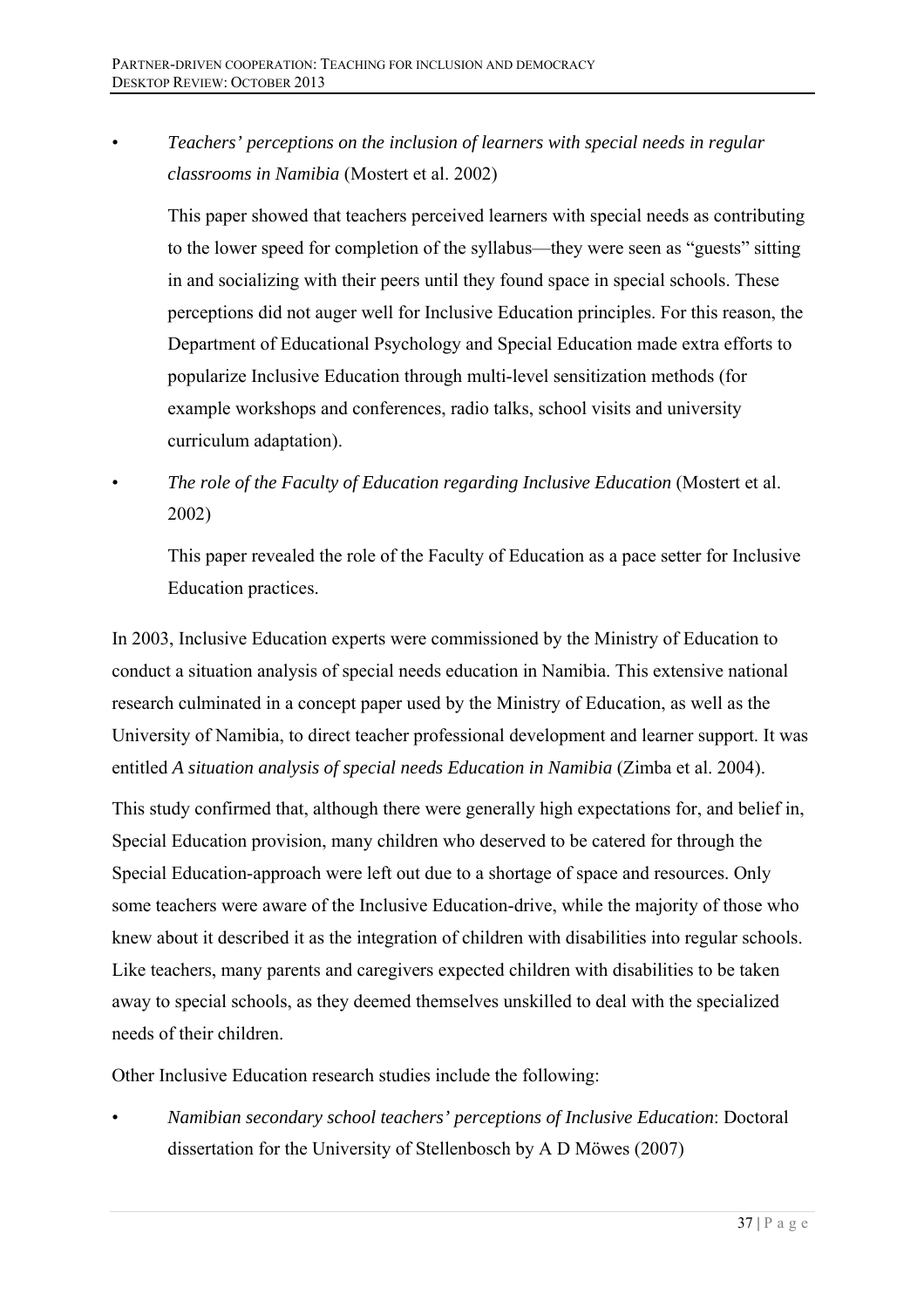- *Teachers' perceptions on the inclusion of learners with special needs in regular classrooms in Namibia* (Mostert et al. 2002)

  This paper showed that teachers perceived learners with special needs as contributing to the lower speed for completion of the syllabus—they were seen as "guests" sitting in and socializing with their peers until they found space in special schools. These perceptions did not auger well for Inclusive Education principles. For this reason, the Department of Educational Psychology and Special Education made extra efforts to popularize Inclusive Education through multi-level sensitization methods (for example workshops and conferences, radio talks, school visits and university curriculum adaptation).

- *The role of the Faculty of Education regarding Inclusive Education* (Mostert et al. 2002)

  This paper revealed the role of the Faculty of Education as a pace setter for Inclusive Education practices.

In 2003, Inclusive Education experts were commissioned by the Ministry of Education to conduct a situation analysis of special needs education in Namibia. This extensive national research culminated in a concept paper used by the Ministry of Education, as well as the University of Namibia, to direct teacher professional development and learner support. It was entitled *A situation analysis of special needs Education in Namibia* (Zimba et al. 2004).

This study confirmed that, although there were generally high expectations for, and belief in, Special Education provision, many children who deserved to be catered for through the Special Education-approach were left out due to a shortage of space and resources. Only some teachers were aware of the Inclusive Education-drive, while the majority of those who knew about it described it as the integration of children with disabilities into regular schools. Like teachers, many parents and caregivers expected children with disabilities to be taken away to special schools, as they deemed themselves unskilled to deal with the specialized needs of their children.

Other Inclusive Education research studies include the following:

- *Namibian secondary school teachers' perceptions of Inclusive Education*: Doctoral dissertation for the University of Stellenbosch by A D Möwes (2007)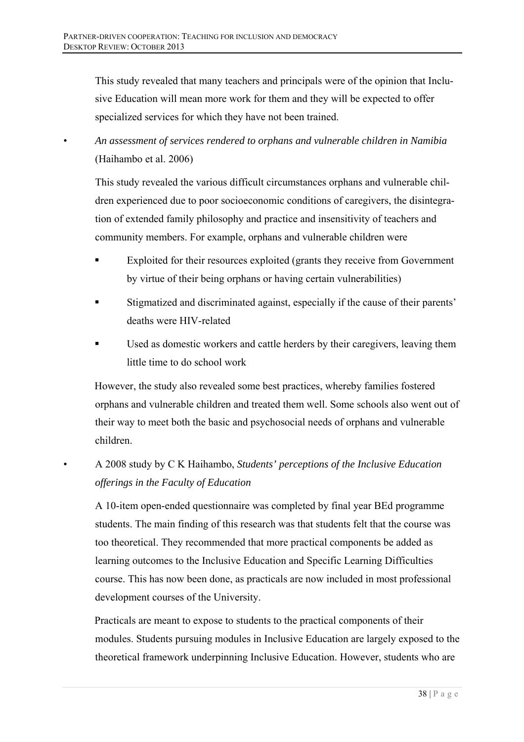This study revealed that many teachers and principals were of the opinion that Inclusive Education will mean more work for them and they will be expected to offer specialized services for which they have not been trained.

- *An assessment of services rendered to orphans and vulnerable children in Namibia* (Haihambo et al. 2006)

  This study revealed the various difficult circumstances orphans and vulnerable children experienced due to poor socioeconomic conditions of caregivers, the disintegration of extended family philosophy and practice and insensitivity of teachers and community members. For example, orphans and vulnerable children were

  - Exploited for their resources exploited (grants they receive from Government by virtue of their being orphans or having certain vulnerabilities)
  - Stigmatized and discriminated against, especially if the cause of their parents' deaths were HIV-related
  - Used as domestic workers and cattle herders by their caregivers, leaving them little time to do school work

  However, the study also revealed some best practices, whereby families fostered orphans and vulnerable children and treated them well. Some schools also went out of their way to meet both the basic and psychosocial needs of orphans and vulnerable children.

- A 2008 study by C K Haihambo, *Students' perceptions of the Inclusive Education offerings in the Faculty of Education*

  A 10-item open-ended questionnaire was completed by final year BEd programme students. The main finding of this research was that students felt that the course was too theoretical. They recommended that more practical components be added as learning outcomes to the Inclusive Education and Specific Learning Difficulties course. This has now been done, as practicals are now included in most professional development courses of the University.

  Practicals are meant to expose to students to the practical components of their modules. Students pursuing modules in Inclusive Education are largely exposed to the theoretical framework underpinning Inclusive Education. However, students who are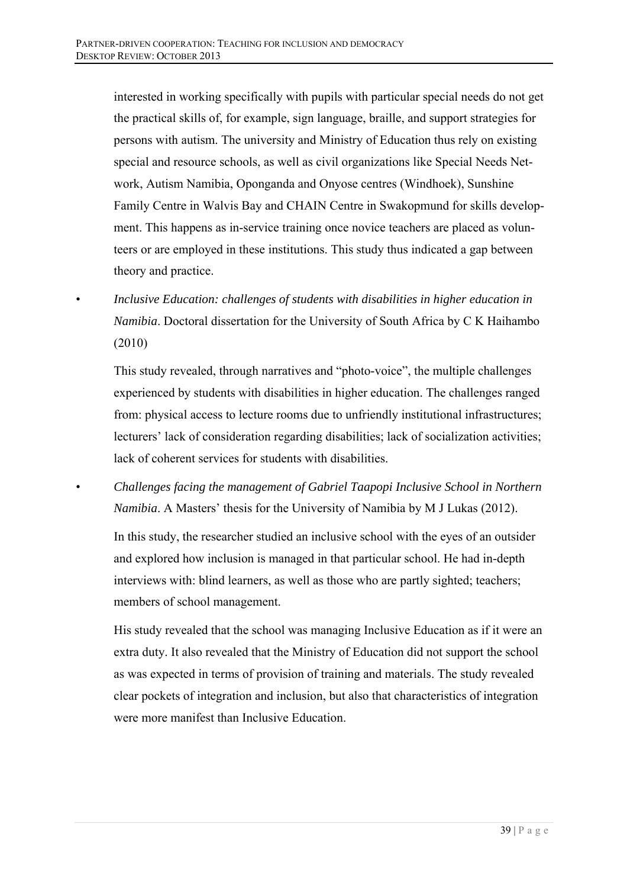interested in working specifically with pupils with particular special needs do not get the practical skills of, for example, sign language, braille, and support strategies for persons with autism. The university and Ministry of Education thus rely on existing special and resource schools, as well as civil organizations like Special Needs Network, Autism Namibia, Oponganda and Onyose centres (Windhoek), Sunshine Family Centre in Walvis Bay and CHAIN Centre in Swakopmund for skills development. This happens as in-service training once novice teachers are placed as volunteers or are employed in these institutions. This study thus indicated a gap between theory and practice.

- *Inclusive Education: challenges of students with disabilities in higher education in Namibia*. Doctoral dissertation for the University of South Africa by C K Haihambo (2010)

  This study revealed, through narratives and "photo-voice", the multiple challenges experienced by students with disabilities in higher education. The challenges ranged from: physical access to lecture rooms due to unfriendly institutional infrastructures; lecturers' lack of consideration regarding disabilities; lack of socialization activities; lack of coherent services for students with disabilities.

- *Challenges facing the management of Gabriel Taapopi Inclusive School in Northern Namibia*. A Masters' thesis for the University of Namibia by M J Lukas (2012).

  In this study, the researcher studied an inclusive school with the eyes of an outsider and explored how inclusion is managed in that particular school. He had in-depth interviews with: blind learners, as well as those who are partly sighted; teachers; members of school management.

  His study revealed that the school was managing Inclusive Education as if it were an extra duty. It also revealed that the Ministry of Education did not support the school as was expected in terms of provision of training and materials. The study revealed clear pockets of integration and inclusion, but also that characteristics of integration were more manifest than Inclusive Education.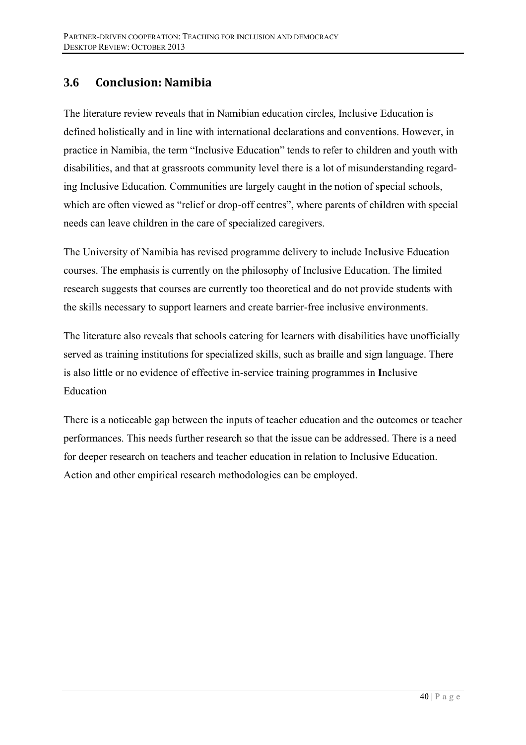## 3.6 Conclusion: Namibia

The literature review reveals that in Namibian education circles, Inclusive Education is defined holistically and in line with international declarations and conventions. However, in practice in Namibia, the term "Inclusive Education" tends to refer to children and youth with disabilities, and that at grassroots community level there is a lot of misunderstanding regarding Inclusive Education. Communities are largely caught in the notion of special schools, which are often viewed as "relief or drop-off centres", where parents of children with special needs can leave children in the care of specialized caregivers.

The University of Namibia has revised programme delivery to include Inclusive Education courses. The emphasis is currently on the philosophy of Inclusive Education. The limited research suggests that courses are currently too theoretical and do not provide students with the skills necessary to support learners and create barrier-free inclusive environments.

The literature also reveals that schools catering for learners with disabilities have unofficially served as training institutions for specialized skills, such as braille and sign language. There is also little or no evidence of effective in-service training programmes in Inclusive Education

There is a noticeable gap between the inputs of teacher education and the outcomes or teacher performances. This needs further research so that the issue can be addressed. There is a need for deeper research on teachers and teacher education in relation to Inclusive Education. Action and other empirical research methodologies can be employed.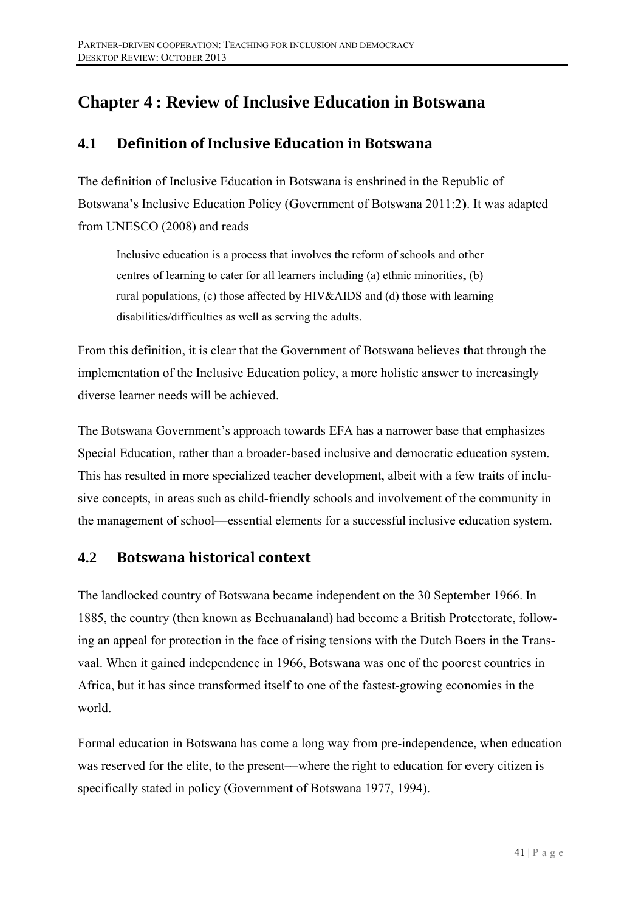# Chapter 4 : Review of Inclusive Education in Botswana

## 4.1 Definition of Inclusive Education in Botswana

The definition of Inclusive Education in Botswana is enshrined in the Republic of Botswana's Inclusive Education Policy (Government of Botswana 2011:2). It was adapted from UNESCO (2008) and reads

> Inclusive education is a process that involves the reform of schools and other centres of learning to cater for all learners including (a) ethnic minorities, (b) rural populations, (c) those affected by HIV&AIDS and (d) those with learning disabilities/difficulties as well as serving the adults.

From this definition, it is clear that the Government of Botswana believes that through the implementation of the Inclusive Education policy, a more holistic answer to increasingly diverse learner needs will be achieved.

The Botswana Government's approach towards EFA has a narrower base that emphasizes Special Education, rather than a broader-based inclusive and democratic education system. This has resulted in more specialized teacher development, albeit with a few traits of inclusive concepts, in areas such as child-friendly schools and involvement of the community in the management of school—essential elements for a successful inclusive education system.

## 4.2 Botswana historical context

The landlocked country of Botswana became independent on the 30 September 1966. In 1885, the country (then known as Bechuanaland) had become a British Protectorate, following an appeal for protection in the face of rising tensions with the Dutch Boers in the Transvaal. When it gained independence in 1966, Botswana was one of the poorest countries in Africa, but it has since transformed itself to one of the fastest-growing economies in the world.

Formal education in Botswana has come a long way from pre-independence, when education was reserved for the elite, to the present—where the right to education for every citizen is specifically stated in policy (Government of Botswana 1977, 1994).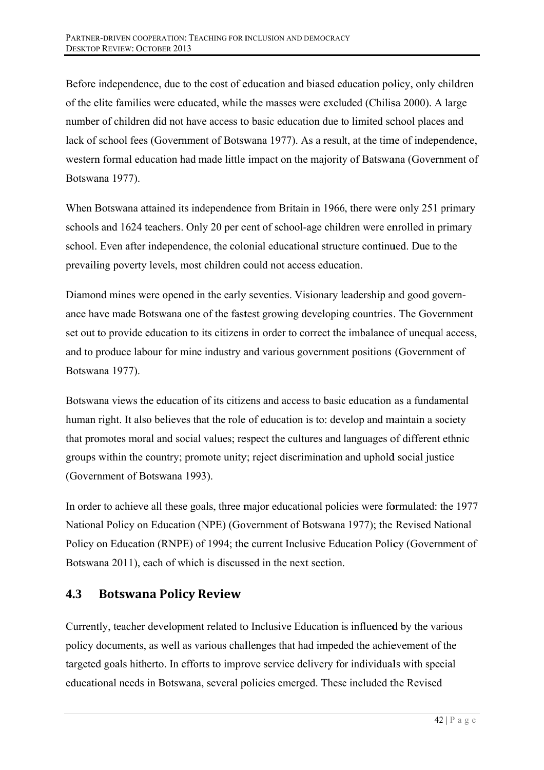Before independence, due to the cost of education and biased education policy, only children of the elite families were educated, while the masses were excluded (Chilisa 2000). A large number of children did not have access to basic education due to limited school places and lack of school fees (Government of Botswana 1977). As a result, at the time of independence, western formal education had made little impact on the majority of Batswana (Government of Botswana 1977).

When Botswana attained its independence from Britain in 1966, there were only 251 primary schools and 1624 teachers. Only 20 per cent of school-age children were enrolled in primary school. Even after independence, the colonial educational structure continued. Due to the prevailing poverty levels, most children could not access education.

Diamond mines were opened in the early seventies. Visionary leadership and good governance have made Botswana one of the fastest growing developing countries. The Government set out to provide education to its citizens in order to correct the imbalance of unequal access, and to produce labour for mine industry and various government positions (Government of Botswana 1977).

Botswana views the education of its citizens and access to basic education as a fundamental human right. It also believes that the role of education is to: develop and maintain a society that promotes moral and social values; respect the cultures and languages of different ethnic groups within the country; promote unity; reject discrimination and uphold social justice (Government of Botswana 1993).

In order to achieve all these goals, three major educational policies were formulated: the 1977 National Policy on Education (NPE) (Government of Botswana 1977); the Revised National Policy on Education (RNPE) of 1994; the current Inclusive Education Policy (Government of Botswana 2011), each of which is discussed in the next section.

## 4.3 Botswana Policy Review

Currently, teacher development related to Inclusive Education is influenced by the various policy documents, as well as various challenges that had impeded the achievement of the targeted goals hitherto. In efforts to improve service delivery for individuals with special educational needs in Botswana, several policies emerged. These included the Revised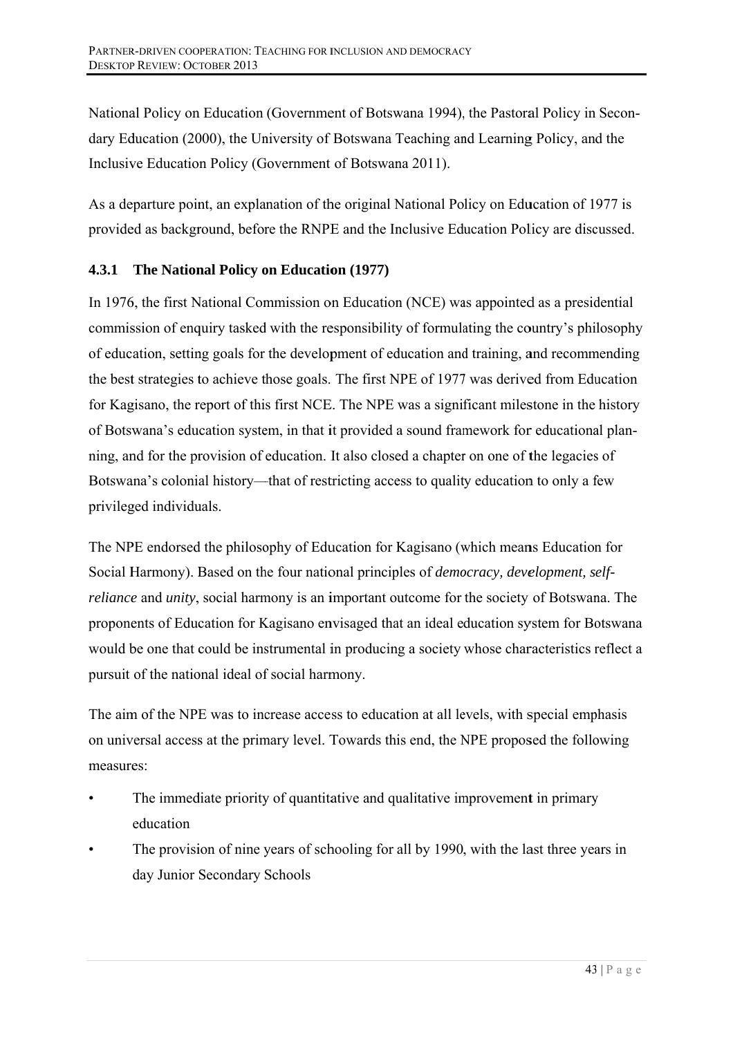National Policy on Education (Government of Botswana 1994), the Pastoral Policy in Secondary Education (2000), the University of Botswana Teaching and Learning Policy, and the Inclusive Education Policy (Government of Botswana 2011).

As a departure point, an explanation of the original National Policy on Education of 1977 is provided as background, before the RNPE and the Inclusive Education Policy are discussed.

### 4.3.1 The National Policy on Education (1977)

In 1976, the first National Commission on Education (NCE) was appointed as a presidential commission of enquiry tasked with the responsibility of formulating the country's philosophy of education, setting goals for the development of education and training, and recommending the best strategies to achieve those goals. The first NPE of 1977 was derived from Education for Kagisano, the report of this first NCE. The NPE was a significant milestone in the history of Botswana's education system, in that it provided a sound framework for educational planning, and for the provision of education. It also closed a chapter on one of the legacies of Botswana's colonial history—that of restricting access to quality education to only a few privileged individuals.

The NPE endorsed the philosophy of Education for Kagisano (which means Education for Social Harmony). Based on the four national principles of *democracy, development, self-reliance* and *unity*, social harmony is an important outcome for the society of Botswana. The proponents of Education for Kagisano envisaged that an ideal education system for Botswana would be one that could be instrumental in producing a society whose characteristics reflect a pursuit of the national ideal of social harmony.

The aim of the NPE was to increase access to education at all levels, with special emphasis on universal access at the primary level. Towards this end, the NPE proposed the following measures:

- The immediate priority of quantitative and qualitative improvement in primary education
- The provision of nine years of schooling for all by 1990, with the last three years in day Junior Secondary Schools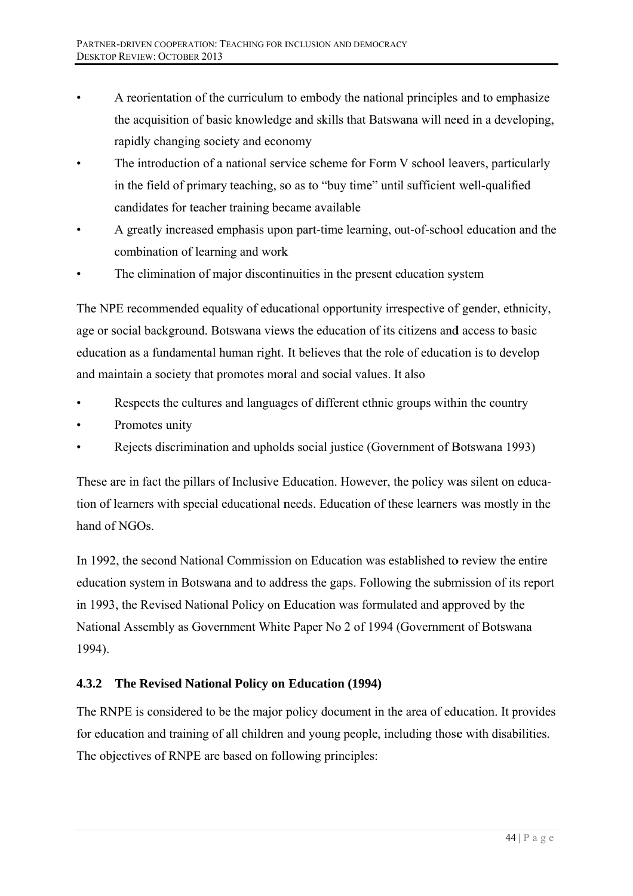- A reorientation of the curriculum to embody the national principles and to emphasize the acquisition of basic knowledge and skills that Batswana will need in a developing, rapidly changing society and economy
- The introduction of a national service scheme for Form V school leavers, particularly in the field of primary teaching, so as to "buy time" until sufficient well-qualified candidates for teacher training became available
- A greatly increased emphasis upon part-time learning, out-of-school education and the combination of learning and work
- The elimination of major discontinuities in the present education system

The NPE recommended equality of educational opportunity irrespective of gender, ethnicity, age or social background. Botswana views the education of its citizens and access to basic education as a fundamental human right. It believes that the role of education is to develop and maintain a society that promotes moral and social values. It also

- Respects the cultures and languages of different ethnic groups within the country
- Promotes unity
- Rejects discrimination and upholds social justice (Government of Botswana 1993)

These are in fact the pillars of Inclusive Education. However, the policy was silent on education of learners with special educational needs. Education of these learners was mostly in the hand of NGOs.

In 1992, the second National Commission on Education was established to review the entire education system in Botswana and to address the gaps. Following the submission of its report in 1993, the Revised National Policy on Education was formulated and approved by the National Assembly as Government White Paper No 2 of 1994 (Government of Botswana 1994).

### 4.3.2 The Revised National Policy on Education (1994)

The RNPE is considered to be the major policy document in the area of education. It provides for education and training of all children and young people, including those with disabilities. The objectives of RNPE are based on following principles: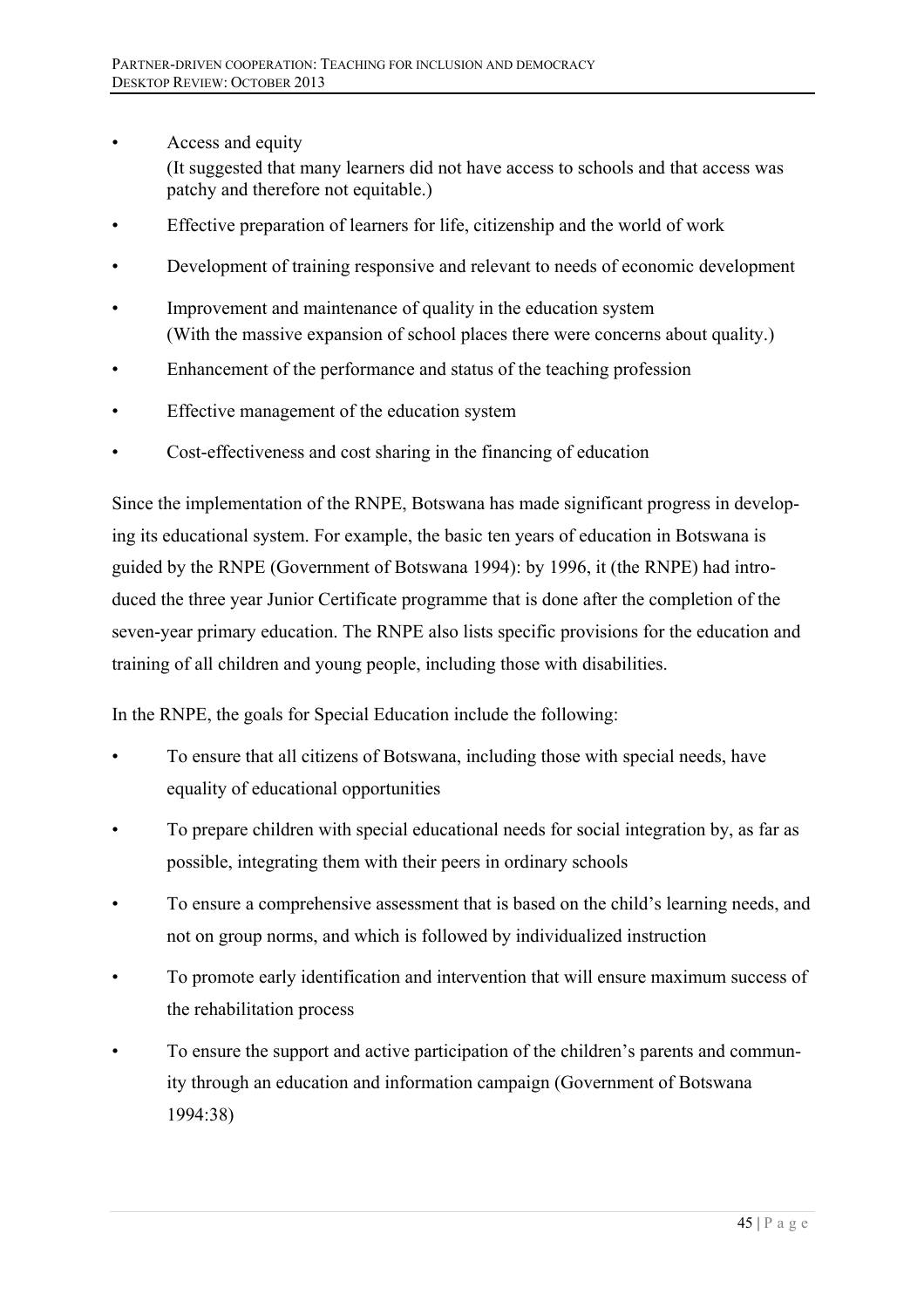- Access and equity
  (It suggested that many learners did not have access to schools and that access was patchy and therefore not equitable.)
- Effective preparation of learners for life, citizenship and the world of work
- Development of training responsive and relevant to needs of economic development
- Improvement and maintenance of quality in the education system
  (With the massive expansion of school places there were concerns about quality.)
- Enhancement of the performance and status of the teaching profession
- Effective management of the education system
- Cost-effectiveness and cost sharing in the financing of education

Since the implementation of the RNPE, Botswana has made significant progress in developing its educational system. For example, the basic ten years of education in Botswana is guided by the RNPE (Government of Botswana 1994): by 1996, it (the RNPE) had introduced the three year Junior Certificate programme that is done after the completion of the seven-year primary education. The RNPE also lists specific provisions for the education and training of all children and young people, including those with disabilities.

In the RNPE, the goals for Special Education include the following:

- To ensure that all citizens of Botswana, including those with special needs, have equality of educational opportunities
- To prepare children with special educational needs for social integration by, as far as possible, integrating them with their peers in ordinary schools
- To ensure a comprehensive assessment that is based on the child's learning needs, and not on group norms, and which is followed by individualized instruction
- To promote early identification and intervention that will ensure maximum success of the rehabilitation process
- To ensure the support and active participation of the children's parents and community through an education and information campaign (Government of Botswana 1994:38)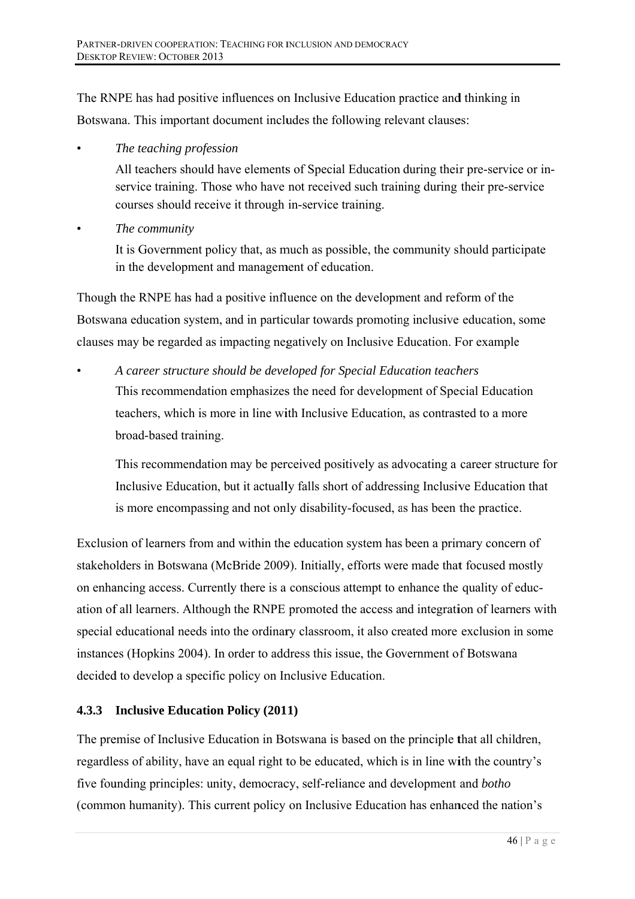The RNPE has had positive influences on Inclusive Education practice and thinking in Botswana. This important document includes the following relevant clauses:

- *The teaching profession*

  All teachers should have elements of Special Education during their pre-service or in-service training. Those who have not received such training during their pre-service courses should receive it through in-service training.

- *The community*

  It is Government policy that, as much as possible, the community should participate in the development and management of education.

Though the RNPE has had a positive influence on the development and reform of the Botswana education system, and in particular towards promoting inclusive education, some clauses may be regarded as impacting negatively on Inclusive Education. For example

- *A career structure should be developed for Special Education teachers*

  This recommendation emphasizes the need for development of Special Education teachers, which is more in line with Inclusive Education, as contrasted to a more broad-based training.

  This recommendation may be perceived positively as advocating a career structure for Inclusive Education, but it actually falls short of addressing Inclusive Education that is more encompassing and not only disability-focused, as has been the practice.

Exclusion of learners from and within the education system has been a primary concern of stakeholders in Botswana (McBride 2009). Initially, efforts were made that focused mostly on enhancing access. Currently there is a conscious attempt to enhance the quality of education of all learners. Although the RNPE promoted the access and integration of learners with special educational needs into the ordinary classroom, it also created more exclusion in some instances (Hopkins 2004). In order to address this issue, the Government of Botswana decided to develop a specific policy on Inclusive Education.

### 4.3.3 Inclusive Education Policy (2011)

The premise of Inclusive Education in Botswana is based on the principle that all children, regardless of ability, have an equal right to be educated, which is in line with the country's five founding principles: unity, democracy, self-reliance and development and *botho* (common humanity). This current policy on Inclusive Education has enhanced the nation's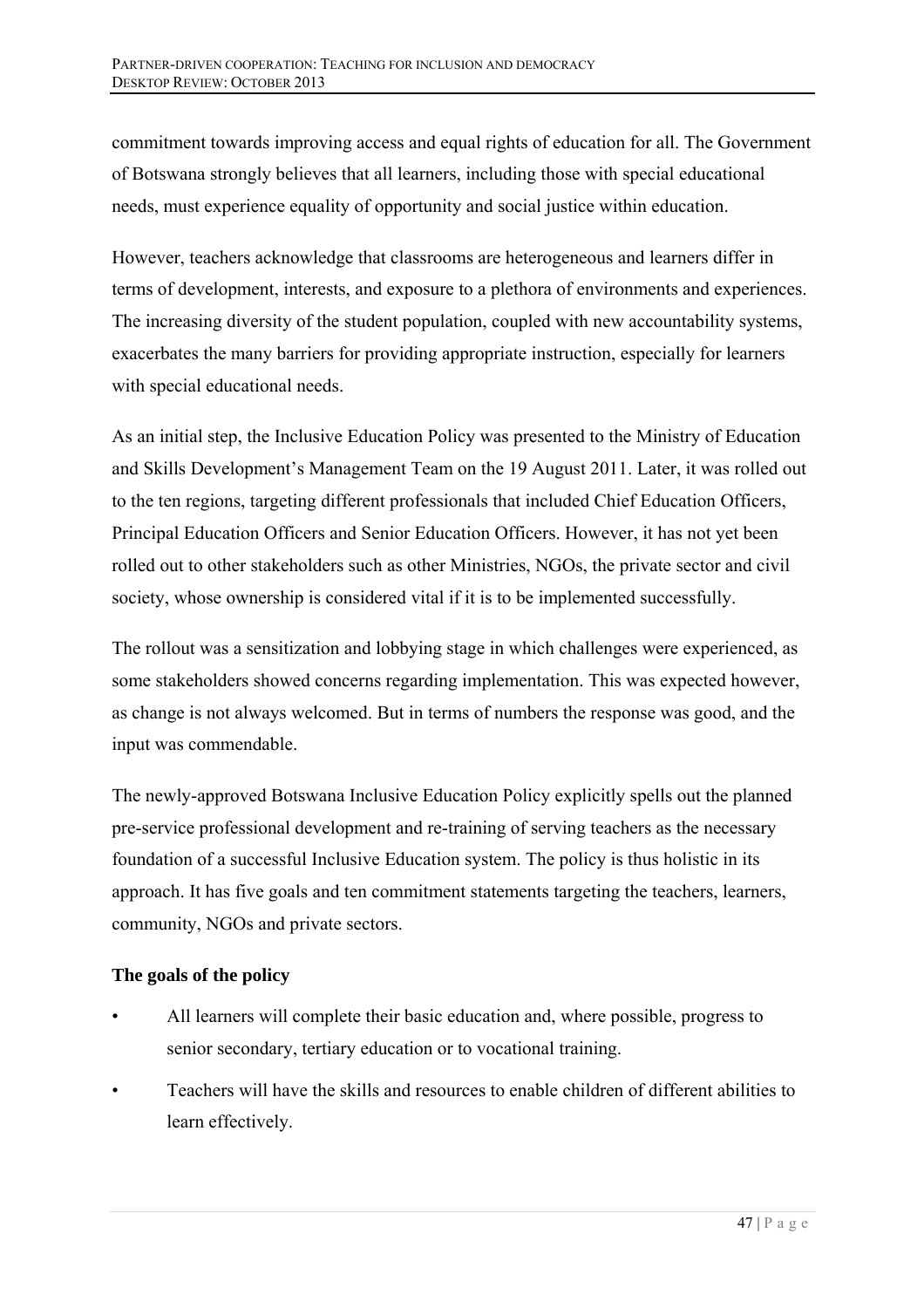commitment towards improving access and equal rights of education for all. The Government of Botswana strongly believes that all learners, including those with special educational needs, must experience equality of opportunity and social justice within education.

However, teachers acknowledge that classrooms are heterogeneous and learners differ in terms of development, interests, and exposure to a plethora of environments and experiences. The increasing diversity of the student population, coupled with new accountability systems, exacerbates the many barriers for providing appropriate instruction, especially for learners with special educational needs.

As an initial step, the Inclusive Education Policy was presented to the Ministry of Education and Skills Development's Management Team on the 19 August 2011. Later, it was rolled out to the ten regions, targeting different professionals that included Chief Education Officers, Principal Education Officers and Senior Education Officers. However, it has not yet been rolled out to other stakeholders such as other Ministries, NGOs, the private sector and civil society, whose ownership is considered vital if it is to be implemented successfully.

The rollout was a sensitization and lobbying stage in which challenges were experienced, as some stakeholders showed concerns regarding implementation. This was expected however, as change is not always welcomed. But in terms of numbers the response was good, and the input was commendable.

The newly-approved Botswana Inclusive Education Policy explicitly spells out the planned pre-service professional development and re-training of serving teachers as the necessary foundation of a successful Inclusive Education system. The policy is thus holistic in its approach. It has five goals and ten commitment statements targeting the teachers, learners, community, NGOs and private sectors.

**The goals of the policy**

- All learners will complete their basic education and, where possible, progress to senior secondary, tertiary education or to vocational training.
- Teachers will have the skills and resources to enable children of different abilities to learn effectively.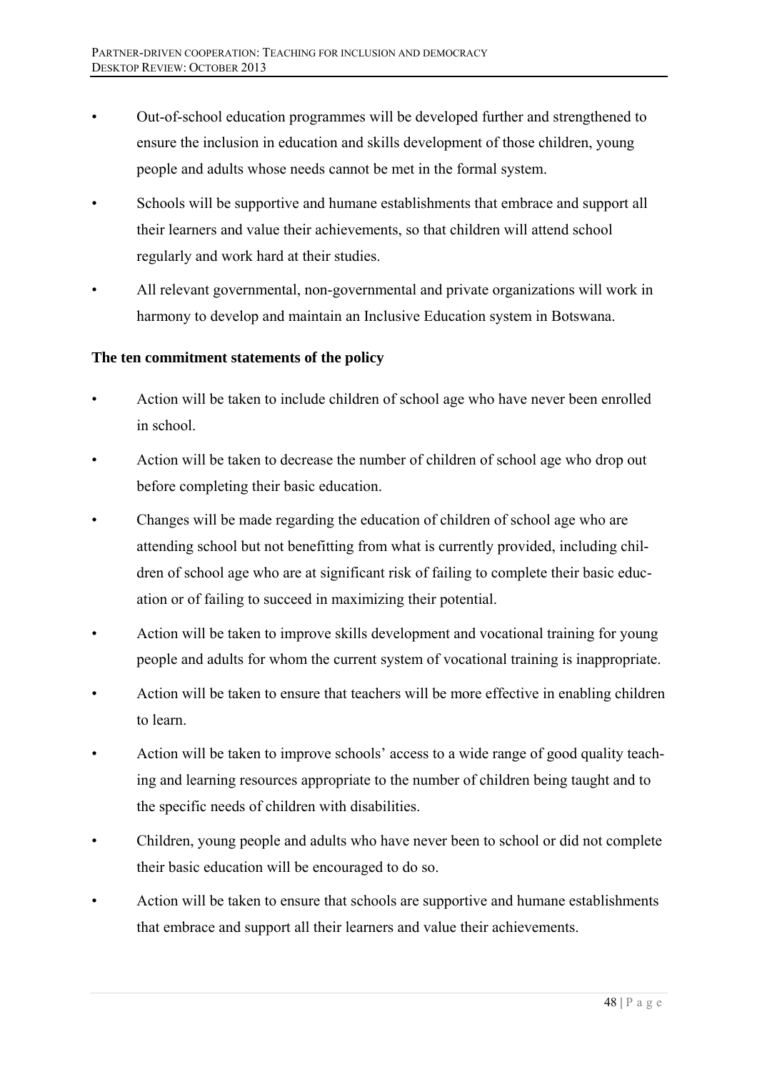- Out-of-school education programmes will be developed further and strengthened to ensure the inclusion in education and skills development of those children, young people and adults whose needs cannot be met in the formal system.
- Schools will be supportive and humane establishments that embrace and support all their learners and value their achievements, so that children will attend school regularly and work hard at their studies.
- All relevant governmental, non-governmental and private organizations will work in harmony to develop and maintain an Inclusive Education system in Botswana.

**The ten commitment statements of the policy**

- Action will be taken to include children of school age who have never been enrolled in school.
- Action will be taken to decrease the number of children of school age who drop out before completing their basic education.
- Changes will be made regarding the education of children of school age who are attending school but not benefitting from what is currently provided, including children of school age who are at significant risk of failing to complete their basic education or of failing to succeed in maximizing their potential.
- Action will be taken to improve skills development and vocational training for young people and adults for whom the current system of vocational training is inappropriate.
- Action will be taken to ensure that teachers will be more effective in enabling children to learn.
- Action will be taken to improve schools' access to a wide range of good quality teaching and learning resources appropriate to the number of children being taught and to the specific needs of children with disabilities.
- Children, young people and adults who have never been to school or did not complete their basic education will be encouraged to do so.
- Action will be taken to ensure that schools are supportive and humane establishments that embrace and support all their learners and value their achievements.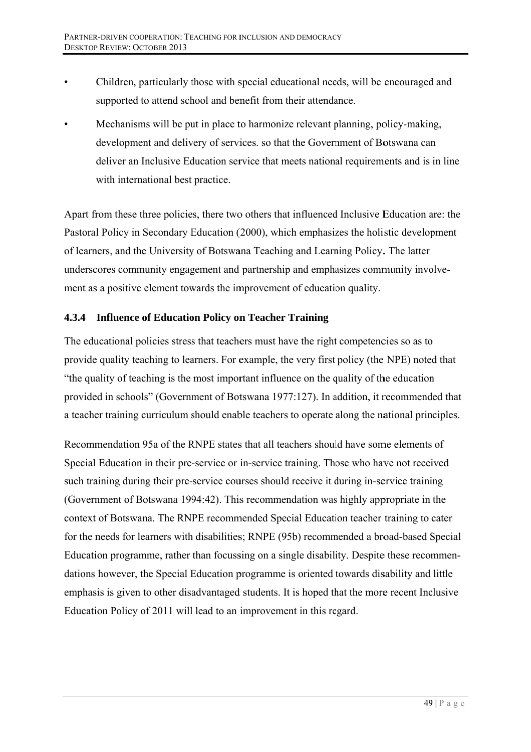- Children, particularly those with special educational needs, will be encouraged and supported to attend school and benefit from their attendance.
- Mechanisms will be put in place to harmonize relevant planning, policy-making, development and delivery of services. so that the Government of Botswana can deliver an Inclusive Education service that meets national requirements and is in line with international best practice.

Apart from these three policies, there two others that influenced Inclusive Education are: the Pastoral Policy in Secondary Education (2000), which emphasizes the holistic development of learners, and the University of Botswana Teaching and Learning Policy. The latter underscores community engagement and partnership and emphasizes community involvement as a positive element towards the improvement of education quality.

### 4.3.4 Influence of Education Policy on Teacher Training

The educational policies stress that teachers must have the right competencies so as to provide quality teaching to learners. For example, the very first policy (the NPE) noted that "the quality of teaching is the most important influence on the quality of the education provided in schools" (Government of Botswana 1977:127). In addition, it recommended that a teacher training curriculum should enable teachers to operate along the national principles.

Recommendation 95a of the RNPE states that all teachers should have some elements of Special Education in their pre-service or in-service training. Those who have not received such training during their pre-service courses should receive it during in-service training (Government of Botswana 1994:42). This recommendation was highly appropriate in the context of Botswana. The RNPE recommended Special Education teacher training to cater for the needs for learners with disabilities; RNPE (95b) recommended a broad-based Special Education programme, rather than focussing on a single disability. Despite these recommendations however, the Special Education programme is oriented towards disability and little emphasis is given to other disadvantaged students. It is hoped that the more recent Inclusive Education Policy of 2011 will lead to an improvement in this regard.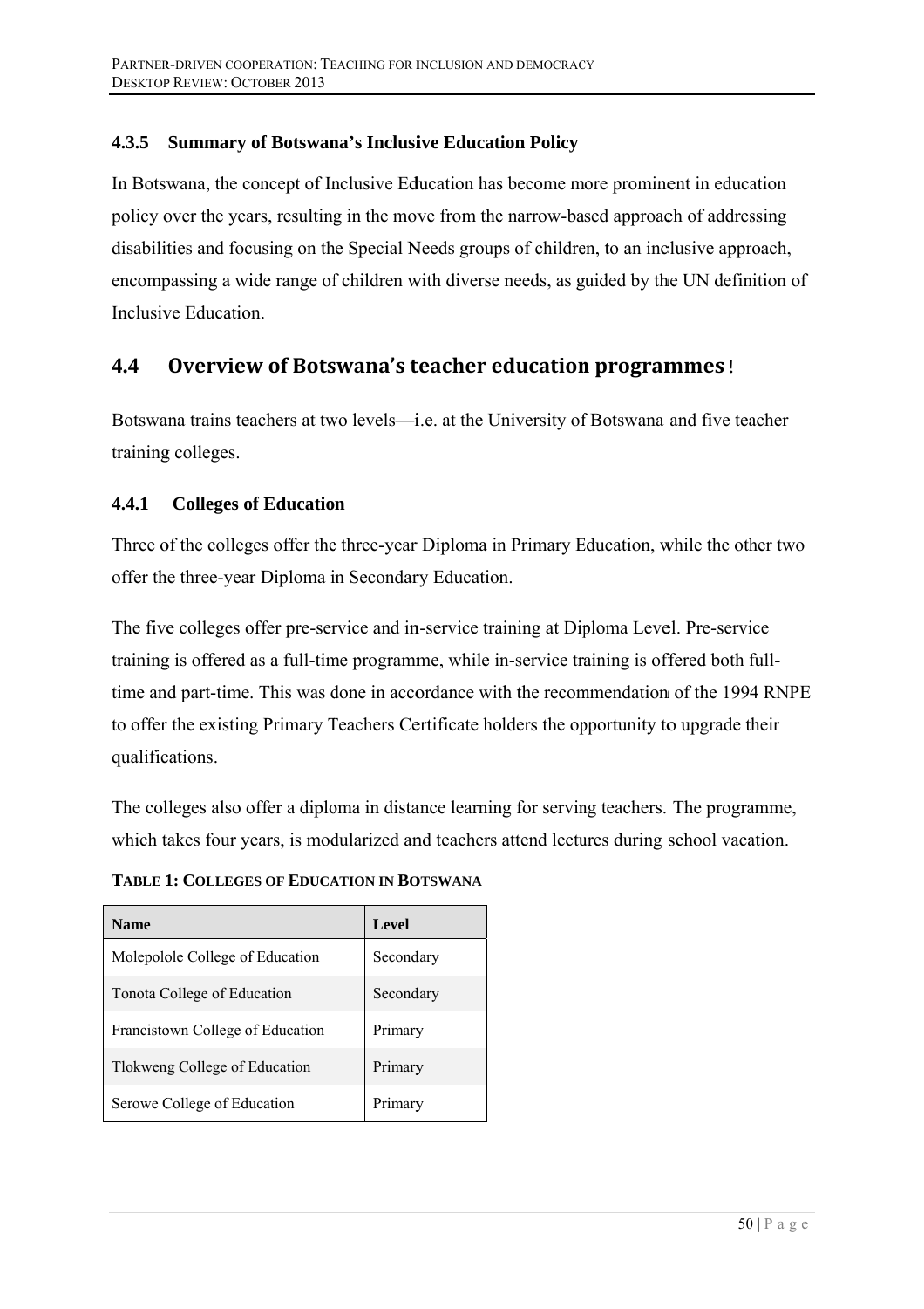### 4.3.5 Summary of Botswana's Inclusive Education Policy

In Botswana, the concept of Inclusive Education has become more prominent in education policy over the years, resulting in the move from the narrow-based approach of addressing disabilities and focusing on the Special Needs groups of children, to an inclusive approach, encompassing a wide range of children with diverse needs, as guided by the UN definition of Inclusive Education.

## 4.4 Overview of Botswana's teacher education programmes

Botswana trains teachers at two levels—i.e. at the University of Botswana and five teacher training colleges.

### 4.4.1 Colleges of Education

Three of the colleges offer the three-year Diploma in Primary Education, while the other two offer the three-year Diploma in Secondary Education.

The five colleges offer pre-service and in-service training at Diploma Level. Pre-service training is offered as a full-time programme, while in-service training is offered both full-time and part-time. This was done in accordance with the recommendation of the 1994 RNPE to offer the existing Primary Teachers Certificate holders the opportunity to upgrade their qualifications.

The colleges also offer a diploma in distance learning for serving teachers. The programme, which takes four years, is modularized and teachers attend lectures during school vacation.

**TABLE 1: COLLEGES OF EDUCATION IN BOTSWANA**

| Name | Level |
|---|---|
| Molepolole College of Education | Secondary |
| Tonota College of Education | Secondary |
| Francistown College of Education | Primary |
| Tlokweng College of Education | Primary |
| Serowe College of Education | Primary |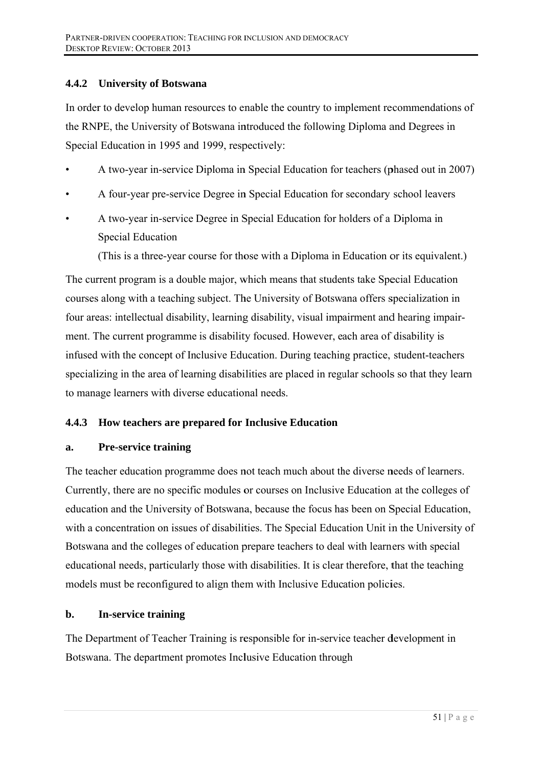### 4.4.2 University of Botswana

In order to develop human resources to enable the country to implement recommendations of the RNPE, the University of Botswana introduced the following Diploma and Degrees in Special Education in 1995 and 1999, respectively:

- A two-year in-service Diploma in Special Education for teachers (phased out in 2007)
- A four-year pre-service Degree in Special Education for secondary school leavers
- A two-year in-service Degree in Special Education for holders of a Diploma in Special Education

  (This is a three-year course for those with a Diploma in Education or its equivalent.)

The current program is a double major, which means that students take Special Education courses along with a teaching subject. The University of Botswana offers specialization in four areas: intellectual disability, learning disability, visual impairment and hearing impairment. The current programme is disability focused. However, each area of disability is infused with the concept of Inclusive Education. During teaching practice, student-teachers specializing in the area of learning disabilities are placed in regular schools so that they learn to manage learners with diverse educational needs.

### 4.4.3 How teachers are prepared for Inclusive Education

#### a. Pre-service training

The teacher education programme does not teach much about the diverse needs of learners. Currently, there are no specific modules or courses on Inclusive Education at the colleges of education and the University of Botswana, because the focus has been on Special Education, with a concentration on issues of disabilities. The Special Education Unit in the University of Botswana and the colleges of education prepare teachers to deal with learners with special educational needs, particularly those with disabilities. It is clear therefore, that the teaching models must be reconfigured to align them with Inclusive Education policies.

#### b. In-service training

The Department of Teacher Training is responsible for in-service teacher development in Botswana. The department promotes Inclusive Education through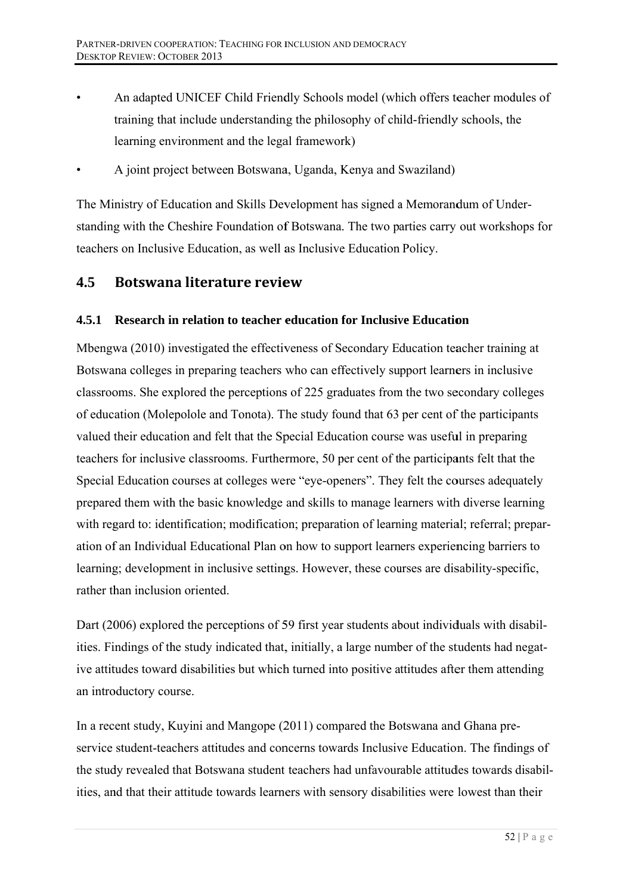- An adapted UNICEF Child Friendly Schools model (which offers teacher modules of training that include understanding the philosophy of child-friendly schools, the learning environment and the legal framework)
- A joint project between Botswana, Uganda, Kenya and Swaziland)

The Ministry of Education and Skills Development has signed a Memorandum of Understanding with the Cheshire Foundation of Botswana. The two parties carry out workshops for teachers on Inclusive Education, as well as Inclusive Education Policy.

## 4.5 Botswana literature review

### 4.5.1 Research in relation to teacher education for Inclusive Education

Mbengwa (2010) investigated the effectiveness of Secondary Education teacher training at Botswana colleges in preparing teachers who can effectively support learners in inclusive classrooms. She explored the perceptions of 225 graduates from the two secondary colleges of education (Molepolole and Tonota). The study found that 63 per cent of the participants valued their education and felt that the Special Education course was useful in preparing teachers for inclusive classrooms. Furthermore, 50 per cent of the participants felt that the Special Education courses at colleges were "eye-openers". They felt the courses adequately prepared them with the basic knowledge and skills to manage learners with diverse learning with regard to: identification; modification; preparation of learning material; referral; preparation of an Individual Educational Plan on how to support learners experiencing barriers to learning; development in inclusive settings. However, these courses are disability-specific, rather than inclusion oriented.

Dart (2006) explored the perceptions of 59 first year students about individuals with disabilities. Findings of the study indicated that, initially, a large number of the students had negative attitudes toward disabilities but which turned into positive attitudes after them attending an introductory course.

In a recent study, Kuyini and Mangope (2011) compared the Botswana and Ghana pre-service student-teachers attitudes and concerns towards Inclusive Education. The findings of the study revealed that Botswana student teachers had unfavourable attitudes towards disabilities, and that their attitude towards learners with sensory disabilities were lowest than their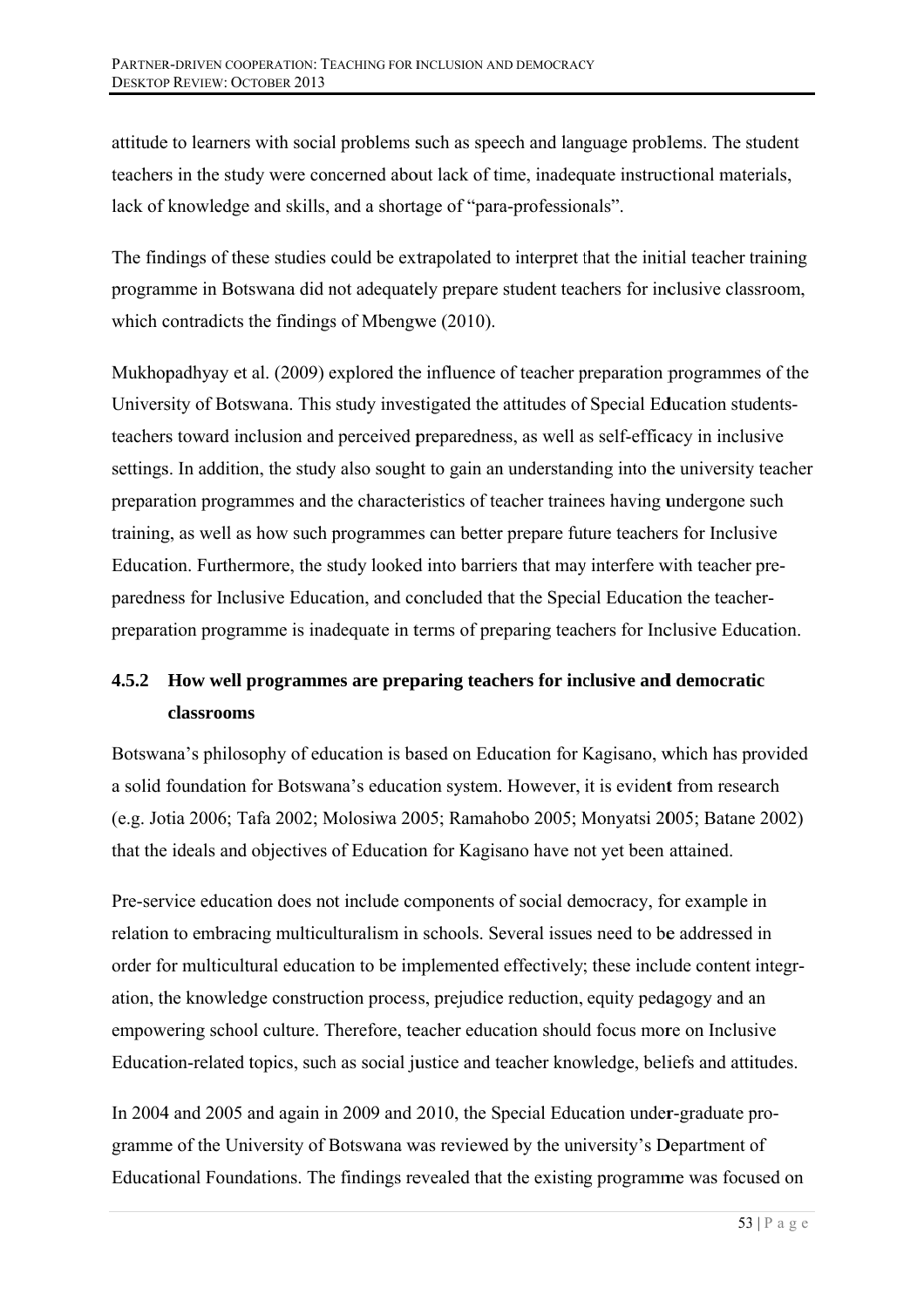attitude to learners with social problems such as speech and language problems. The student teachers in the study were concerned about lack of time, inadequate instructional materials, lack of knowledge and skills, and a shortage of "para-professionals".

The findings of these studies could be extrapolated to interpret that the initial teacher training programme in Botswana did not adequately prepare student teachers for inclusive classroom, which contradicts the findings of Mbengwe (2010).

Mukhopadhyay et al. (2009) explored the influence of teacher preparation programmes of the University of Botswana. This study investigated the attitudes of Special Education students-teachers toward inclusion and perceived preparedness, as well as self-efficacy in inclusive settings. In addition, the study also sought to gain an understanding into the university teacher preparation programmes and the characteristics of teacher trainees having undergone such training, as well as how such programmes can better prepare future teachers for Inclusive Education. Furthermore, the study looked into barriers that may interfere with teacher preparedness for Inclusive Education, and concluded that the Special Education the teacher-preparation programme is inadequate in terms of preparing teachers for Inclusive Education.

### 4.5.2 How well programmes are preparing teachers for inclusive and democratic classrooms

Botswana's philosophy of education is based on Education for Kagisano, which has provided a solid foundation for Botswana's education system. However, it is evident from research (e.g. Jotia 2006; Tafa 2002; Molosiwa 2005; Ramahobo 2005; Monyatsi 2005; Batane 2002) that the ideals and objectives of Education for Kagisano have not yet been attained.

Pre-service education does not include components of social democracy, for example in relation to embracing multiculturalism in schools. Several issues need to be addressed in order for multicultural education to be implemented effectively; these include content integration, the knowledge construction process, prejudice reduction, equity pedagogy and an empowering school culture. Therefore, teacher education should focus more on Inclusive Education-related topics, such as social justice and teacher knowledge, beliefs and attitudes.

In 2004 and 2005 and again in 2009 and 2010, the Special Education under-graduate programme of the University of Botswana was reviewed by the university's Department of Educational Foundations. The findings revealed that the existing programme was focused on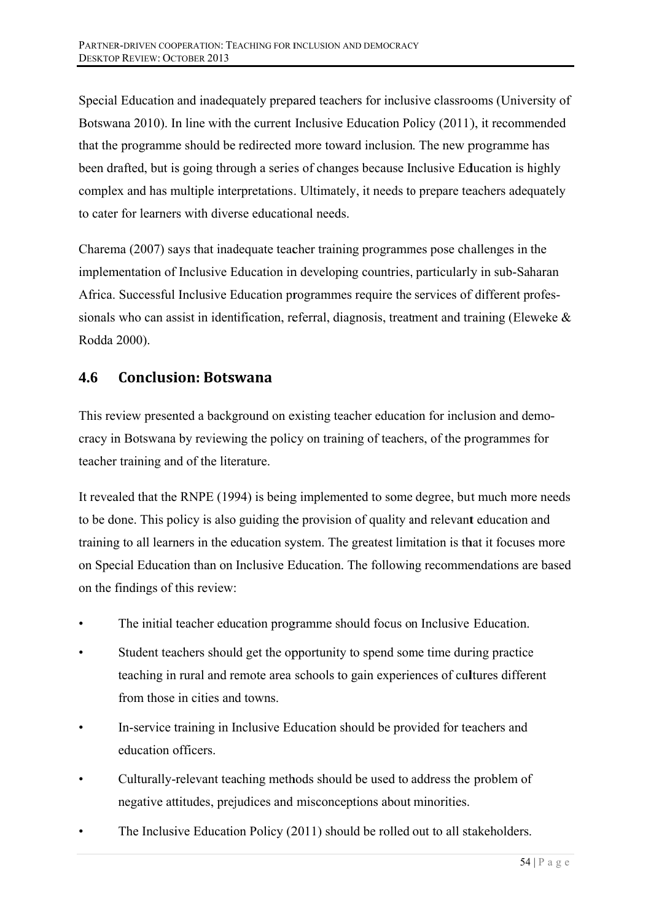Special Education and inadequately prepared teachers for inclusive classrooms (University of Botswana 2010). In line with the current Inclusive Education Policy (2011), it recommended that the programme should be redirected more toward inclusion. The new programme has been drafted, but is going through a series of changes because Inclusive Education is highly complex and has multiple interpretations. Ultimately, it needs to prepare teachers adequately to cater for learners with diverse educational needs.

Charema (2007) says that inadequate teacher training programmes pose challenges in the implementation of Inclusive Education in developing countries, particularly in sub-Saharan Africa. Successful Inclusive Education programmes require the services of different professionals who can assist in identification, referral, diagnosis, treatment and training (Eleweke & Rodda 2000).

## 4.6 Conclusion: Botswana

This review presented a background on existing teacher education for inclusion and democracy in Botswana by reviewing the policy on training of teachers, of the programmes for teacher training and of the literature.

It revealed that the RNPE (1994) is being implemented to some degree, but much more needs to be done. This policy is also guiding the provision of quality and relevant education and training to all learners in the education system. The greatest limitation is that it focuses more on Special Education than on Inclusive Education. The following recommendations are based on the findings of this review:

- The initial teacher education programme should focus on Inclusive Education.
- Student teachers should get the opportunity to spend some time during practice teaching in rural and remote area schools to gain experiences of cultures different from those in cities and towns.
- In-service training in Inclusive Education should be provided for teachers and education officers.
- Culturally-relevant teaching methods should be used to address the problem of negative attitudes, prejudices and misconceptions about minorities.
- The Inclusive Education Policy (2011) should be rolled out to all stakeholders.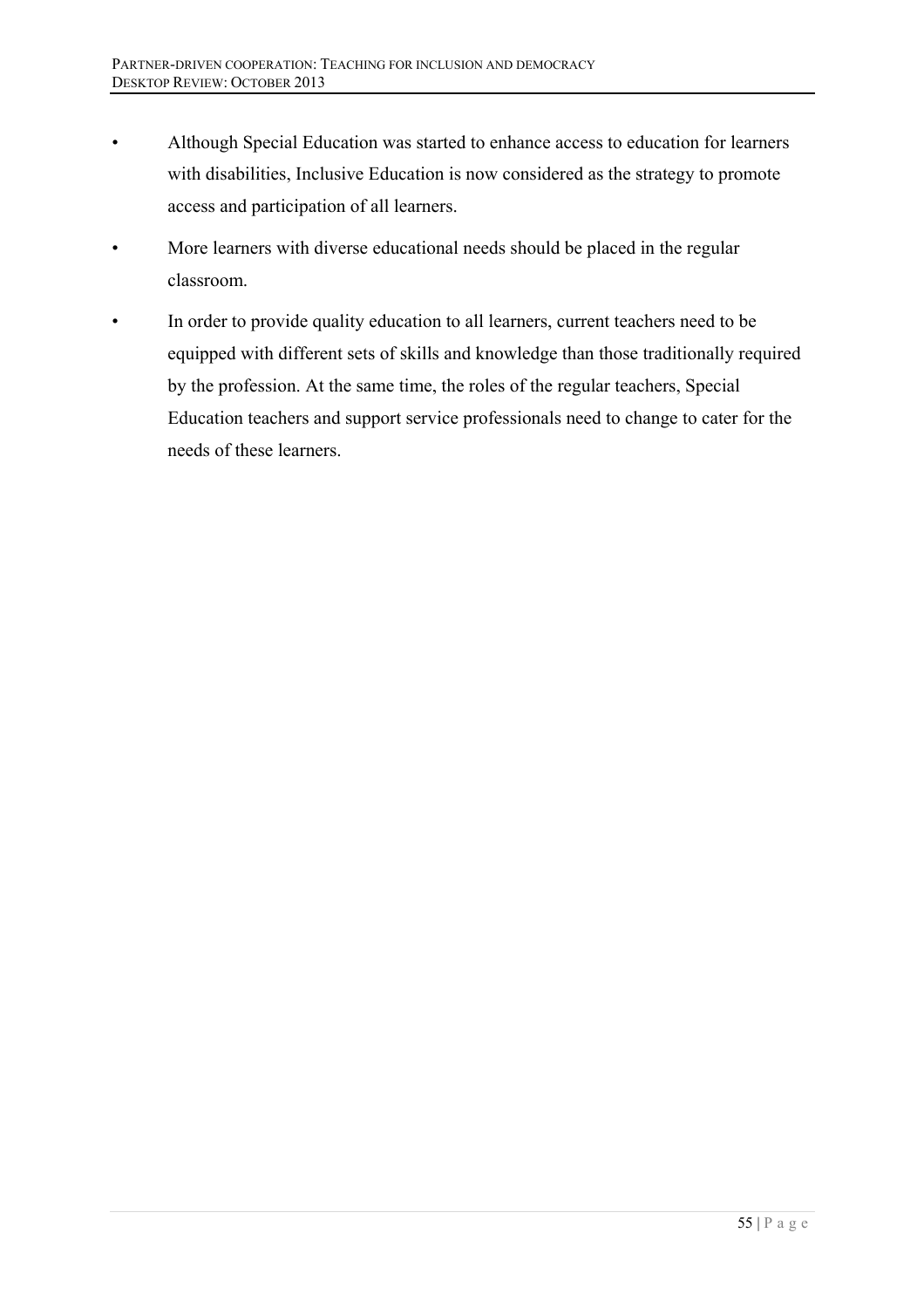- Although Special Education was started to enhance access to education for learners with disabilities, Inclusive Education is now considered as the strategy to promote access and participation of all learners.
- More learners with diverse educational needs should be placed in the regular classroom.
- In order to provide quality education to all learners, current teachers need to be equipped with different sets of skills and knowledge than those traditionally required by the profession. At the same time, the roles of the regular teachers, Special Education teachers and support service professionals need to change to cater for the needs of these learners.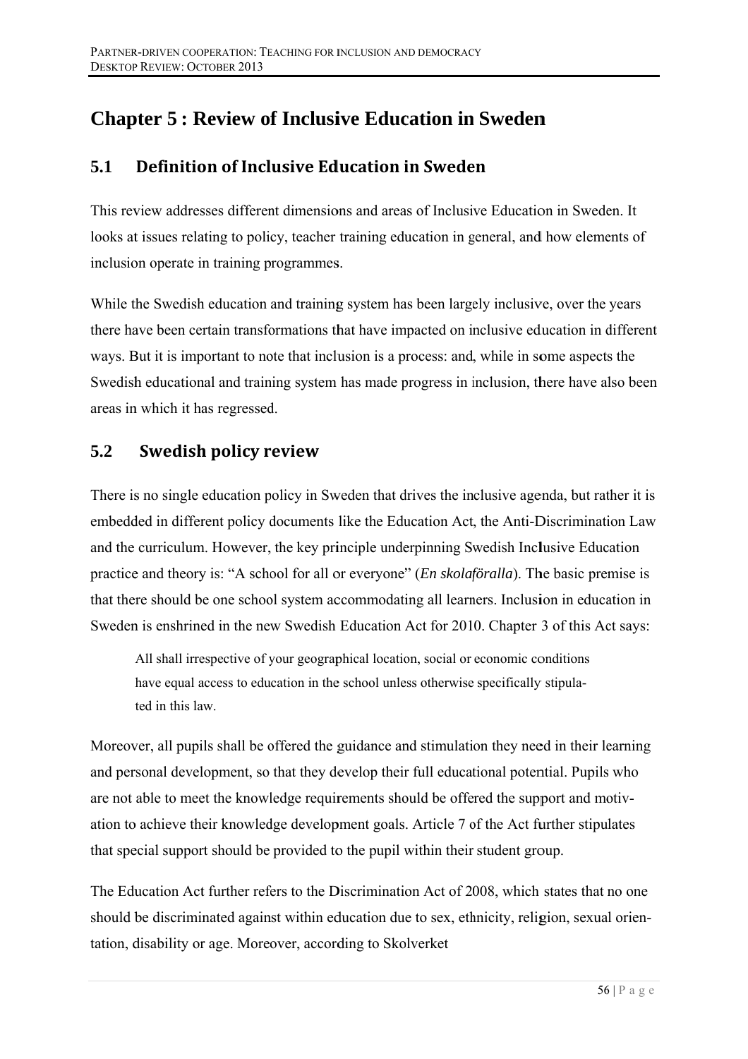# Chapter 5 : Review of Inclusive Education in Sweden

## 5.1 Definition of Inclusive Education in Sweden

This review addresses different dimensions and areas of Inclusive Education in Sweden. It looks at issues relating to policy, teacher training education in general, and how elements of inclusion operate in training programmes.

While the Swedish education and training system has been largely inclusive, over the years there have been certain transformations that have impacted on inclusive education in different ways. But it is important to note that inclusion is a process: and, while in some aspects the Swedish educational and training system has made progress in inclusion, there have also been areas in which it has regressed.

## 5.2 Swedish policy review

There is no single education policy in Sweden that drives the inclusive agenda, but rather it is embedded in different policy documents like the Education Act, the Anti-Discrimination Law and the curriculum. However, the key principle underpinning Swedish Inclusive Education practice and theory is: "A school for all or everyone" (*En skolaföralla*). The basic premise is that there should be one school system accommodating all learners. Inclusion in education in Sweden is enshrined in the new Swedish Education Act for 2010. Chapter 3 of this Act says:

> All shall irrespective of your geographical location, social or economic conditions have equal access to education in the school unless otherwise specifically stipulated in this law.

Moreover, all pupils shall be offered the guidance and stimulation they need in their learning and personal development, so that they develop their full educational potential. Pupils who are not able to meet the knowledge requirements should be offered the support and motivation to achieve their knowledge development goals. Article 7 of the Act further stipulates that special support should be provided to the pupil within their student group.

The Education Act further refers to the Discrimination Act of 2008, which states that no one should be discriminated against within education due to sex, ethnicity, religion, sexual orientation, disability or age. Moreover, according to Skolverket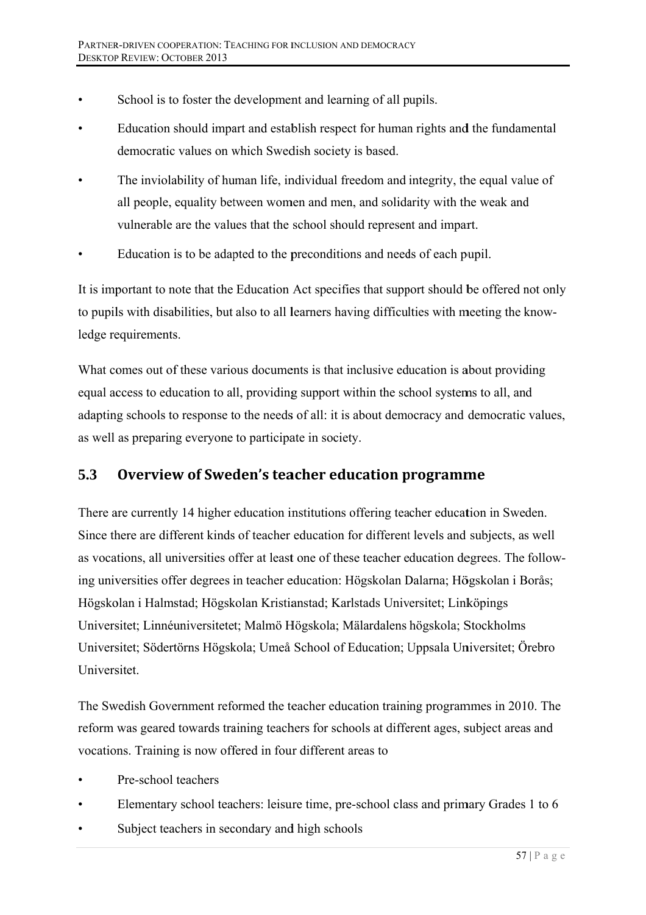- School is to foster the development and learning of all pupils.
- Education should impart and establish respect for human rights and the fundamental democratic values on which Swedish society is based.
- The inviolability of human life, individual freedom and integrity, the equal value of all people, equality between women and men, and solidarity with the weak and vulnerable are the values that the school should represent and impart.
- Education is to be adapted to the preconditions and needs of each pupil.

It is important to note that the Education Act specifies that support should be offered not only to pupils with disabilities, but also to all learners having difficulties with meeting the knowledge requirements.

What comes out of these various documents is that inclusive education is about providing equal access to education to all, providing support within the school systems to all, and adapting schools to response to the needs of all: it is about democracy and democratic values, as well as preparing everyone to participate in society.

## 5.3 Overview of Sweden's teacher education programme

There are currently 14 higher education institutions offering teacher education in Sweden. Since there are different kinds of teacher education for different levels and subjects, as well as vocations, all universities offer at least one of these teacher education degrees. The following universities offer degrees in teacher education: Högskolan Dalarna; Högskolan i Borås; Högskolan i Halmstad; Högskolan Kristianstad; Karlstads Universitet; Linköpings Universitet; Linnéuniversitetet; Malmö Högskola; Mälardalens högskola; Stockholms Universitet; Södertörns Högskola; Umeå School of Education; Uppsala Universitet; Örebro Universitet.

The Swedish Government reformed the teacher education training programmes in 2010. The reform was geared towards training teachers for schools at different ages, subject areas and vocations. Training is now offered in four different areas to

- Pre-school teachers
- Elementary school teachers: leisure time, pre-school class and primary Grades 1 to 6
- Subject teachers in secondary and high schools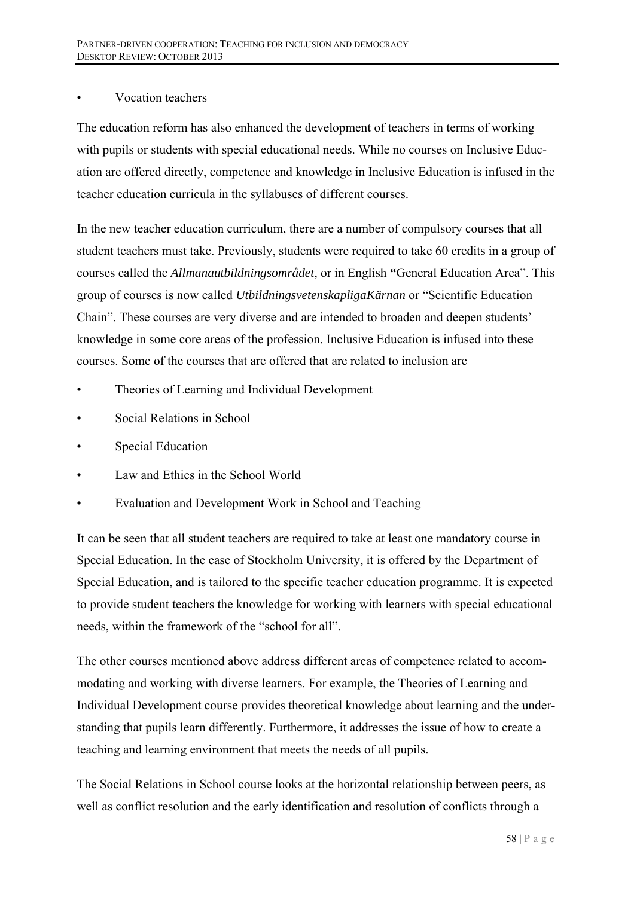- Vocation teachers

The education reform has also enhanced the development of teachers in terms of working with pupils or students with special educational needs. While no courses on Inclusive Education are offered directly, competence and knowledge in Inclusive Education is infused in the teacher education curricula in the syllabuses of different courses.

In the new teacher education curriculum, there are a number of compulsory courses that all student teachers must take. Previously, students were required to take 60 credits in a group of courses called the *Allmanautbildningsområdet*, or in English **"**General Education Area". This group of courses is now called *UtbildningsvetenskapligaKärnan* or "Scientific Education Chain". These courses are very diverse and are intended to broaden and deepen students' knowledge in some core areas of the profession. Inclusive Education is infused into these courses. Some of the courses that are offered that are related to inclusion are

- Theories of Learning and Individual Development
- Social Relations in School
- Special Education
- Law and Ethics in the School World
- Evaluation and Development Work in School and Teaching

It can be seen that all student teachers are required to take at least one mandatory course in Special Education. In the case of Stockholm University, it is offered by the Department of Special Education, and is tailored to the specific teacher education programme. It is expected to provide student teachers the knowledge for working with learners with special educational needs, within the framework of the "school for all".

The other courses mentioned above address different areas of competence related to accommodating and working with diverse learners. For example, the Theories of Learning and Individual Development course provides theoretical knowledge about learning and the understanding that pupils learn differently. Furthermore, it addresses the issue of how to create a teaching and learning environment that meets the needs of all pupils.

The Social Relations in School course looks at the horizontal relationship between peers, as well as conflict resolution and the early identification and resolution of conflicts through a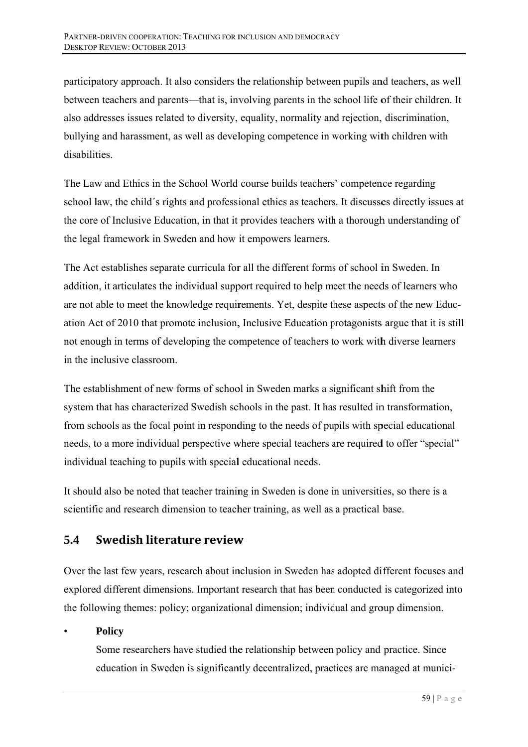participatory approach. It also considers the relationship between pupils and teachers, as well between teachers and parents—that is, involving parents in the school life of their children. It also addresses issues related to diversity, equality, normality and rejection, discrimination, bullying and harassment, as well as developing competence in working with children with disabilities.

The Law and Ethics in the School World course builds teachers' competence regarding school law, the child´s rights and professional ethics as teachers. It discusses directly issues at the core of Inclusive Education, in that it provides teachers with a thorough understanding of the legal framework in Sweden and how it empowers learners.

The Act establishes separate curricula for all the different forms of school in Sweden. In addition, it articulates the individual support required to help meet the needs of learners who are not able to meet the knowledge requirements. Yet, despite these aspects of the new Education Act of 2010 that promote inclusion, Inclusive Education protagonists argue that it is still not enough in terms of developing the competence of teachers to work with diverse learners in the inclusive classroom.

The establishment of new forms of school in Sweden marks a significant shift from the system that has characterized Swedish schools in the past. It has resulted in transformation, from schools as the focal point in responding to the needs of pupils with special educational needs, to a more individual perspective where special teachers are required to offer "special" individual teaching to pupils with special educational needs.

It should also be noted that teacher training in Sweden is done in universities, so there is a scientific and research dimension to teacher training, as well as a practical base.

## 5.4 Swedish literature review

Over the last few years, research about inclusion in Sweden has adopted different focuses and explored different dimensions. Important research that has been conducted is categorized into the following themes: policy; organizational dimension; individual and group dimension.

- **Policy**

  Some researchers have studied the relationship between policy and practice. Since education in Sweden is significantly decentralized, practices are managed at munici-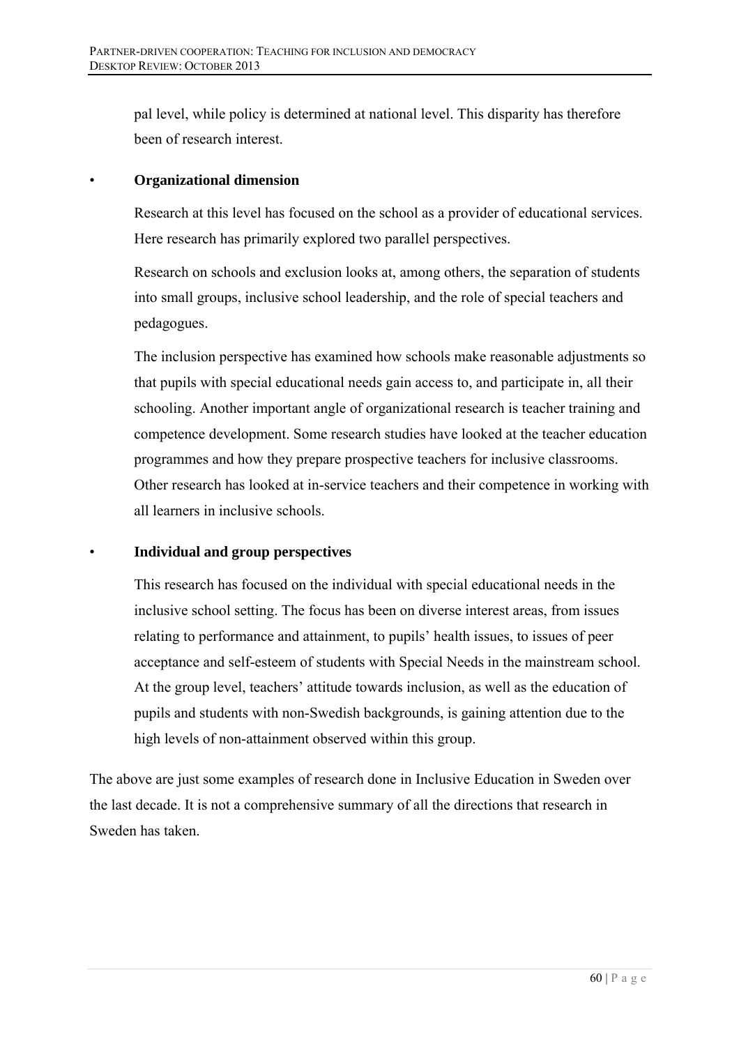pal level, while policy is determined at national level. This disparity has therefore been of research interest.

- **Organizational dimension**

  Research at this level has focused on the school as a provider of educational services. Here research has primarily explored two parallel perspectives.

  Research on schools and exclusion looks at, among others, the separation of students into small groups, inclusive school leadership, and the role of special teachers and pedagogues.

  The inclusion perspective has examined how schools make reasonable adjustments so that pupils with special educational needs gain access to, and participate in, all their schooling. Another important angle of organizational research is teacher training and competence development. Some research studies have looked at the teacher education programmes and how they prepare prospective teachers for inclusive classrooms. Other research has looked at in-service teachers and their competence in working with all learners in inclusive schools.

- **Individual and group perspectives**

  This research has focused on the individual with special educational needs in the inclusive school setting. The focus has been on diverse interest areas, from issues relating to performance and attainment, to pupils' health issues, to issues of peer acceptance and self-esteem of students with Special Needs in the mainstream school. At the group level, teachers' attitude towards inclusion, as well as the education of pupils and students with non-Swedish backgrounds, is gaining attention due to the high levels of non-attainment observed within this group.

The above are just some examples of research done in Inclusive Education in Sweden over the last decade. It is not a comprehensive summary of all the directions that research in Sweden has taken.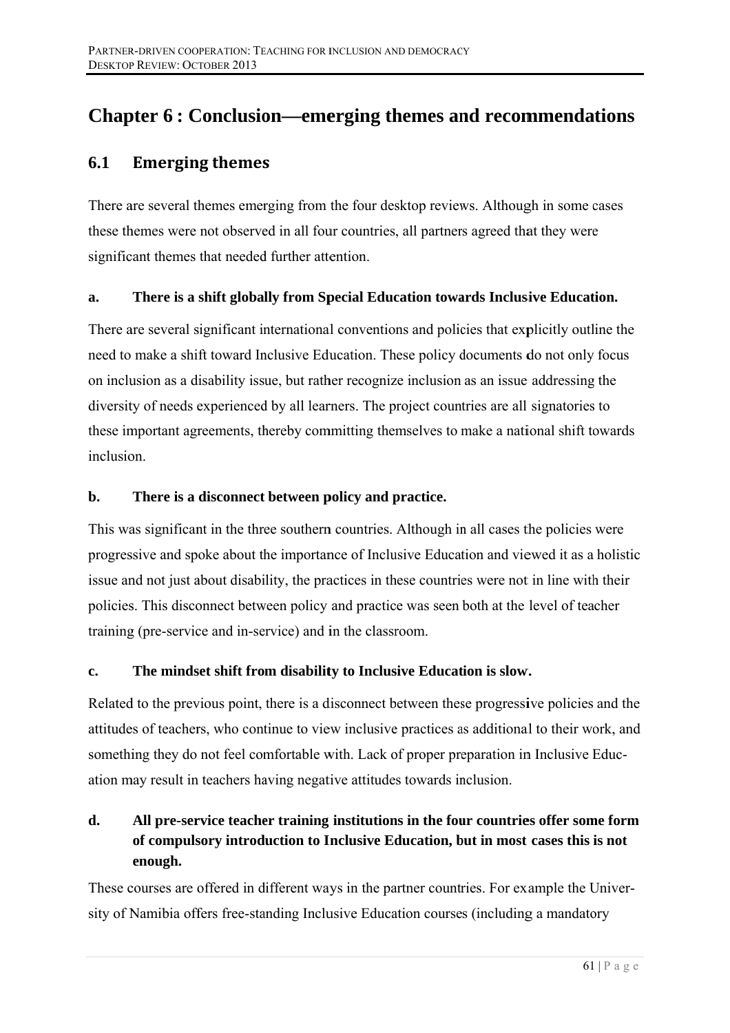# Chapter 6 : Conclusion—emerging themes and recommendations

## 6.1 Emerging themes

There are several themes emerging from the four desktop reviews. Although in some cases these themes were not observed in all four countries, all partners agreed that they were significant themes that needed further attention.

### a. There is a shift globally from Special Education towards Inclusive Education.

There are several significant international conventions and policies that explicitly outline the need to make a shift toward Inclusive Education. These policy documents do not only focus on inclusion as a disability issue, but rather recognize inclusion as an issue addressing the diversity of needs experienced by all learners. The project countries are all signatories to these important agreements, thereby committing themselves to make a national shift towards inclusion.

### b. There is a disconnect between policy and practice.

This was significant in the three southern countries. Although in all cases the policies were progressive and spoke about the importance of Inclusive Education and viewed it as a holistic issue and not just about disability, the practices in these countries were not in line with their policies. This disconnect between policy and practice was seen both at the level of teacher training (pre-service and in-service) and in the classroom.

### c. The mindset shift from disability to Inclusive Education is slow.

Related to the previous point, there is a disconnect between these progressive policies and the attitudes of teachers, who continue to view inclusive practices as additional to their work, and something they do not feel comfortable with. Lack of proper preparation in Inclusive Education may result in teachers having negative attitudes towards inclusion.

### d. All pre-service teacher training institutions in the four countries offer some form of compulsory introduction to Inclusive Education, but in most cases this is not enough.

These courses are offered in different ways in the partner countries. For example the University of Namibia offers free-standing Inclusive Education courses (including a mandatory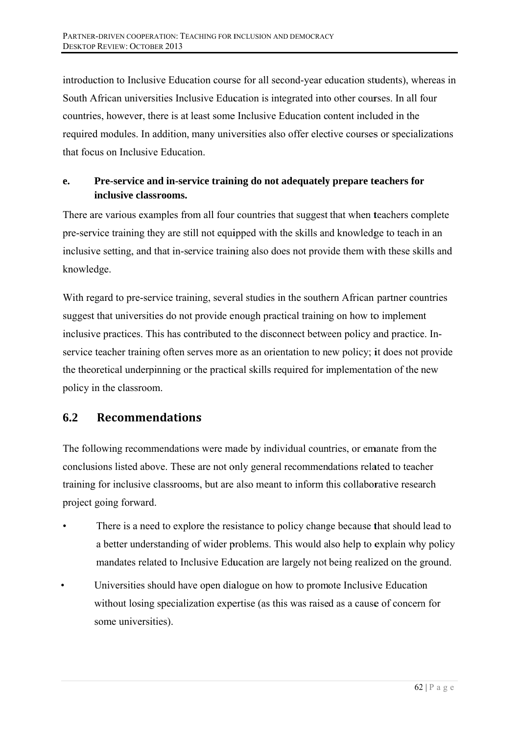introduction to Inclusive Education course for all second-year education students), whereas in South African universities Inclusive Education is integrated into other courses. In all four countries, however, there is at least some Inclusive Education content included in the required modules. In addition, many universities also offer elective courses or specializations that focus on Inclusive Education.

**e. Pre-service and in-service training do not adequately prepare teachers for inclusive classrooms.**

There are various examples from all four countries that suggest that when teachers complete pre-service training they are still not equipped with the skills and knowledge to teach in an inclusive setting, and that in-service training also does not provide them with these skills and knowledge.

With regard to pre-service training, several studies in the southern African partner countries suggest that universities do not provide enough practical training on how to implement inclusive practices. This has contributed to the disconnect between policy and practice. In-service teacher training often serves more as an orientation to new policy; it does not provide the theoretical underpinning or the practical skills required for implementation of the new policy in the classroom.

## 6.2 Recommendations

The following recommendations were made by individual countries, or emanate from the conclusions listed above. These are not only general recommendations related to teacher training for inclusive classrooms, but are also meant to inform this collaborative research project going forward.

- There is a need to explore the resistance to policy change because that should lead to a better understanding of wider problems. This would also help to explain why policy mandates related to Inclusive Education are largely not being realized on the ground.
- Universities should have open dialogue on how to promote Inclusive Education without losing specialization expertise (as this was raised as a cause of concern for some universities).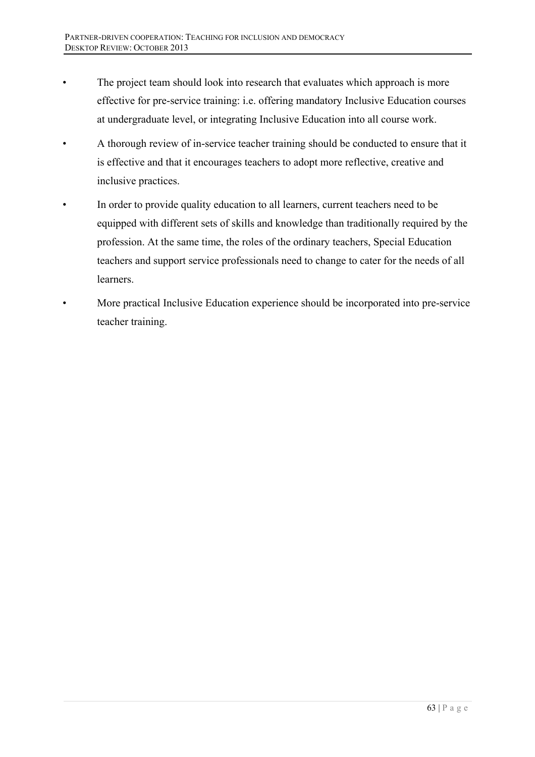- The project team should look into research that evaluates which approach is more effective for pre-service training: i.e. offering mandatory Inclusive Education courses at undergraduate level, or integrating Inclusive Education into all course work.
- A thorough review of in-service teacher training should be conducted to ensure that it is effective and that it encourages teachers to adopt more reflective, creative and inclusive practices.
- In order to provide quality education to all learners, current teachers need to be equipped with different sets of skills and knowledge than traditionally required by the profession. At the same time, the roles of the ordinary teachers, Special Education teachers and support service professionals need to change to cater for the needs of all learners.
- More practical Inclusive Education experience should be incorporated into pre-service teacher training.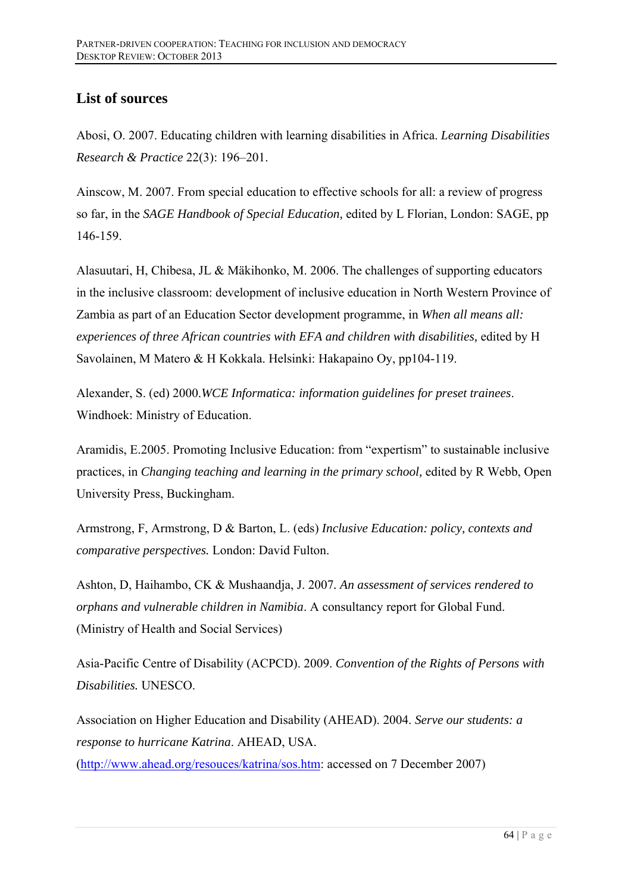## List of sources

Abosi, O. 2007. Educating children with learning disabilities in Africa. *Learning Disabilities Research & Practice* 22(3): 196–201.

Ainscow, M. 2007. From special education to effective schools for all: a review of progress so far, in the *SAGE Handbook of Special Education,* edited by L Florian, London: SAGE, pp 146-159.

Alasuutari, H, Chibesa, JL & Mäkihonko, M. 2006. The challenges of supporting educators in the inclusive classroom: development of inclusive education in North Western Province of Zambia as part of an Education Sector development programme, in *When all means all: experiences of three African countries with EFA and children with disabilities,* edited by H Savolainen, M Matero & H Kokkala. Helsinki: Hakapaino Oy, pp104-119.

Alexander, S. (ed) 2000.*WCE Informatica: information guidelines for preset trainees*. Windhoek: Ministry of Education.

Aramidis, E.2005. Promoting Inclusive Education: from "expertism" to sustainable inclusive practices, in *Changing teaching and learning in the primary school,* edited by R Webb, Open University Press, Buckingham.

Armstrong, F, Armstrong, D & Barton, L. (eds) *Inclusive Education: policy, contexts and comparative perspectives.* London: David Fulton.

Ashton, D, Haihambo, CK & Mushaandja, J. 2007. *An assessment of services rendered to orphans and vulnerable children in Namibia*. A consultancy report for Global Fund. (Ministry of Health and Social Services)

Asia-Pacific Centre of Disability (ACPCD). 2009. *Convention of the Rights of Persons with Disabilities.* UNESCO.

Association on Higher Education and Disability (AHEAD). 2004. *Serve our students: a response to hurricane Katrina*. AHEAD, USA. (http://www.ahead.org/resouces/katrina/sos.htm: accessed on 7 December 2007)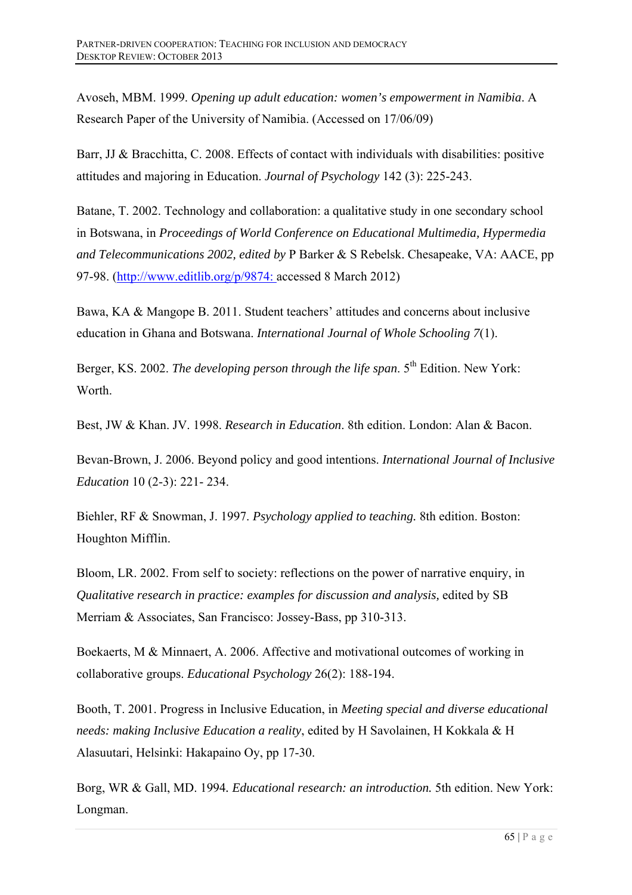Avoseh, MBM. 1999. *Opening up adult education: women's empowerment in Namibia*. A Research Paper of the University of Namibia. (Accessed on 17/06/09)

Barr, JJ & Bracchitta, C. 2008. Effects of contact with individuals with disabilities: positive attitudes and majoring in Education. *Journal of Psychology* 142 (3): 225-243.

Batane, T. 2002. Technology and collaboration: a qualitative study in one secondary school in Botswana, in *Proceedings of World Conference on Educational Multimedia, Hypermedia and Telecommunications 2002, edited by* P Barker & S Rebelsk. Chesapeake, VA: AACE, pp 97-98. (http://www.editlib.org/p/9874: accessed 8 March 2012)

Bawa, KA & Mangope B. 2011. Student teachers' attitudes and concerns about inclusive education in Ghana and Botswana. *International Journal of Whole Schooling 7*(1).

Berger, KS. 2002. *The developing person through the life span*. 5th Edition. New York: Worth.

Best, JW & Khan. JV. 1998. *Research in Education*. 8th edition. London: Alan & Bacon.

Bevan-Brown, J. 2006. Beyond policy and good intentions. *International Journal of Inclusive Education* 10 (2-3): 221- 234.

Biehler, RF & Snowman, J. 1997. *Psychology applied to teaching.* 8th edition. Boston: Houghton Mifflin.

Bloom, LR. 2002. From self to society: reflections on the power of narrative enquiry, in *Qualitative research in practice: examples for discussion and analysis,* edited by SB Merriam & Associates, San Francisco: Jossey-Bass, pp 310-313.

Boekaerts, M & Minnaert, A. 2006. Affective and motivational outcomes of working in collaborative groups. *Educational Psychology* 26(2): 188-194.

Booth, T. 2001. Progress in Inclusive Education, in *Meeting special and diverse educational needs: making Inclusive Education a reality*, edited by H Savolainen, H Kokkala & H Alasuutari, Helsinki: Hakapaino Oy, pp 17-30.

Borg, WR & Gall, MD. 1994. *Educational research: an introduction.* 5th edition. New York: Longman.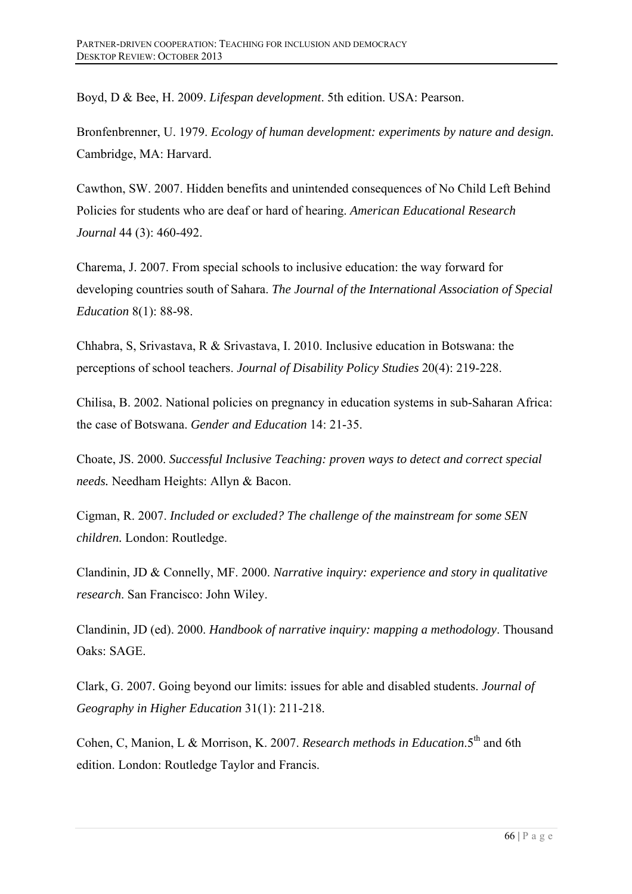Boyd, D & Bee, H. 2009. *Lifespan development*. 5th edition. USA: Pearson.

Bronfenbrenner, U. 1979. *Ecology of human development: experiments by nature and design.* Cambridge, MA: Harvard.

Cawthon, SW. 2007. Hidden benefits and unintended consequences of No Child Left Behind Policies for students who are deaf or hard of hearing. *American Educational Research Journal* 44 (3): 460-492.

Charema, J. 2007. From special schools to inclusive education: the way forward for developing countries south of Sahara. *The Journal of the International Association of Special Education* 8(1): 88-98.

Chhabra, S, Srivastava, R & Srivastava, I. 2010. Inclusive education in Botswana: the perceptions of school teachers. *Journal of Disability Policy Studies* 20(4): 219-228.

Chilisa, B. 2002. National policies on pregnancy in education systems in sub-Saharan Africa: the case of Botswana. *Gender and Education* 14: 21-35.

Choate, JS. 2000. *Successful Inclusive Teaching: proven ways to detect and correct special needs.* Needham Heights: Allyn & Bacon.

Cigman, R. 2007. *Included or excluded? The challenge of the mainstream for some SEN children.* London: Routledge.

Clandinin, JD & Connelly, MF. 2000. *Narrative inquiry: experience and story in qualitative research*. San Francisco: John Wiley.

Clandinin, JD (ed). 2000. *Handbook of narrative inquiry: mapping a methodology*. Thousand Oaks: SAGE.

Clark, G. 2007. Going beyond our limits: issues for able and disabled students. *Journal of Geography in Higher Education* 31(1): 211-218.

Cohen, C, Manion, L & Morrison, K. 2007. *Research methods in Education*.5th and 6th edition. London: Routledge Taylor and Francis.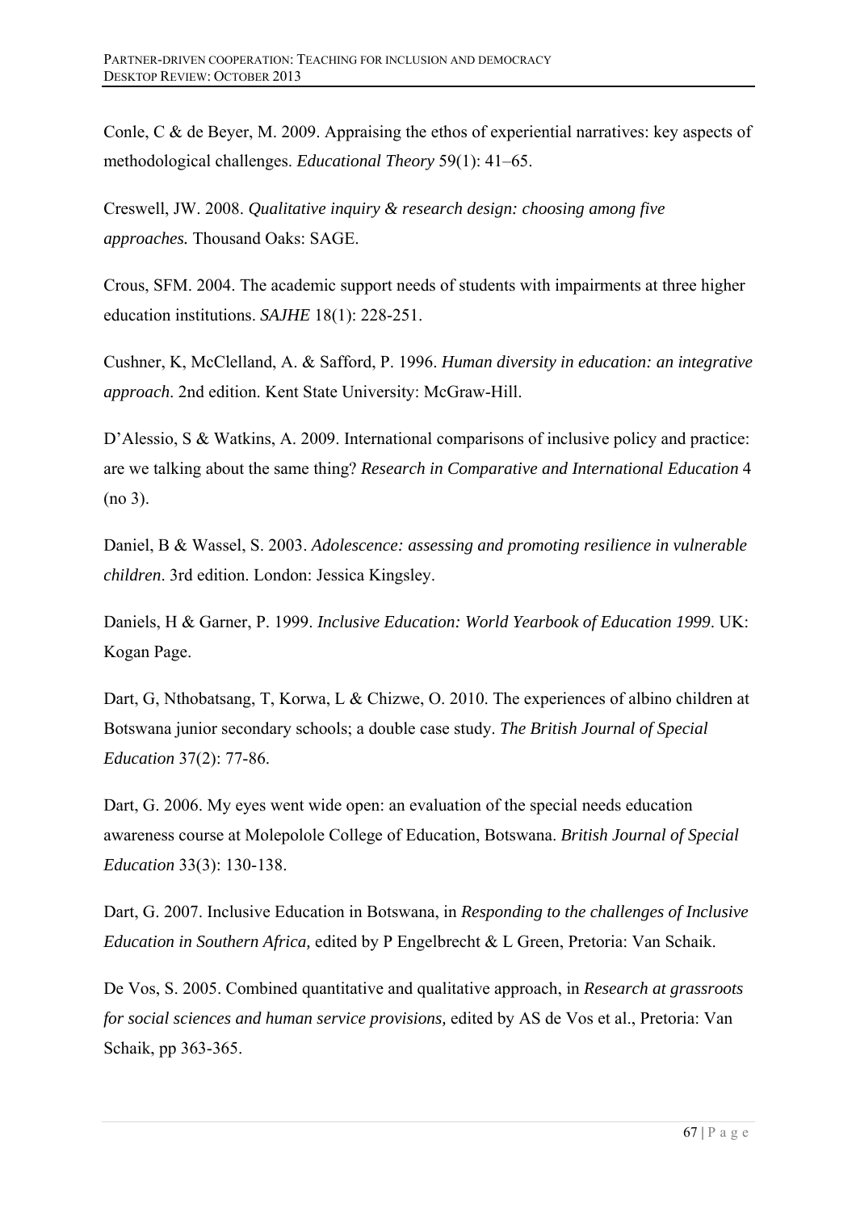Conle, C & de Beyer, M. 2009. Appraising the ethos of experiential narratives: key aspects of methodological challenges. *Educational Theory* 59(1): 41–65.

Creswell, JW. 2008. *Qualitative inquiry & research design: choosing among five approaches.* Thousand Oaks: SAGE.

Crous, SFM. 2004. The academic support needs of students with impairments at three higher education institutions. *SAJHE* 18(1): 228-251.

Cushner, K, McClelland, A. & Safford, P. 1996. *Human diversity in education: an integrative approach*. 2nd edition. Kent State University: McGraw-Hill.

D'Alessio, S & Watkins, A. 2009. International comparisons of inclusive policy and practice: are we talking about the same thing? *Research in Comparative and International Education* 4 (no 3).

Daniel, B & Wassel, S. 2003. *Adolescence: assessing and promoting resilience in vulnerable children*. 3rd edition. London: Jessica Kingsley.

Daniels, H & Garner, P. 1999. *Inclusive Education: World Yearbook of Education 1999*. UK: Kogan Page.

Dart, G, Nthobatsang, T, Korwa, L & Chizwe, O. 2010. The experiences of albino children at Botswana junior secondary schools; a double case study. *The British Journal of Special Education* 37(2): 77-86.

Dart, G. 2006. My eyes went wide open: an evaluation of the special needs education awareness course at Molepolole College of Education, Botswana. *British Journal of Special Education* 33(3): 130-138.

Dart, G. 2007. Inclusive Education in Botswana, in *Responding to the challenges of Inclusive Education in Southern Africa,* edited by P Engelbrecht & L Green, Pretoria: Van Schaik.

De Vos, S. 2005. Combined quantitative and qualitative approach, in *Research at grassroots for social sciences and human service provisions,* edited by AS de Vos et al., Pretoria: Van Schaik, pp 363-365.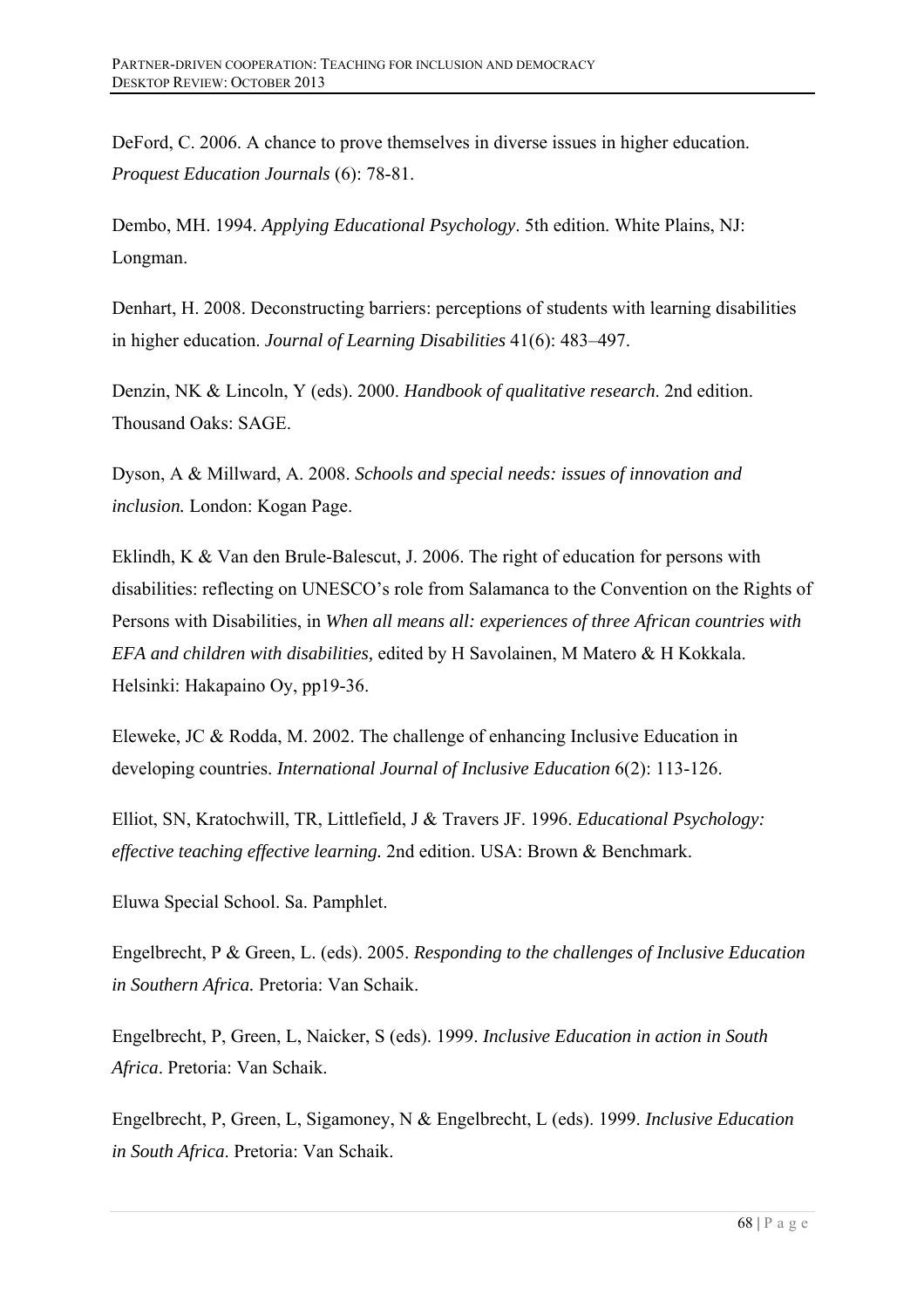DeFord, C. 2006. A chance to prove themselves in diverse issues in higher education. *Proquest Education Journals* (6): 78-81.

Dembo, MH. 1994. *Applying Educational Psychology*. 5th edition. White Plains, NJ: Longman.

Denhart, H. 2008. Deconstructing barriers: perceptions of students with learning disabilities in higher education. *Journal of Learning Disabilities* 41(6): 483–497.

Denzin, NK & Lincoln, Y (eds). 2000. *Handbook of qualitative research*. 2nd edition. Thousand Oaks: SAGE.

Dyson, A & Millward, A. 2008. *Schools and special needs: issues of innovation and inclusion.* London: Kogan Page.

Eklindh, K & Van den Brule-Balescut, J. 2006. The right of education for persons with disabilities: reflecting on UNESCO's role from Salamanca to the Convention on the Rights of Persons with Disabilities, in *When all means all: experiences of three African countries with EFA and children with disabilities,* edited by H Savolainen, M Matero & H Kokkala. Helsinki: Hakapaino Oy, pp19-36.

Eleweke, JC & Rodda, M. 2002. The challenge of enhancing Inclusive Education in developing countries. *International Journal of Inclusive Education* 6(2): 113-126.

Elliot, SN, Kratochwill, TR, Littlefield, J & Travers JF. 1996. *Educational Psychology: effective teaching effective learning.* 2nd edition. USA: Brown & Benchmark.

Eluwa Special School. Sa. Pamphlet.

Engelbrecht, P & Green, L. (eds). 2005. *Responding to the challenges of Inclusive Education in Southern Africa.* Pretoria: Van Schaik.

Engelbrecht, P, Green, L, Naicker, S (eds). 1999. *Inclusive Education in action in South Africa*. Pretoria: Van Schaik.

Engelbrecht, P, Green, L, Sigamoney, N & Engelbrecht, L (eds). 1999. *Inclusive Education in South Africa*. Pretoria: Van Schaik.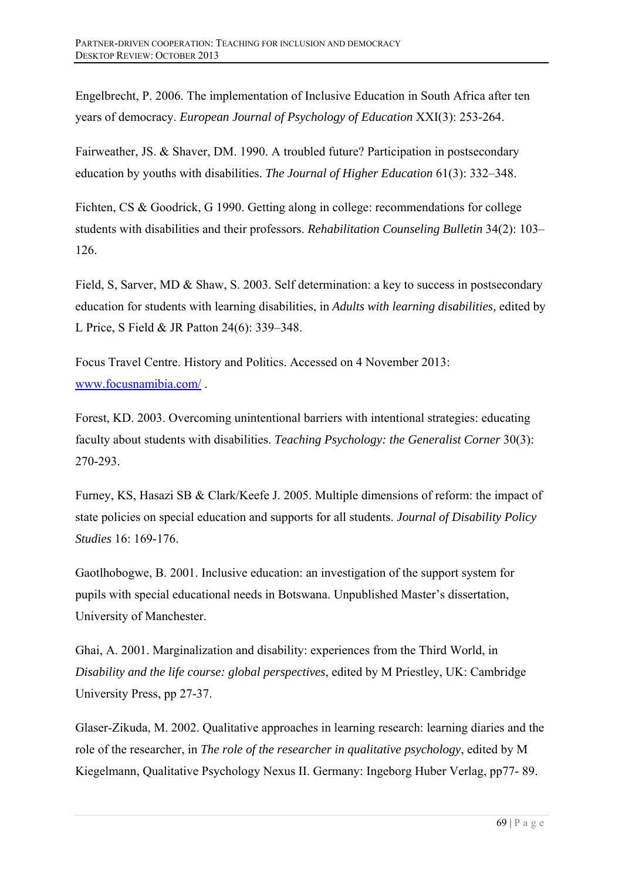Engelbrecht, P. 2006. The implementation of Inclusive Education in South Africa after ten years of democracy. *European Journal of Psychology of Education* XXI(3): 253-264.

Fairweather, JS. & Shaver, DM. 1990. A troubled future? Participation in postsecondary education by youths with disabilities. *The Journal of Higher Education* 61(3): 332–348.

Fichten, CS & Goodrick, G 1990. Getting along in college: recommendations for college students with disabilities and their professors. *Rehabilitation Counseling Bulletin* 34(2): 103–126.

Field, S, Sarver, MD & Shaw, S. 2003. Self determination: a key to success in postsecondary education for students with learning disabilities, in *Adults with learning disabilities,* edited by L Price, S Field & JR Patton 24(6): 339–348.

Focus Travel Centre. History and Politics. Accessed on 4 November 2013: [www.focusnamibia.com/](www.focusnamibia.com/) .

Forest, KD. 2003. Overcoming unintentional barriers with intentional strategies: educating faculty about students with disabilities. *Teaching Psychology: the Generalist Corner* 30(3): 270-293.

Furney, KS, Hasazi SB & Clark/Keefe J. 2005. Multiple dimensions of reform: the impact of state policies on special education and supports for all students. *Journal of Disability Policy Studies* 16: 169-176.

Gaotlhobogwe, B. 2001. Inclusive education: an investigation of the support system for pupils with special educational needs in Botswana. Unpublished Master's dissertation, University of Manchester.

Ghai, A. 2001. Marginalization and disability: experiences from the Third World, in *Disability and the life course: global perspectives*, edited by M Priestley, UK: Cambridge University Press, pp 27-37.

Glaser-Zikuda, M. 2002. Qualitative approaches in learning research: learning diaries and the role of the researcher, in *The role of the researcher in qualitative psychology*, edited by M Kiegelmann, Qualitative Psychology Nexus II. Germany: Ingeborg Huber Verlag, pp77- 89.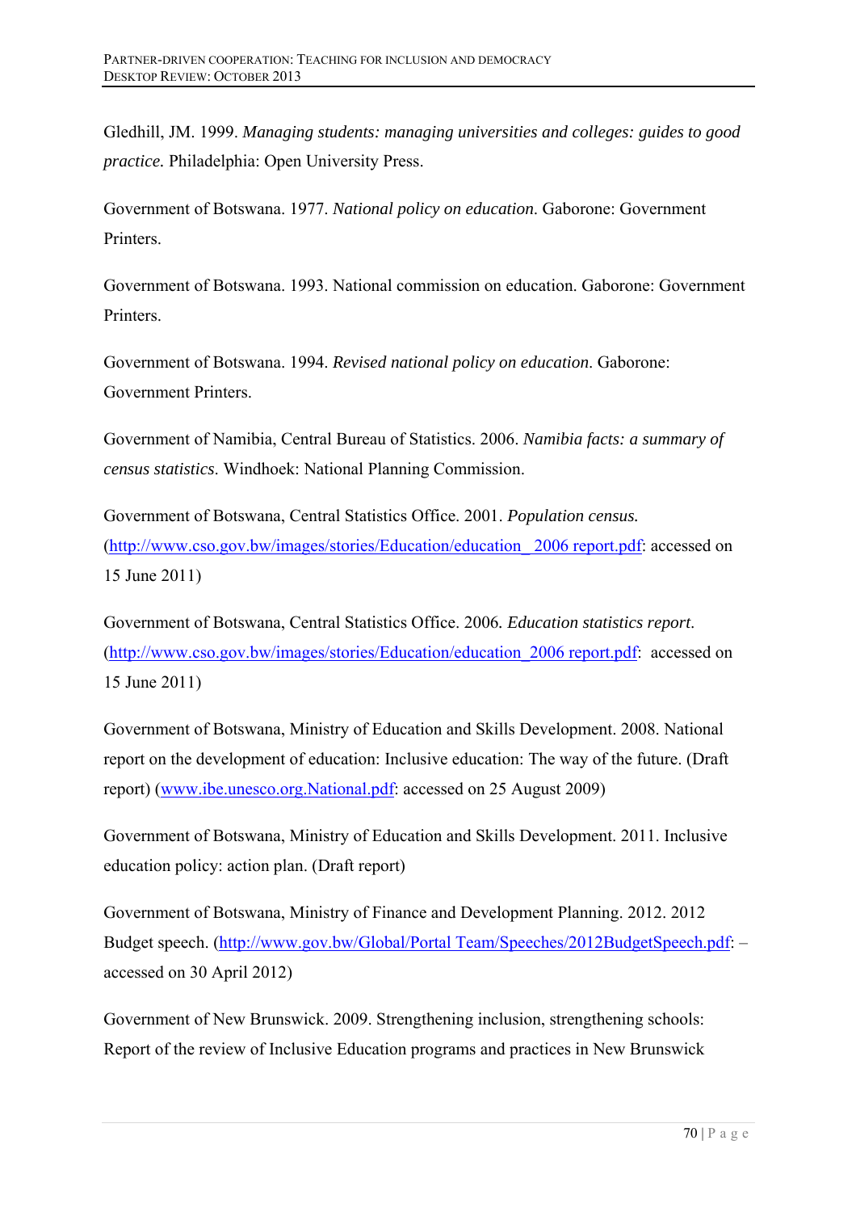Gledhill, JM. 1999. *Managing students: managing universities and colleges: guides to good practice.* Philadelphia: Open University Press.

Government of Botswana. 1977. *National policy on education*. Gaborone: Government Printers.

Government of Botswana. 1993. National commission on education. Gaborone: Government Printers.

Government of Botswana. 1994. *Revised national policy on education*. Gaborone: Government Printers.

Government of Namibia, Central Bureau of Statistics. 2006. *Namibia facts: a summary of census statistics*. Windhoek: National Planning Commission.

Government of Botswana, Central Statistics Office. 2001. *Population census.* (http://www.cso.gov.bw/images/stories/Education/education_ 2006 report.pdf: accessed on 15 June 2011)

Government of Botswana, Central Statistics Office. 2006. *Education statistics report*. (http://www.cso.gov.bw/images/stories/Education/education_2006 report.pdf: accessed on 15 June 2011)

Government of Botswana, Ministry of Education and Skills Development. 2008. National report on the development of education: Inclusive education: The way of the future. (Draft report) (www.ibe.unesco.org.National.pdf: accessed on 25 August 2009)

Government of Botswana, Ministry of Education and Skills Development. 2011. Inclusive education policy: action plan. (Draft report)

Government of Botswana, Ministry of Finance and Development Planning. 2012. 2012 Budget speech. (http://www.gov.bw/Global/Portal Team/Speeches/2012BudgetSpeech.pdf: – accessed on 30 April 2012)

Government of New Brunswick. 2009. Strengthening inclusion, strengthening schools: Report of the review of Inclusive Education programs and practices in New Brunswick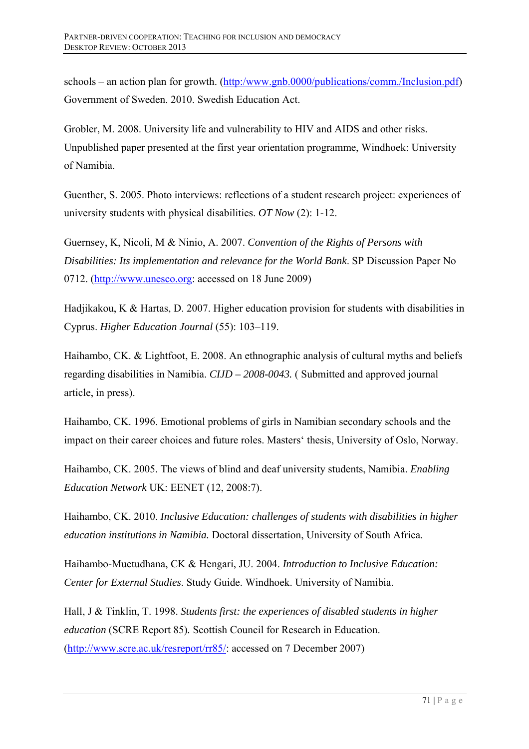schools – an action plan for growth. (http:/www.gnb.0000/publications/comm./Inclusion.pdf) Government of Sweden. 2010. Swedish Education Act.

Grobler, M. 2008. University life and vulnerability to HIV and AIDS and other risks. Unpublished paper presented at the first year orientation programme, Windhoek: University of Namibia.

Guenther, S. 2005. Photo interviews: reflections of a student research project: experiences of university students with physical disabilities. *OT Now* (2): 1-12.

Guernsey, K, Nicoli, M & Ninio, A. 2007. *Convention of the Rights of Persons with Disabilities: Its implementation and relevance for the World Bank*. SP Discussion Paper No 0712. (http://www.unesco.org: accessed on 18 June 2009)

Hadjikakou, K & Hartas, D. 2007. Higher education provision for students with disabilities in Cyprus. *Higher Education Journal* (55): 103–119.

Haihambo, CK. & Lightfoot, E. 2008. An ethnographic analysis of cultural myths and beliefs regarding disabilities in Namibia. *CIJD – 2008-0043.* ( Submitted and approved journal article, in press).

Haihambo, CK. 1996. Emotional problems of girls in Namibian secondary schools and the impact on their career choices and future roles. Masters' thesis, University of Oslo, Norway.

Haihambo, CK. 2005. The views of blind and deaf university students, Namibia. *Enabling Education Network* UK: EENET (12, 2008:7).

Haihambo, CK. 2010. *Inclusive Education: challenges of students with disabilities in higher education institutions in Namibia.* Doctoral dissertation, University of South Africa.

Haihambo-Muetudhana, CK & Hengari, JU. 2004. *Introduction to Inclusive Education: Center for External Studies*. Study Guide. Windhoek. University of Namibia.

Hall, J & Tinklin, T. 1998. *Students first: the experiences of disabled students in higher education* (SCRE Report 85). Scottish Council for Research in Education. (http://www.scre.ac.uk/resreport/rr85/: accessed on 7 December 2007)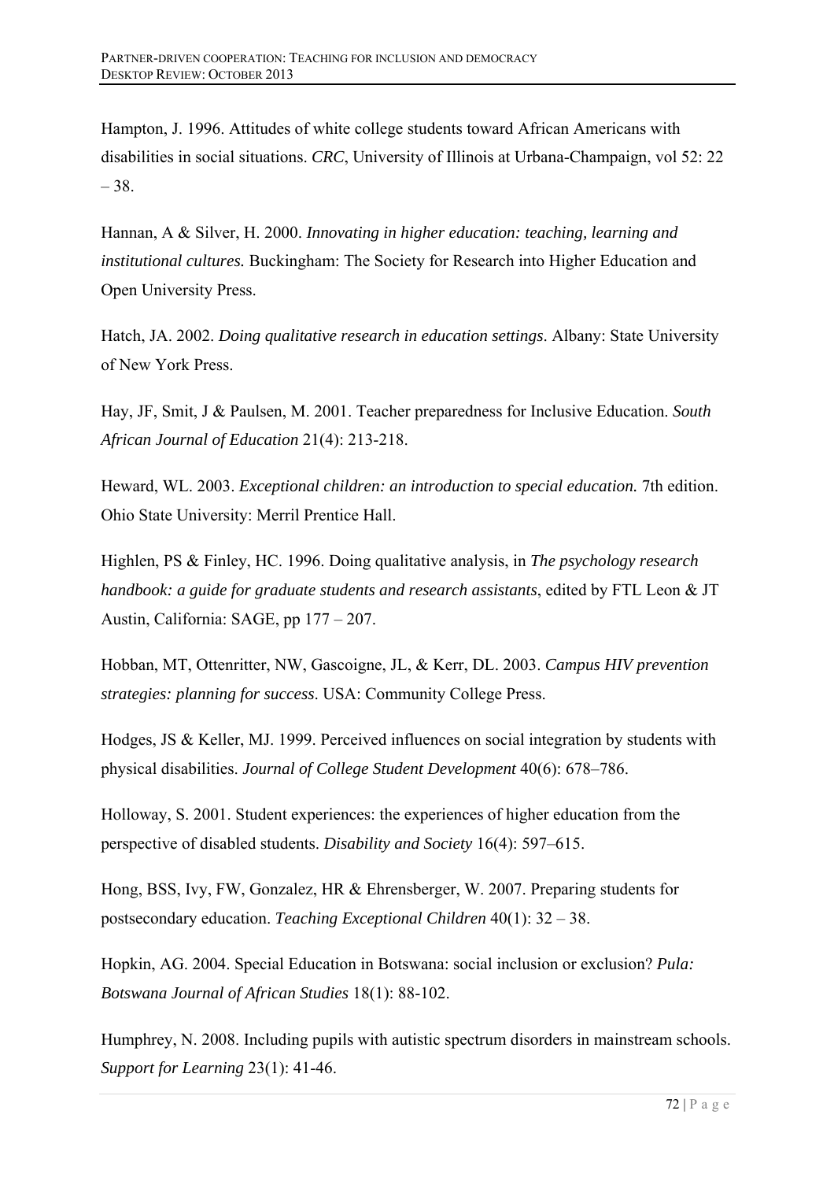Hampton, J. 1996. Attitudes of white college students toward African Americans with disabilities in social situations. *CRC*, University of Illinois at Urbana-Champaign, vol 52: 22 – 38.

Hannan, A & Silver, H. 2000. *Innovating in higher education: teaching, learning and institutional cultures.* Buckingham: The Society for Research into Higher Education and Open University Press.

Hatch, JA. 2002. *Doing qualitative research in education settings*. Albany: State University of New York Press.

Hay, JF, Smit, J & Paulsen, M. 2001. Teacher preparedness for Inclusive Education. *South African Journal of Education* 21(4): 213-218.

Heward, WL. 2003. *Exceptional children: an introduction to special education.* 7th edition. Ohio State University: Merril Prentice Hall.

Highlen, PS & Finley, HC. 1996. Doing qualitative analysis, in *The psychology research handbook: a guide for graduate students and research assistants*, edited by FTL Leon & JT Austin, California: SAGE, pp 177 – 207.

Hobban, MT, Ottenritter, NW, Gascoigne, JL, & Kerr, DL. 2003. *Campus HIV prevention strategies: planning for success*. USA: Community College Press.

Hodges, JS & Keller, MJ. 1999. Perceived influences on social integration by students with physical disabilities. *Journal of College Student Development* 40(6): 678–786.

Holloway, S. 2001. Student experiences: the experiences of higher education from the perspective of disabled students. *Disability and Society* 16(4): 597–615.

Hong, BSS, Ivy, FW, Gonzalez, HR & Ehrensberger, W. 2007. Preparing students for postsecondary education. *Teaching Exceptional Children* 40(1): 32 – 38.

Hopkin, AG. 2004. Special Education in Botswana: social inclusion or exclusion? *Pula: Botswana Journal of African Studies* 18(1): 88-102.

Humphrey, N. 2008. Including pupils with autistic spectrum disorders in mainstream schools. *Support for Learning* 23(1): 41-46.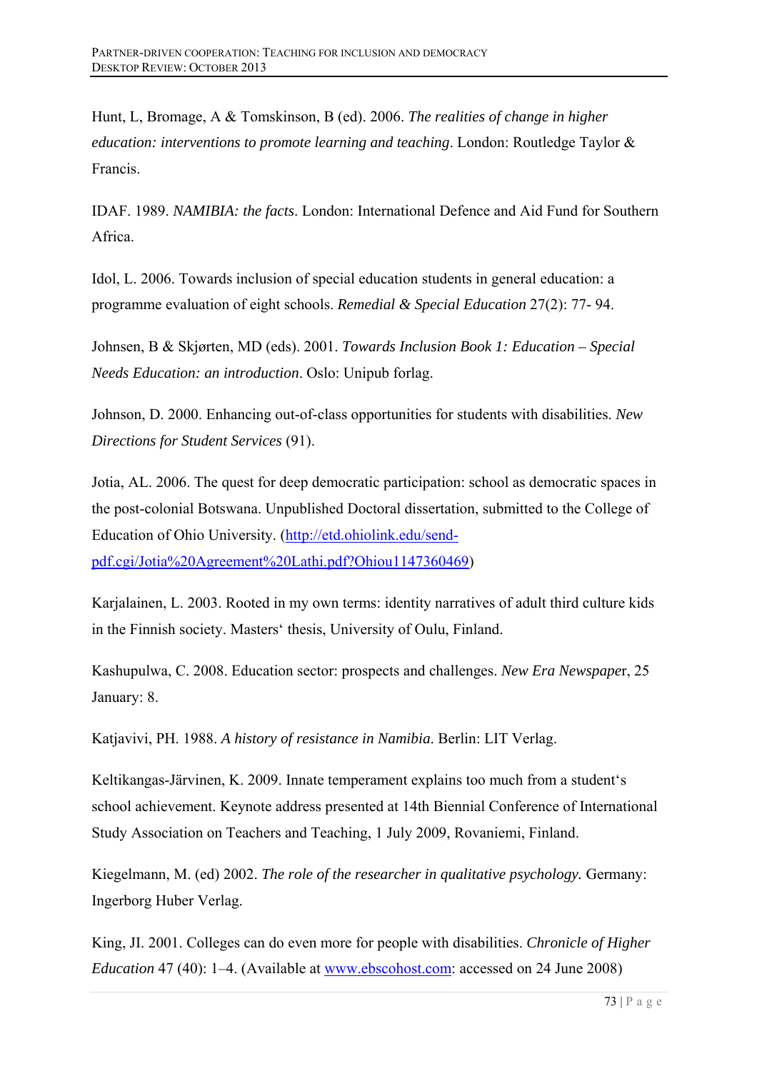Hunt, L, Bromage, A & Tomskinson, B (ed). 2006. *The realities of change in higher education: interventions to promote learning and teaching*. London: Routledge Taylor & Francis.

IDAF. 1989. *NAMIBIA: the facts*. London: International Defence and Aid Fund for Southern Africa.

Idol, L. 2006. Towards inclusion of special education students in general education: a programme evaluation of eight schools. *Remedial & Special Education* 27(2): 77- 94.

Johnsen, B & Skjørten, MD (eds). 2001. *Towards Inclusion Book 1: Education – Special Needs Education: an introduction*. Oslo: Unipub forlag.

Johnson, D. 2000. Enhancing out-of-class opportunities for students with disabilities. *New Directions for Student Services* (91).

Jotia, AL. 2006. The quest for deep democratic participation: school as democratic spaces in the post-colonial Botswana. Unpublished Doctoral dissertation, submitted to the College of Education of Ohio University. ([http://etd.ohiolink.edu/send-pdf.cgi/Jotia%20Agreement%20Lathi.pdf?Ohiou1147360469](http://etd.ohiolink.edu/send-pdf.cgi/Jotia%20Agreement%20Lathi.pdf?Ohiou1147360469))

Karjalainen, L. 2003. Rooted in my own terms: identity narratives of adult third culture kids in the Finnish society. Masters' thesis, University of Oulu, Finland.

Kashupulwa, C. 2008. Education sector: prospects and challenges. *New Era Newspaper*, 25 January: 8.

Katjavivi, PH. 1988. *A history of resistance in Namibia*. Berlin: LIT Verlag.

Keltikangas-Järvinen, K. 2009. Innate temperament explains too much from a student's school achievement. Keynote address presented at 14th Biennial Conference of International Study Association on Teachers and Teaching, 1 July 2009, Rovaniemi, Finland.

Kiegelmann, M. (ed) 2002. *The role of the researcher in qualitative psychology.* Germany: Ingerborg Huber Verlag.

King, JI. 2001. Colleges can do even more for people with disabilities. *Chronicle of Higher Education* 47 (40): 1–4. (Available at [www.ebscohost.com](www.ebscohost.com): accessed on 24 June 2008)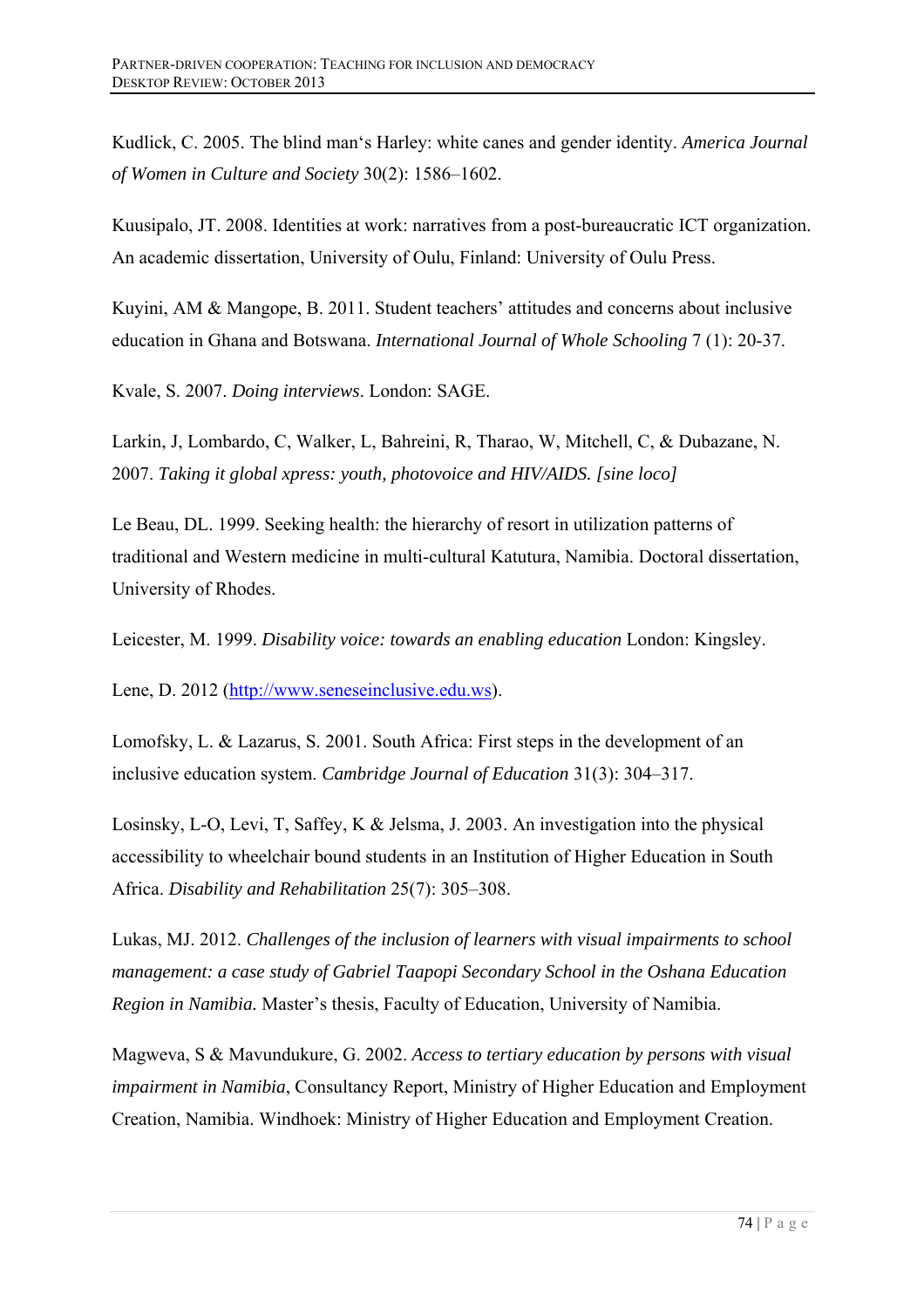Kudlick, C. 2005. The blind man's Harley: white canes and gender identity. *America Journal of Women in Culture and Society* 30(2): 1586–1602.

Kuusipalo, JT. 2008. Identities at work: narratives from a post-bureaucratic ICT organization. An academic dissertation, University of Oulu, Finland: University of Oulu Press.

Kuyini, AM & Mangope, B. 2011. Student teachers' attitudes and concerns about inclusive education in Ghana and Botswana. *International Journal of Whole Schooling* 7 (1): 20-37.

Kvale, S. 2007. *Doing interviews*. London: SAGE.

Larkin, J, Lombardo, C, Walker, L, Bahreini, R, Tharao, W, Mitchell, C, & Dubazane, N. 2007. *Taking it global xpress: youth, photovoice and HIV/AIDS. [sine loco]*

Le Beau, DL. 1999. Seeking health: the hierarchy of resort in utilization patterns of traditional and Western medicine in multi-cultural Katutura, Namibia. Doctoral dissertation, University of Rhodes.

Leicester, M. 1999. *Disability voice: towards an enabling education* London: Kingsley.

Lene, D. 2012 (http://www.seneseinclusive.edu.ws).

Lomofsky, L. & Lazarus, S. 2001. South Africa: First steps in the development of an inclusive education system. *Cambridge Journal of Education* 31(3): 304–317.

Losinsky, L-O, Levi, T, Saffey, K & Jelsma, J. 2003. An investigation into the physical accessibility to wheelchair bound students in an Institution of Higher Education in South Africa. *Disability and Rehabilitation* 25(7): 305–308.

Lukas, MJ. 2012. *Challenges of the inclusion of learners with visual impairments to school management: a case study of Gabriel Taapopi Secondary School in the Oshana Education Region in Namibia.* Master's thesis, Faculty of Education, University of Namibia.

Magweva, S & Mavundukure, G. 2002. *Access to tertiary education by persons with visual impairment in Namibia*, Consultancy Report, Ministry of Higher Education and Employment Creation, Namibia. Windhoek: Ministry of Higher Education and Employment Creation.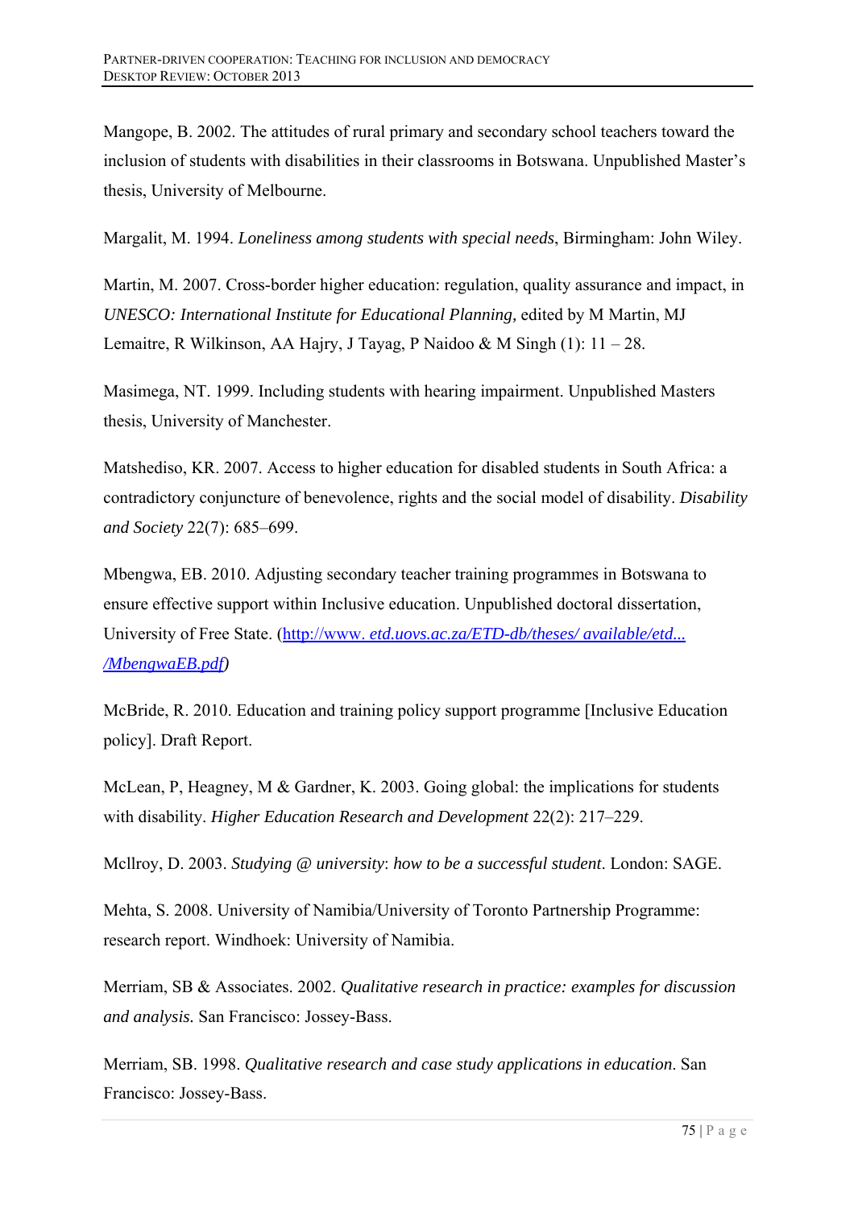Mangope, B. 2002. The attitudes of rural primary and secondary school teachers toward the inclusion of students with disabilities in their classrooms in Botswana. Unpublished Master's thesis, University of Melbourne.

Margalit, M. 1994. *Loneliness among students with special needs*, Birmingham: John Wiley.

Martin, M. 2007. Cross-border higher education: regulation, quality assurance and impact, in *UNESCO: International Institute for Educational Planning,* edited by M Martin, MJ Lemaitre, R Wilkinson, AA Hajry, J Tayag, P Naidoo & M Singh (1): 11 – 28.

Masimega, NT. 1999. Including students with hearing impairment. Unpublished Masters thesis, University of Manchester.

Matshediso, KR. 2007. Access to higher education for disabled students in South Africa: a contradictory conjuncture of benevolence, rights and the social model of disability. *Disability and Society* 22(7): 685–699.

Mbengwa, EB. 2010. Adjusting secondary teacher training programmes in Botswana to ensure effective support within Inclusive education. Unpublished doctoral dissertation, University of Free State. (http://www. *etd.uovs.ac.za/ETD-db/theses/ available/etd... /MbengwaEB.pdf*)

McBride, R. 2010. Education and training policy support programme [Inclusive Education policy]. Draft Report.

McLean, P, Heagney, M & Gardner, K. 2003. Going global: the implications for students with disability. *Higher Education Research and Development* 22(2): 217–229.

McIlroy, D. 2003. *Studying @ university*: *how to be a successful student*. London: SAGE.

Mehta, S. 2008. University of Namibia/University of Toronto Partnership Programme: research report. Windhoek: University of Namibia.

Merriam, SB & Associates. 2002. *Qualitative research in practice: examples for discussion and analysis.* San Francisco: Jossey-Bass.

Merriam, SB. 1998. *Qualitative research and case study applications in education*. San Francisco: Jossey-Bass.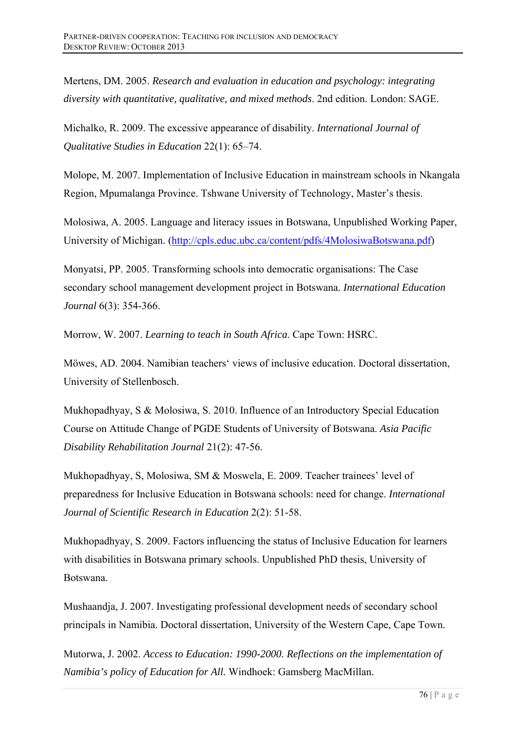Mertens, DM. 2005. *Research and evaluation in education and psychology: integrating diversity with quantitative, qualitative, and mixed methods*. 2nd edition. London: SAGE.

Michalko, R. 2009. The excessive appearance of disability. *International Journal of Qualitative Studies in Education* 22(1): 65–74.

Molope, M. 2007. Implementation of Inclusive Education in mainstream schools in Nkangala Region, Mpumalanga Province. Tshwane University of Technology, Master's thesis.

Molosiwa, A. 2005. Language and literacy issues in Botswana, Unpublished Working Paper, University of Michigan. (http://cpls.educ.ubc.ca/content/pdfs/4MolosiwaBotswana.pdf)

Monyatsi, PP. 2005. Transforming schools into democratic organisations: The Case secondary school management development project in Botswana. *International Education Journal* 6(3): 354-366.

Morrow, W. 2007. *Learning to teach in South Africa*. Cape Town: HSRC.

Möwes, AD. 2004. Namibian teachers' views of inclusive education. Doctoral dissertation, University of Stellenbosch.

Mukhopadhyay, S & Molosiwa, S. 2010. Influence of an Introductory Special Education Course on Attitude Change of PGDE Students of University of Botswana. *Asia Pacific Disability Rehabilitation Journal* 21(2): 47-56.

Mukhopadhyay, S, Molosiwa, SM & Moswela, E. 2009. Teacher trainees' level of preparedness for Inclusive Education in Botswana schools: need for change. *International Journal of Scientific Research in Education* 2(2): 51-58.

Mukhopadhyay, S. 2009. Factors influencing the status of Inclusive Education for learners with disabilities in Botswana primary schools. Unpublished PhD thesis, University of Botswana.

Mushaandja, J. 2007. Investigating professional development needs of secondary school principals in Namibia. Doctoral dissertation, University of the Western Cape, Cape Town.

Mutorwa, J. 2002. *Access to Education: 1990-2000. Reflections on the implementation of Namibia's policy of Education for All.* Windhoek: Gamsberg MacMillan.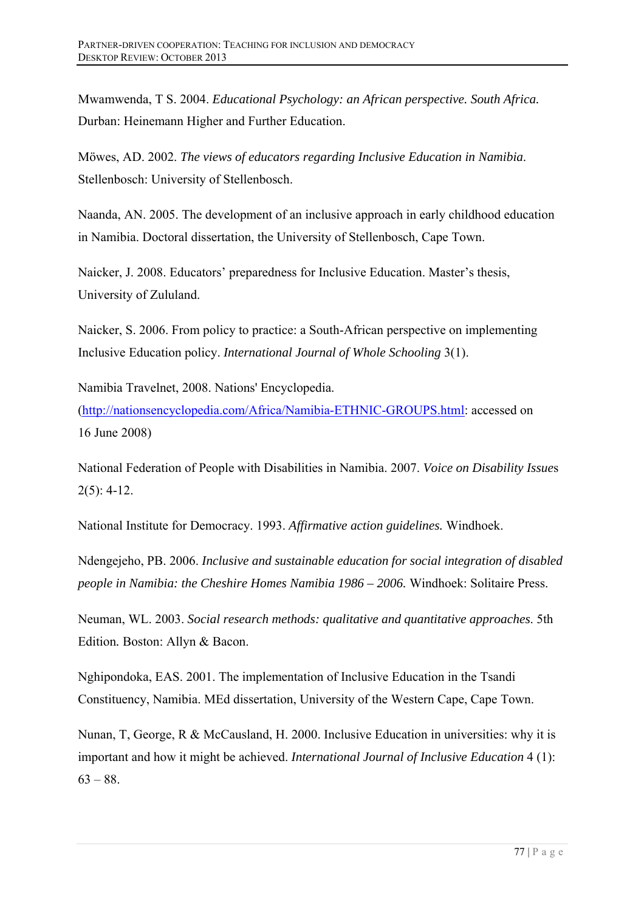Mwamwenda, T S. 2004. *Educational Psychology: an African perspective. South Africa.* Durban: Heinemann Higher and Further Education.

Möwes, AD. 2002. *The views of educators regarding Inclusive Education in Namibia*. Stellenbosch: University of Stellenbosch.

Naanda, AN. 2005. The development of an inclusive approach in early childhood education in Namibia. Doctoral dissertation, the University of Stellenbosch, Cape Town.

Naicker, J. 2008. Educators' preparedness for Inclusive Education. Master's thesis, University of Zululand.

Naicker, S. 2006. From policy to practice: a South-African perspective on implementing Inclusive Education policy. *International Journal of Whole Schooling* 3(1).

Namibia Travelnet, 2008. Nations' Encyclopedia. (http://nationsencyclopedia.com/Africa/Namibia-ETHNIC-GROUPS.html: accessed on 16 June 2008)

National Federation of People with Disabilities in Namibia. 2007. *Voice on Disability Issue*s 2(5): 4-12.

National Institute for Democracy. 1993. *Affirmative action guidelines.* Windhoek.

Ndengejeho, PB. 2006. *Inclusive and sustainable education for social integration of disabled people in Namibia: the Cheshire Homes Namibia 1986 – 2006.* Windhoek: Solitaire Press.

Neuman, WL. 2003. *Social research methods: qualitative and quantitative approaches*. 5th Edition*.* Boston: Allyn & Bacon.

Nghipondoka, EAS. 2001. The implementation of Inclusive Education in the Tsandi Constituency, Namibia. MEd dissertation, University of the Western Cape, Cape Town.

Nunan, T, George, R & McCausland, H. 2000. Inclusive Education in universities: why it is important and how it might be achieved. *International Journal of Inclusive Education* 4 (1): 63 – 88.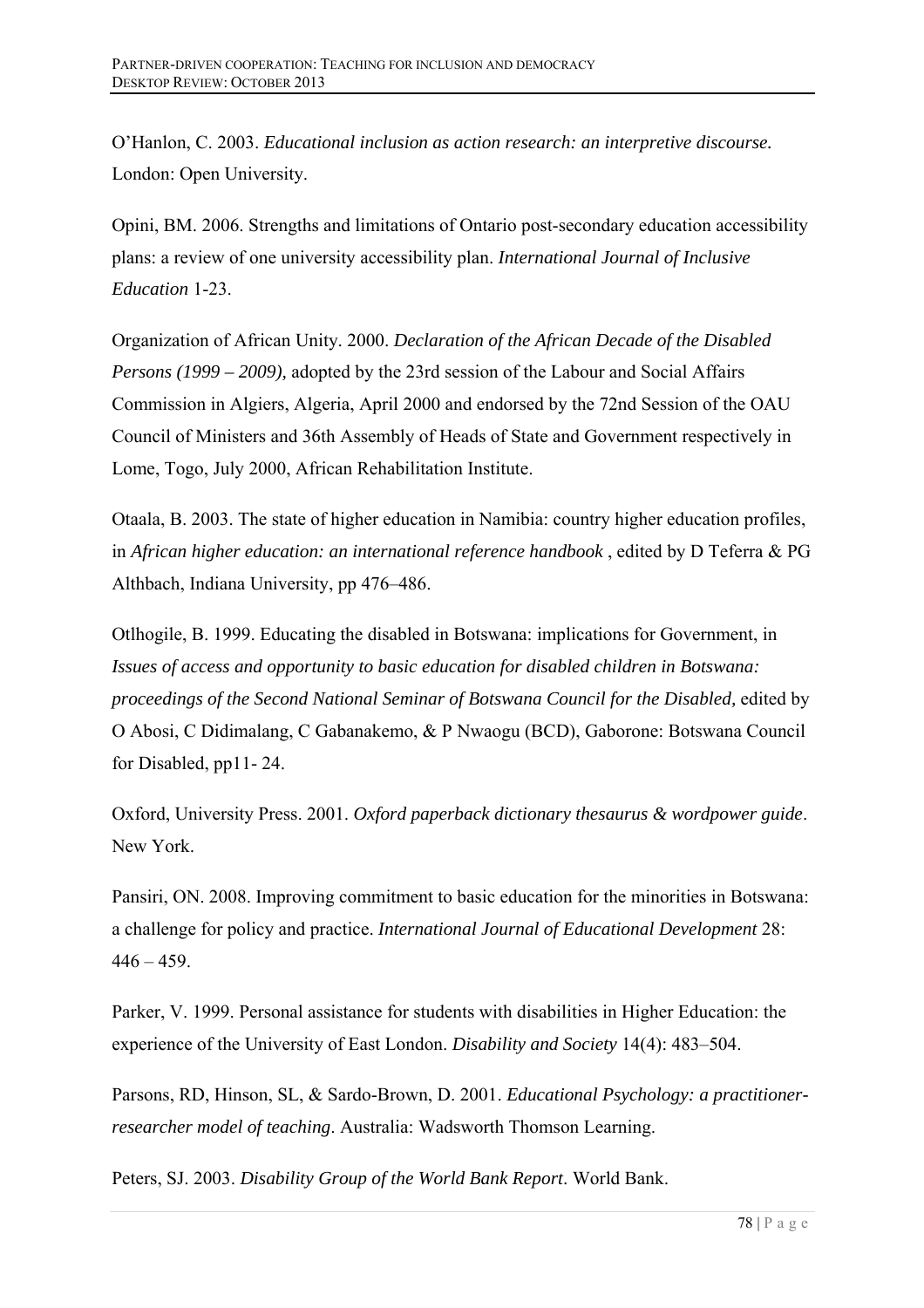O'Hanlon, C. 2003. *Educational inclusion as action research: an interpretive discourse.* London: Open University.

Opini, BM. 2006. Strengths and limitations of Ontario post-secondary education accessibility plans: a review of one university accessibility plan. *International Journal of Inclusive Education* 1-23.

Organization of African Unity. 2000. *Declaration of the African Decade of the Disabled Persons (1999 – 2009),* adopted by the 23rd session of the Labour and Social Affairs Commission in Algiers, Algeria, April 2000 and endorsed by the 72nd Session of the OAU Council of Ministers and 36th Assembly of Heads of State and Government respectively in Lome, Togo, July 2000, African Rehabilitation Institute.

Otaala, B. 2003. The state of higher education in Namibia: country higher education profiles, in *African higher education: an international reference handbook* , edited by D Teferra & PG Althbach, Indiana University, pp 476–486.

Otlhogile, B. 1999. Educating the disabled in Botswana: implications for Government, in *Issues of access and opportunity to basic education for disabled children in Botswana: proceedings of the Second National Seminar of Botswana Council for the Disabled,* edited by O Abosi, C Didimalang, C Gabanakemo, & P Nwaogu (BCD), Gaborone: Botswana Council for Disabled, pp11- 24.

Oxford, University Press. 2001. *Oxford paperback dictionary thesaurus & wordpower guide*. New York.

Pansiri, ON. 2008. Improving commitment to basic education for the minorities in Botswana: a challenge for policy and practice. *International Journal of Educational Development* 28: 446 – 459.

Parker, V. 1999. Personal assistance for students with disabilities in Higher Education: the experience of the University of East London. *Disability and Society* 14(4): 483–504.

Parsons, RD, Hinson, SL, & Sardo-Brown, D. 2001. *Educational Psychology: a practitioner-researcher model of teaching*. Australia: Wadsworth Thomson Learning.

Peters, SJ. 2003. *Disability Group of the World Bank Report*. World Bank.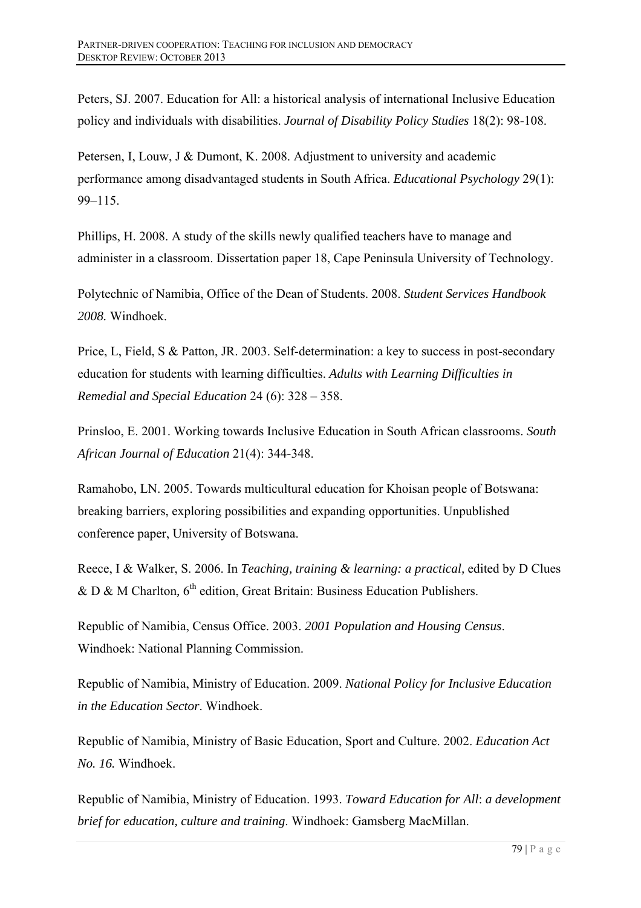Peters, SJ. 2007. Education for All: a historical analysis of international Inclusive Education policy and individuals with disabilities. *Journal of Disability Policy Studies* 18(2): 98-108.

Petersen, I, Louw, J & Dumont, K. 2008. Adjustment to university and academic performance among disadvantaged students in South Africa. *Educational Psychology* 29(1): 99–115.

Phillips, H. 2008. A study of the skills newly qualified teachers have to manage and administer in a classroom. Dissertation paper 18, Cape Peninsula University of Technology.

Polytechnic of Namibia, Office of the Dean of Students. 2008. *Student Services Handbook 2008.* Windhoek.

Price, L, Field, S & Patton, JR. 2003. Self-determination: a key to success in post-secondary education for students with learning difficulties. *Adults with Learning Difficulties in Remedial and Special Education* 24 (6): 328 – 358.

Prinsloo, E. 2001. Working towards Inclusive Education in South African classrooms. *South African Journal of Education* 21(4): 344-348.

Ramahobo, LN. 2005. Towards multicultural education for Khoisan people of Botswana: breaking barriers, exploring possibilities and expanding opportunities. Unpublished conference paper, University of Botswana.

Reece, I & Walker, S. 2006. In *Teaching, training & learning: a practical,* edited by D Clues & D & M Charlton, 6th edition, Great Britain: Business Education Publishers.

Republic of Namibia, Census Office. 2003. *2001 Population and Housing Census*. Windhoek: National Planning Commission.

Republic of Namibia, Ministry of Education. 2009. *National Policy for Inclusive Education in the Education Sector*. Windhoek.

Republic of Namibia, Ministry of Basic Education, Sport and Culture. 2002. *Education Act No. 16.* Windhoek.

Republic of Namibia, Ministry of Education. 1993. *Toward Education for All*: *a development brief for education, culture and training*. Windhoek: Gamsberg MacMillan.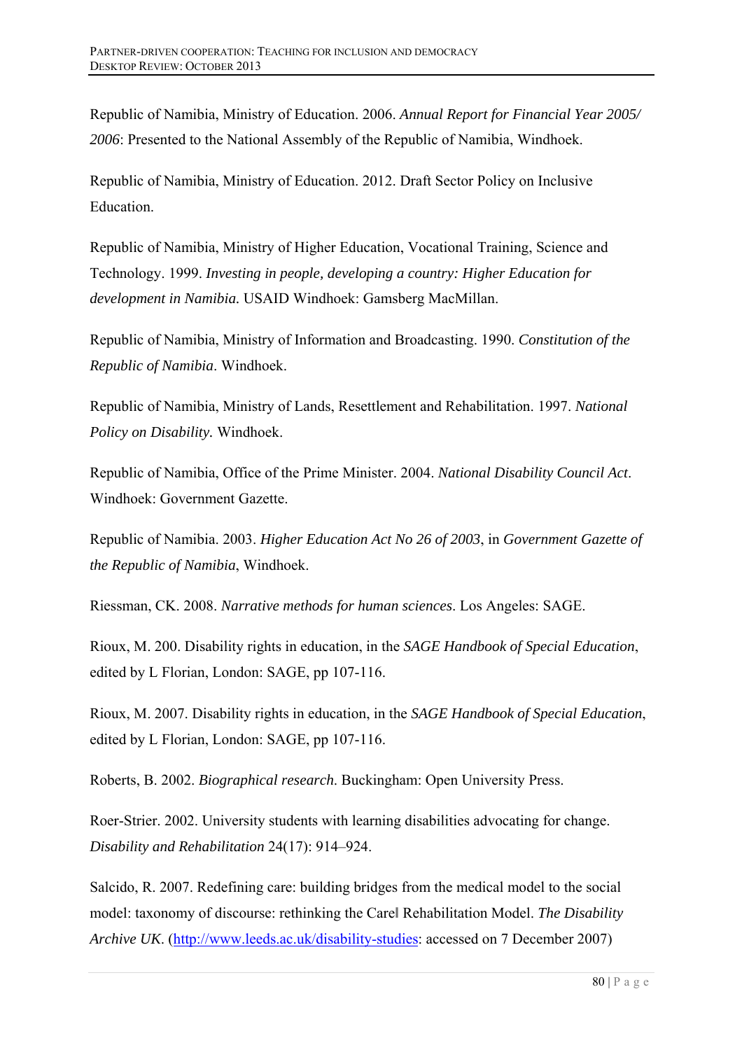Republic of Namibia, Ministry of Education. 2006. *Annual Report for Financial Year 2005/ 2006*: Presented to the National Assembly of the Republic of Namibia, Windhoek.

Republic of Namibia, Ministry of Education. 2012. Draft Sector Policy on Inclusive Education.

Republic of Namibia, Ministry of Higher Education, Vocational Training, Science and Technology. 1999. *Investing in people, developing a country: Higher Education for development in Namibia.* USAID Windhoek: Gamsberg MacMillan.

Republic of Namibia, Ministry of Information and Broadcasting. 1990. *Constitution of the Republic of Namibia*. Windhoek.

Republic of Namibia, Ministry of Lands, Resettlement and Rehabilitation. 1997. *National Policy on Disability.* Windhoek.

Republic of Namibia, Office of the Prime Minister. 2004. *National Disability Council Act*. Windhoek: Government Gazette.

Republic of Namibia. 2003. *Higher Education Act No 26 of 2003*, in *Government Gazette of the Republic of Namibia*, Windhoek.

Riessman, CK. 2008. *Narrative methods for human sciences*. Los Angeles: SAGE.

Rioux, M. 200. Disability rights in education, in the *SAGE Handbook of Special Education*, edited by L Florian, London: SAGE, pp 107-116.

Rioux, M. 2007. Disability rights in education, in the *SAGE Handbook of Special Education*, edited by L Florian, London: SAGE, pp 107-116.

Roberts, B. 2002. *Biographical research*. Buckingham: Open University Press.

Roer-Strier. 2002. University students with learning disabilities advocating for change. *Disability and Rehabilitation* 24(17): 914–924.

Salcido, R. 2007. Redefining care: building bridges from the medical model to the social model: taxonomy of discourse: rethinking the Care| Rehabilitation Model. *The Disability Archive UK*. (http://www.leeds.ac.uk/disability-studies: accessed on 7 December 2007)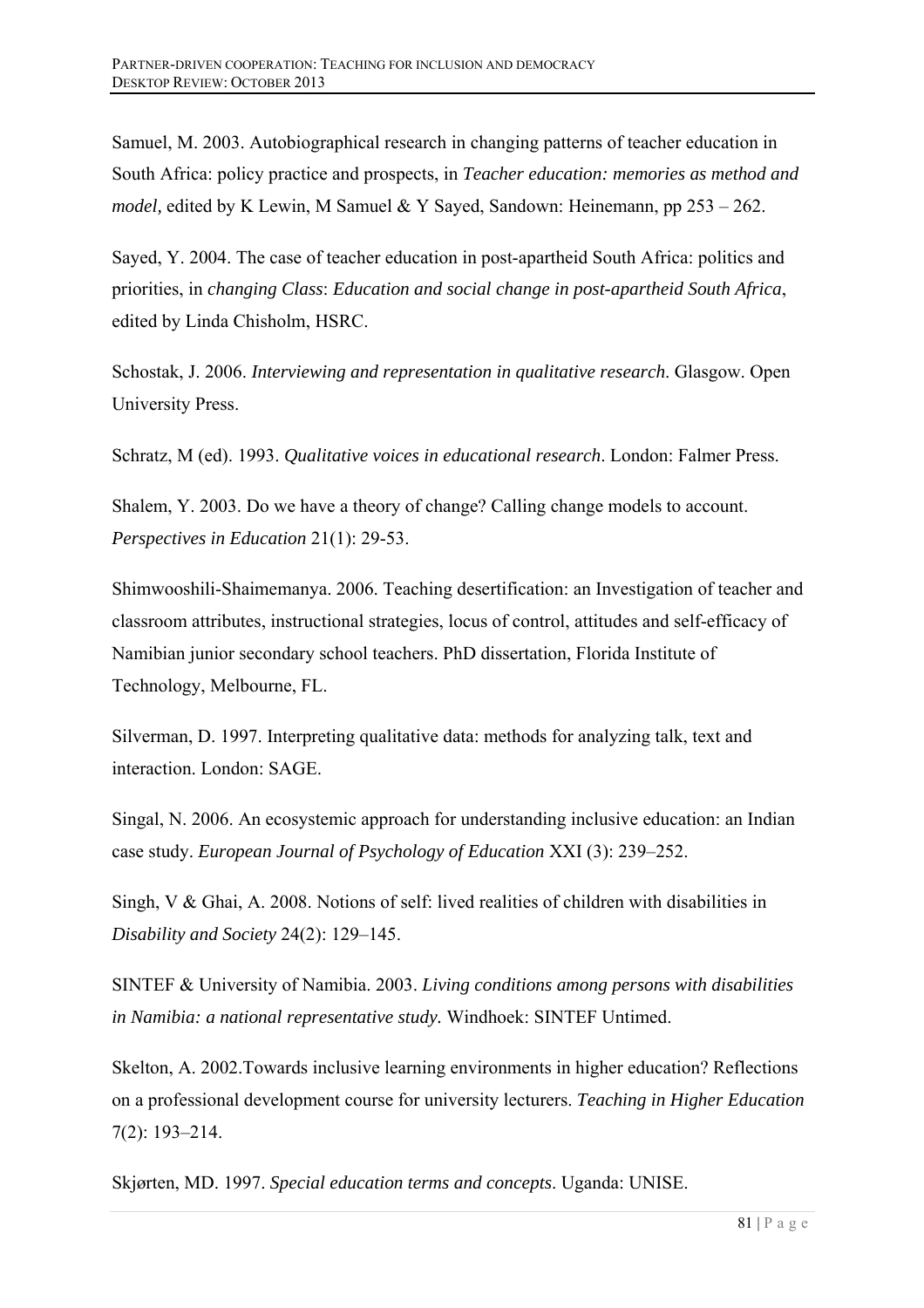Samuel, M. 2003. Autobiographical research in changing patterns of teacher education in South Africa: policy practice and prospects, in *Teacher education: memories as method and model,* edited by K Lewin, M Samuel & Y Sayed, Sandown: Heinemann, pp 253 – 262.

Sayed, Y. 2004. The case of teacher education in post-apartheid South Africa: politics and priorities, in *changing Class*: *Education and social change in post-apartheid South Africa*, edited by Linda Chisholm, HSRC.

Schostak, J. 2006. *Interviewing and representation in qualitative research*. Glasgow. Open University Press.

Schratz, M (ed). 1993. *Qualitative voices in educational research*. London: Falmer Press.

Shalem, Y. 2003. Do we have a theory of change? Calling change models to account. *Perspectives in Education* 21(1): 29-53.

Shimwooshili-Shaimemanya. 2006. Teaching desertification: an Investigation of teacher and classroom attributes, instructional strategies, locus of control, attitudes and self-efficacy of Namibian junior secondary school teachers. PhD dissertation, Florida Institute of Technology, Melbourne, FL.

Silverman, D. 1997. Interpreting qualitative data: methods for analyzing talk, text and interaction. London: SAGE.

Singal, N. 2006. An ecosystemic approach for understanding inclusive education: an Indian case study. *European Journal of Psychology of Education* XXI (3): 239–252.

Singh, V & Ghai, A. 2008. Notions of self: lived realities of children with disabilities in *Disability and Society* 24(2): 129–145.

SINTEF & University of Namibia. 2003. *Living conditions among persons with disabilities in Namibia: a national representative study.* Windhoek: SINTEF Untimed.

Skelton, A. 2002.Towards inclusive learning environments in higher education? Reflections on a professional development course for university lecturers. *Teaching in Higher Education* 7(2): 193–214.

Skjørten, MD. 1997. *Special education terms and concepts*. Uganda: UNISE.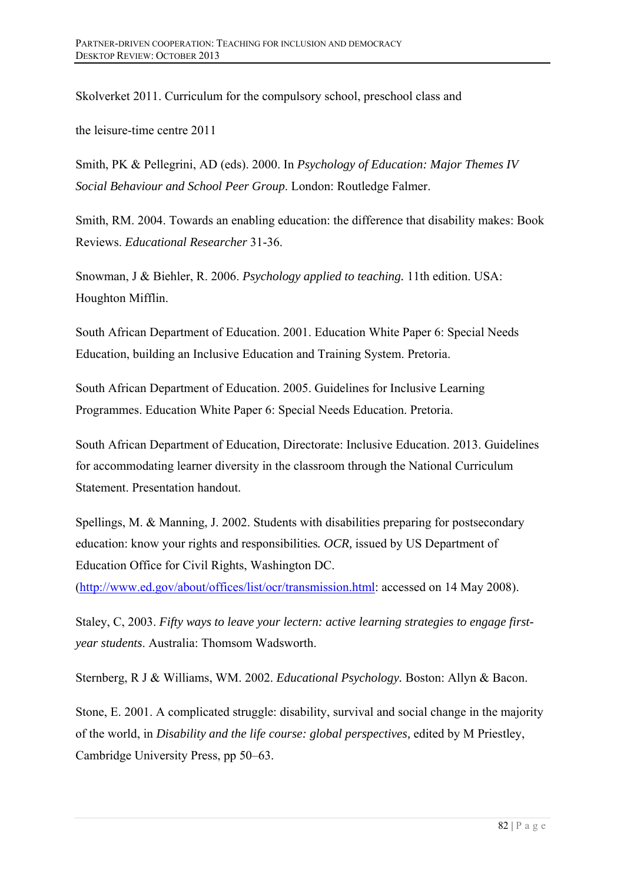Skolverket 2011. Curriculum for the compulsory school, preschool class and

the leisure-time centre 2011

Smith, PK & Pellegrini, AD (eds). 2000. In *Psychology of Education: Major Themes IV Social Behaviour and School Peer Group*. London: Routledge Falmer.

Smith, RM. 2004. Towards an enabling education: the difference that disability makes: Book Reviews. *Educational Researcher* 31-36.

Snowman, J & Biehler, R. 2006. *Psychology applied to teaching.* 11th edition. USA: Houghton Mifflin.

South African Department of Education. 2001. Education White Paper 6: Special Needs Education, building an Inclusive Education and Training System. Pretoria.

South African Department of Education. 2005. Guidelines for Inclusive Learning Programmes. Education White Paper 6: Special Needs Education. Pretoria.

South African Department of Education, Directorate: Inclusive Education. 2013. Guidelines for accommodating learner diversity in the classroom through the National Curriculum Statement. Presentation handout.

Spellings, M. & Manning, J. 2002. Students with disabilities preparing for postsecondary education: know your rights and responsibilities*. OCR,* issued by US Department of Education Office for Civil Rights, Washington DC. (http://www.ed.gov/about/offices/list/ocr/transmission.html: accessed on 14 May 2008).

Staley, C, 2003. *Fifty ways to leave your lectern: active learning strategies to engage first-year students*. Australia: Thomsom Wadsworth.

Sternberg, R J & Williams, WM. 2002. *Educational Psychology*. Boston: Allyn & Bacon.

Stone, E. 2001. A complicated struggle: disability, survival and social change in the majority of the world, in *Disability and the life course: global perspectives,* edited by M Priestley, Cambridge University Press, pp 50–63.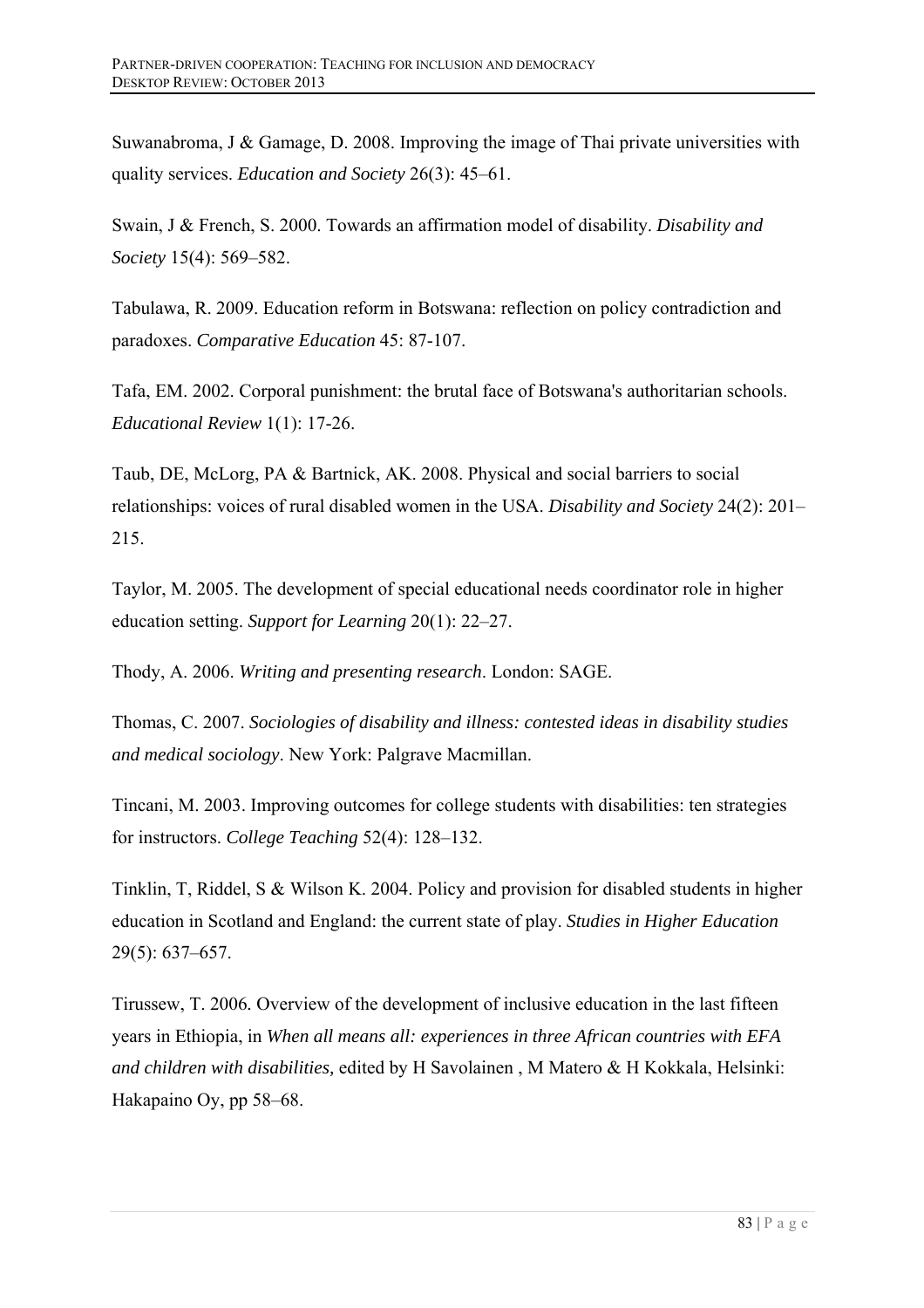Suwanabroma, J & Gamage, D. 2008. Improving the image of Thai private universities with quality services. *Education and Society* 26(3): 45–61.

Swain, J & French, S. 2000. Towards an affirmation model of disability. *Disability and Society* 15(4): 569–582.

Tabulawa, R. 2009. Education reform in Botswana: reflection on policy contradiction and paradoxes. *Comparative Education* 45: 87-107.

Tafa, EM. 2002. Corporal punishment: the brutal face of Botswana's authoritarian schools. *Educational Review* 1(1): 17-26.

Taub, DE, McLorg, PA & Bartnick, AK. 2008. Physical and social barriers to social relationships: voices of rural disabled women in the USA. *Disability and Society* 24(2): 201–215.

Taylor, M. 2005. The development of special educational needs coordinator role in higher education setting. *Support for Learning* 20(1): 22–27.

Thody, A. 2006. *Writing and presenting research*. London: SAGE.

Thomas, C. 2007. *Sociologies of disability and illness: contested ideas in disability studies and medical sociology*. New York: Palgrave Macmillan.

Tincani, M. 2003. Improving outcomes for college students with disabilities: ten strategies for instructors. *College Teaching* 52(4): 128–132.

Tinklin, T, Riddel, S & Wilson K. 2004. Policy and provision for disabled students in higher education in Scotland and England: the current state of play. *Studies in Higher Education* 29(5): 637–657.

Tirussew, T. 2006. Overview of the development of inclusive education in the last fifteen years in Ethiopia, in *When all means all: experiences in three African countries with EFA and children with disabilities,* edited by H Savolainen , M Matero & H Kokkala, Helsinki: Hakapaino Oy, pp 58–68.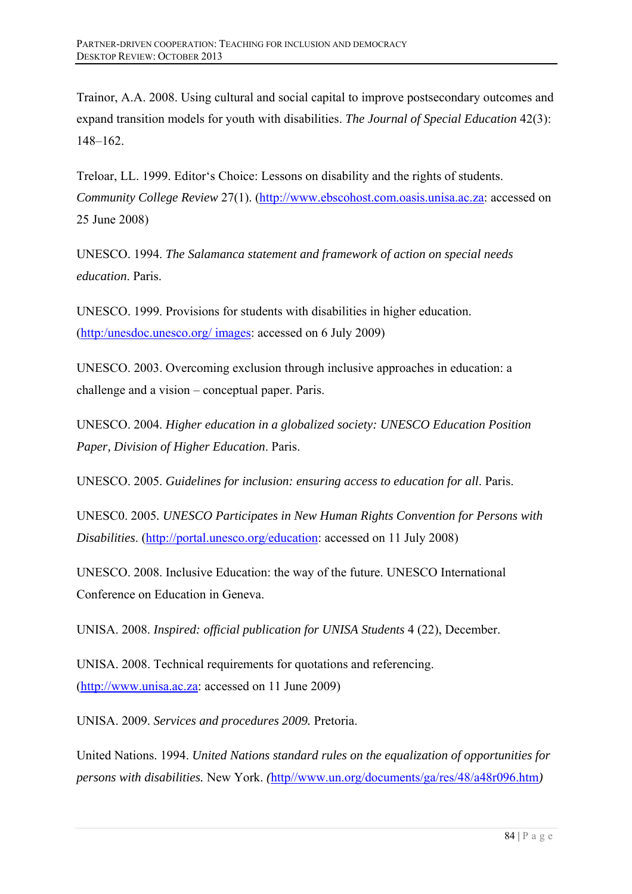Trainor, A.A. 2008. Using cultural and social capital to improve postsecondary outcomes and expand transition models for youth with disabilities. *The Journal of Special Education* 42(3): 148–162.

Treloar, LL. 1999. Editor‘s Choice: Lessons on disability and the rights of students. *Community College Review* 27(1). (http://www.ebscohost.com.oasis.unisa.ac.za: accessed on 25 June 2008)

UNESCO. 1994. *The Salamanca statement and framework of action on special needs education.* Paris.

UNESCO. 1999. Provisions for students with disabilities in higher education. (http:/unesdoc.unesco.org/ images: accessed on 6 July 2009)

UNESCO. 2003. Overcoming exclusion through inclusive approaches in education: a challenge and a vision – conceptual paper. Paris.

UNESCO. 2004. *Higher education in a globalized society: UNESCO Education Position Paper, Division of Higher Education*. Paris.

UNESCO. 2005. *Guidelines for inclusion: ensuring access to education for all*. Paris.

UNESC0. 2005. *UNESCO Participates in New Human Rights Convention for Persons with Disabilities*. (http://portal.unesco.org/education: accessed on 11 July 2008)

UNESCO. 2008. Inclusive Education: the way of the future. UNESCO International Conference on Education in Geneva.

UNISA. 2008. *Inspired: official publication for UNISA Students* 4 (22), December.

UNISA. 2008. Technical requirements for quotations and referencing. (http://www.unisa.ac.za: accessed on 11 June 2009)

UNISA. 2009. *Services and procedures 2009.* Pretoria.

United Nations. 1994. *United Nations standard rules on the equalization of opportunities for persons with disabilities.* New York. *(*http//www.un.org/documents/ga/res/48/a48r096.htm*)*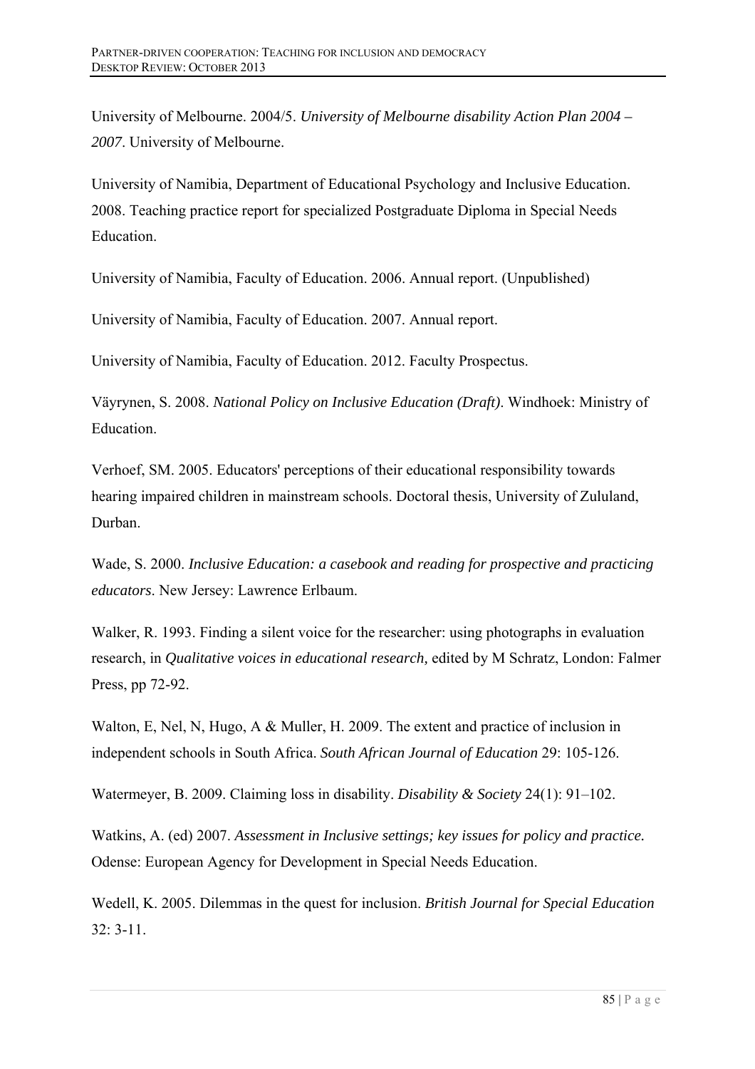University of Melbourne. 2004/5. *University of Melbourne disability Action Plan 2004 – 2007*. University of Melbourne.

University of Namibia, Department of Educational Psychology and Inclusive Education. 2008. Teaching practice report for specialized Postgraduate Diploma in Special Needs Education.

University of Namibia, Faculty of Education. 2006. Annual report. (Unpublished)

University of Namibia, Faculty of Education. 2007. Annual report.

University of Namibia, Faculty of Education. 2012. Faculty Prospectus.

Väyrynen, S. 2008. *National Policy on Inclusive Education (Draft)*. Windhoek: Ministry of Education.

Verhoef, SM. 2005. Educators' perceptions of their educational responsibility towards hearing impaired children in mainstream schools. Doctoral thesis, University of Zululand, Durban.

Wade, S. 2000. *Inclusive Education: a casebook and reading for prospective and practicing educators*. New Jersey: Lawrence Erlbaum.

Walker, R. 1993. Finding a silent voice for the researcher: using photographs in evaluation research, in *Qualitative voices in educational research,* edited by M Schratz, London: Falmer Press, pp 72-92.

Walton, E, Nel, N, Hugo, A & Muller, H. 2009. The extent and practice of inclusion in independent schools in South Africa. *South African Journal of Education* 29: 105-126.

Watermeyer, B. 2009. Claiming loss in disability. *Disability & Society* 24(1): 91–102.

Watkins, A. (ed) 2007. *Assessment in Inclusive settings; key issues for policy and practice.* Odense: European Agency for Development in Special Needs Education.

Wedell, K. 2005. Dilemmas in the quest for inclusion. *British Journal for Special Education* 32: 3-11.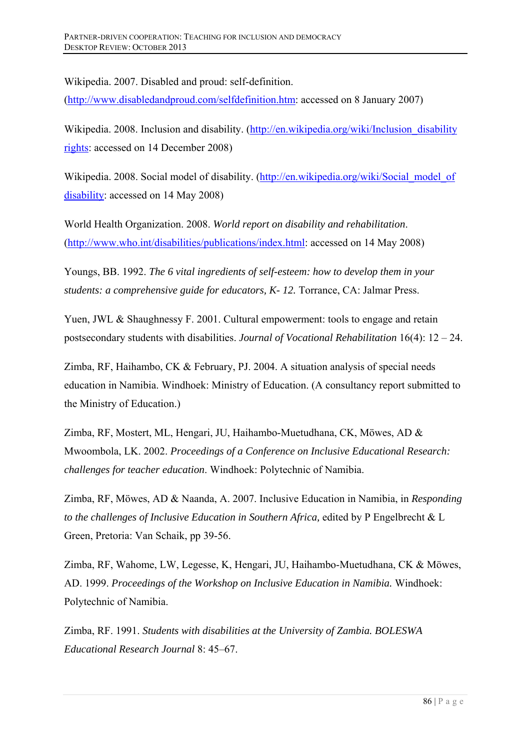Wikipedia. 2007. Disabled and proud: self-definition. (http://www.disabledandproud.com/selfdefinition.htm: accessed on 8 January 2007)

Wikipedia. 2008. Inclusion and disability. (http://en.wikipedia.org/wiki/Inclusion_disability rights: accessed on 14 December 2008)

Wikipedia. 2008. Social model of disability. (http://en.wikipedia.org/wiki/Social_model_of disability: accessed on 14 May 2008)

World Health Organization. 2008. *World report on disability and rehabilitation*. (http://www.who.int/disabilities/publications/index.html: accessed on 14 May 2008)

Youngs, BB. 1992. *The 6 vital ingredients of self-esteem: how to develop them in your students: a comprehensive guide for educators, K- 12.* Torrance, CA: Jalmar Press.

Yuen, JWL & Shaughnessy F. 2001. Cultural empowerment: tools to engage and retain postsecondary students with disabilities. *Journal of Vocational Rehabilitation* 16(4): 12 – 24.

Zimba, RF, Haihambo, CK & February, PJ. 2004. A situation analysis of special needs education in Namibia. Windhoek: Ministry of Education. (A consultancy report submitted to the Ministry of Education.)

Zimba, RF, Mostert, ML, Hengari, JU, Haihambo-Muetudhana, CK, Möwes, AD & Mwoombola, LK. 2002. *Proceedings of a Conference on Inclusive Educational Research: challenges for teacher education*. Windhoek: Polytechnic of Namibia.

Zimba, RF, Möwes, AD & Naanda, A. 2007. Inclusive Education in Namibia, in *Responding to the challenges of Inclusive Education in Southern Africa,* edited by P Engelbrecht & L Green, Pretoria: Van Schaik, pp 39-56.

Zimba, RF, Wahome, LW, Legesse, K, Hengari, JU, Haihambo-Muetudhana, CK & Möwes, AD. 1999. *Proceedings of the Workshop on Inclusive Education in Namibia.* Windhoek: Polytechnic of Namibia.

Zimba, RF. 1991. *Students with disabilities at the University of Zambia. BOLESWA Educational Research Journal* 8: 45–67.